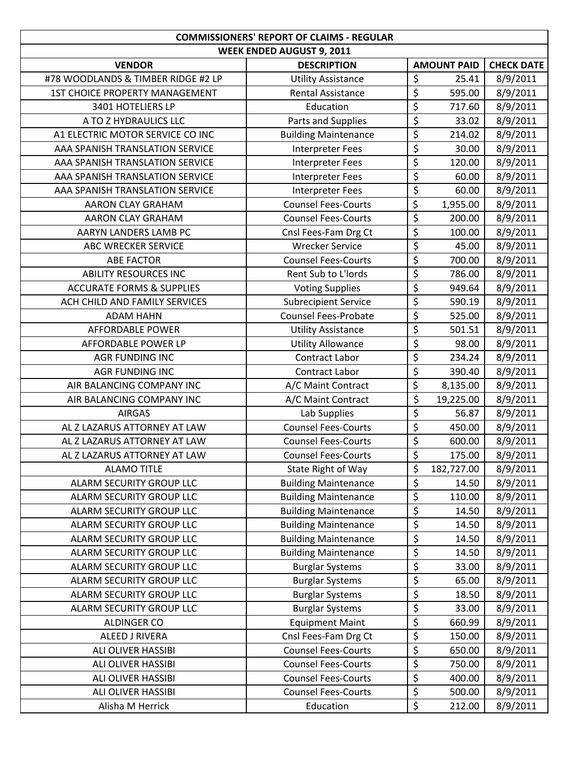| COMMISSIONERS' REPORT OF CLAIMS - REGULAR | | | |
|---|---|---|---|
| WEEK ENDED AUGUST 9, 2011 | | | |
| **VENDOR** | **DESCRIPTION** | **AMOUNT PAID** | **CHECK DATE** |
| #78 WOODLANDS & TIMBER RIDGE #2 LP | Utility Assistance | $ 25.41 | 8/9/2011 |
| 1ST CHOICE PROPERTY MANAGEMENT | Rental Assistance | $ 595.00 | 8/9/2011 |
| 3401 HOTELIERS LP | Education | $ 717.60 | 8/9/2011 |
| A TO Z HYDRAULICS LLC | Parts and Supplies | $ 33.02 | 8/9/2011 |
| A1 ELECTRIC MOTOR SERVICE CO INC | Building Maintenance | $ 214.02 | 8/9/2011 |
| AAA SPANISH TRANSLATION SERVICE | Interpreter Fees | $ 30.00 | 8/9/2011 |
| AAA SPANISH TRANSLATION SERVICE | Interpreter Fees | $ 120.00 | 8/9/2011 |
| AAA SPANISH TRANSLATION SERVICE | Interpreter Fees | $ 60.00 | 8/9/2011 |
| AAA SPANISH TRANSLATION SERVICE | Interpreter Fees | $ 60.00 | 8/9/2011 |
| AARON CLAY GRAHAM | Counsel Fees-Courts | $ 1,955.00 | 8/9/2011 |
| AARON CLAY GRAHAM | Counsel Fees-Courts | $ 200.00 | 8/9/2011 |
| AARYN LANDERS LAMB PC | Cnsl Fees-Fam Drg Ct | $ 100.00 | 8/9/2011 |
| ABC WRECKER SERVICE | Wrecker Service | $ 45.00 | 8/9/2011 |
| ABE FACTOR | Counsel Fees-Courts | $ 700.00 | 8/9/2011 |
| ABILITY RESOURCES INC | Rent Sub to L'lords | $ 786.00 | 8/9/2011 |
| ACCURATE FORMS & SUPPLIES | Voting Supplies | $ 949.64 | 8/9/2011 |
| ACH CHILD AND FAMILY SERVICES | Subrecipient Service | $ 590.19 | 8/9/2011 |
| ADAM HAHN | Counsel Fees-Probate | $ 525.00 | 8/9/2011 |
| AFFORDABLE POWER | Utility Assistance | $ 501.51 | 8/9/2011 |
| AFFORDABLE POWER LP | Utility Allowance | $ 98.00 | 8/9/2011 |
| AGR FUNDING INC | Contract Labor | $ 234.24 | 8/9/2011 |
| AGR FUNDING INC | Contract Labor | $ 390.40 | 8/9/2011 |
| AIR BALANCING COMPANY INC | A/C Maint Contract | $ 8,135.00 | 8/9/2011 |
| AIR BALANCING COMPANY INC | A/C Maint Contract | $ 19,225.00 | 8/9/2011 |
| AIRGAS | Lab Supplies | $ 56.87 | 8/9/2011 |
| AL Z LAZARUS ATTORNEY AT LAW | Counsel Fees-Courts | $ 450.00 | 8/9/2011 |
| AL Z LAZARUS ATTORNEY AT LAW | Counsel Fees-Courts | $ 600.00 | 8/9/2011 |
| AL Z LAZARUS ATTORNEY AT LAW | Counsel Fees-Courts | $ 175.00 | 8/9/2011 |
| ALAMO TITLE | State Right of Way | $ 182,727.00 | 8/9/2011 |
| ALARM SECURITY GROUP LLC | Building Maintenance | $ 14.50 | 8/9/2011 |
| ALARM SECURITY GROUP LLC | Building Maintenance | $ 110.00 | 8/9/2011 |
| ALARM SECURITY GROUP LLC | Building Maintenance | $ 14.50 | 8/9/2011 |
| ALARM SECURITY GROUP LLC | Building Maintenance | $ 14.50 | 8/9/2011 |
| ALARM SECURITY GROUP LLC | Building Maintenance | $ 14.50 | 8/9/2011 |
| ALARM SECURITY GROUP LLC | Building Maintenance | $ 14.50 | 8/9/2011 |
| ALARM SECURITY GROUP LLC | Burglar Systems | $ 33.00 | 8/9/2011 |
| ALARM SECURITY GROUP LLC | Burglar Systems | $ 65.00 | 8/9/2011 |
| ALARM SECURITY GROUP LLC | Burglar Systems | $ 18.50 | 8/9/2011 |
| ALARM SECURITY GROUP LLC | Burglar Systems | $ 33.00 | 8/9/2011 |
| ALDINGER CO | Equipment Maint | $ 660.99 | 8/9/2011 |
| ALEED J RIVERA | Cnsl Fees-Fam Drg Ct | $ 150.00 | 8/9/2011 |
| ALI OLIVER HASSIBI | Counsel Fees-Courts | $ 650.00 | 8/9/2011 |
| ALI OLIVER HASSIBI | Counsel Fees-Courts | $ 750.00 | 8/9/2011 |
| ALI OLIVER HASSIBI | Counsel Fees-Courts | $ 400.00 | 8/9/2011 |
| ALI OLIVER HASSIBI | Counsel Fees-Courts | $ 500.00 | 8/9/2011 |
| Alisha M Herrick | Education | $ 212.00 | 8/9/2011 |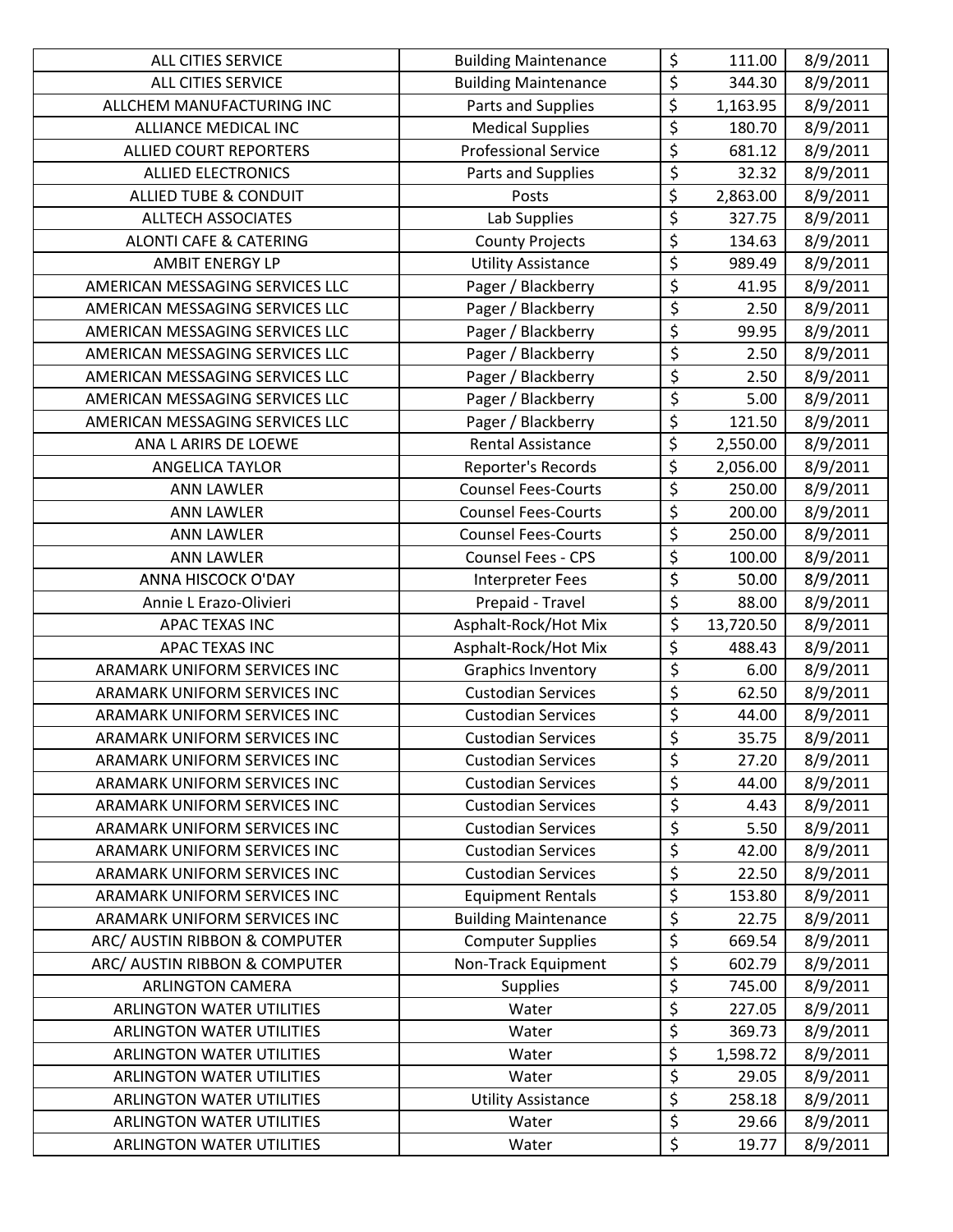| ALL CITIES SERVICE | Building Maintenance | $ | 111.00 | 8/9/2011 |
|---|---|---|---|---|
| ALL CITIES SERVICE | Building Maintenance | $ | 344.30 | 8/9/2011 |
| ALLCHEM MANUFACTURING INC | Parts and Supplies | $ | 1,163.95 | 8/9/2011 |
| ALLIANCE MEDICAL INC | Medical Supplies | $ | 180.70 | 8/9/2011 |
| ALLIED COURT REPORTERS | Professional Service | $ | 681.12 | 8/9/2011 |
| ALLIED ELECTRONICS | Parts and Supplies | $ | 32.32 | 8/9/2011 |
| ALLIED TUBE & CONDUIT | Posts | $ | 2,863.00 | 8/9/2011 |
| ALLTECH ASSOCIATES | Lab Supplies | $ | 327.75 | 8/9/2011 |
| ALONTI CAFE & CATERING | County Projects | $ | 134.63 | 8/9/2011 |
| AMBIT ENERGY LP | Utility Assistance | $ | 989.49 | 8/9/2011 |
| AMERICAN MESSAGING SERVICES LLC | Pager / Blackberry | $ | 41.95 | 8/9/2011 |
| AMERICAN MESSAGING SERVICES LLC | Pager / Blackberry | $ | 2.50 | 8/9/2011 |
| AMERICAN MESSAGING SERVICES LLC | Pager / Blackberry | $ | 99.95 | 8/9/2011 |
| AMERICAN MESSAGING SERVICES LLC | Pager / Blackberry | $ | 2.50 | 8/9/2011 |
| AMERICAN MESSAGING SERVICES LLC | Pager / Blackberry | $ | 2.50 | 8/9/2011 |
| AMERICAN MESSAGING SERVICES LLC | Pager / Blackberry | $ | 5.00 | 8/9/2011 |
| AMERICAN MESSAGING SERVICES LLC | Pager / Blackberry | $ | 121.50 | 8/9/2011 |
| ANA L ARIRS DE LOEWE | Rental Assistance | $ | 2,550.00 | 8/9/2011 |
| ANGELICA TAYLOR | Reporter's Records | $ | 2,056.00 | 8/9/2011 |
| ANN LAWLER | Counsel Fees-Courts | $ | 250.00 | 8/9/2011 |
| ANN LAWLER | Counsel Fees-Courts | $ | 200.00 | 8/9/2011 |
| ANN LAWLER | Counsel Fees-Courts | $ | 250.00 | 8/9/2011 |
| ANN LAWLER | Counsel Fees - CPS | $ | 100.00 | 8/9/2011 |
| ANNA HISCOCK O'DAY | Interpreter Fees | $ | 50.00 | 8/9/2011 |
| Annie L Erazo-Olivieri | Prepaid - Travel | $ | 88.00 | 8/9/2011 |
| APAC TEXAS INC | Asphalt-Rock/Hot Mix | $ | 13,720.50 | 8/9/2011 |
| APAC TEXAS INC | Asphalt-Rock/Hot Mix | $ | 488.43 | 8/9/2011 |
| ARAMARK UNIFORM SERVICES INC | Graphics Inventory | $ | 6.00 | 8/9/2011 |
| ARAMARK UNIFORM SERVICES INC | Custodian Services | $ | 62.50 | 8/9/2011 |
| ARAMARK UNIFORM SERVICES INC | Custodian Services | $ | 44.00 | 8/9/2011 |
| ARAMARK UNIFORM SERVICES INC | Custodian Services | $ | 35.75 | 8/9/2011 |
| ARAMARK UNIFORM SERVICES INC | Custodian Services | $ | 27.20 | 8/9/2011 |
| ARAMARK UNIFORM SERVICES INC | Custodian Services | $ | 44.00 | 8/9/2011 |
| ARAMARK UNIFORM SERVICES INC | Custodian Services | $ | 4.43 | 8/9/2011 |
| ARAMARK UNIFORM SERVICES INC | Custodian Services | $ | 5.50 | 8/9/2011 |
| ARAMARK UNIFORM SERVICES INC | Custodian Services | $ | 42.00 | 8/9/2011 |
| ARAMARK UNIFORM SERVICES INC | Custodian Services | $ | 22.50 | 8/9/2011 |
| ARAMARK UNIFORM SERVICES INC | Equipment Rentals | $ | 153.80 | 8/9/2011 |
| ARAMARK UNIFORM SERVICES INC | Building Maintenance | $ | 22.75 | 8/9/2011 |
| ARC/ AUSTIN RIBBON & COMPUTER | Computer Supplies | $ | 669.54 | 8/9/2011 |
| ARC/ AUSTIN RIBBON & COMPUTER | Non-Track Equipment | $ | 602.79 | 8/9/2011 |
| ARLINGTON CAMERA | Supplies | $ | 745.00 | 8/9/2011 |
| ARLINGTON WATER UTILITIES | Water | $ | 227.05 | 8/9/2011 |
| ARLINGTON WATER UTILITIES | Water | $ | 369.73 | 8/9/2011 |
| ARLINGTON WATER UTILITIES | Water | $ | 1,598.72 | 8/9/2011 |
| ARLINGTON WATER UTILITIES | Water | $ | 29.05 | 8/9/2011 |
| ARLINGTON WATER UTILITIES | Utility Assistance | $ | 258.18 | 8/9/2011 |
| ARLINGTON WATER UTILITIES | Water | $ | 29.66 | 8/9/2011 |
| ARLINGTON WATER UTILITIES | Water | $ | 19.77 | 8/9/2011 |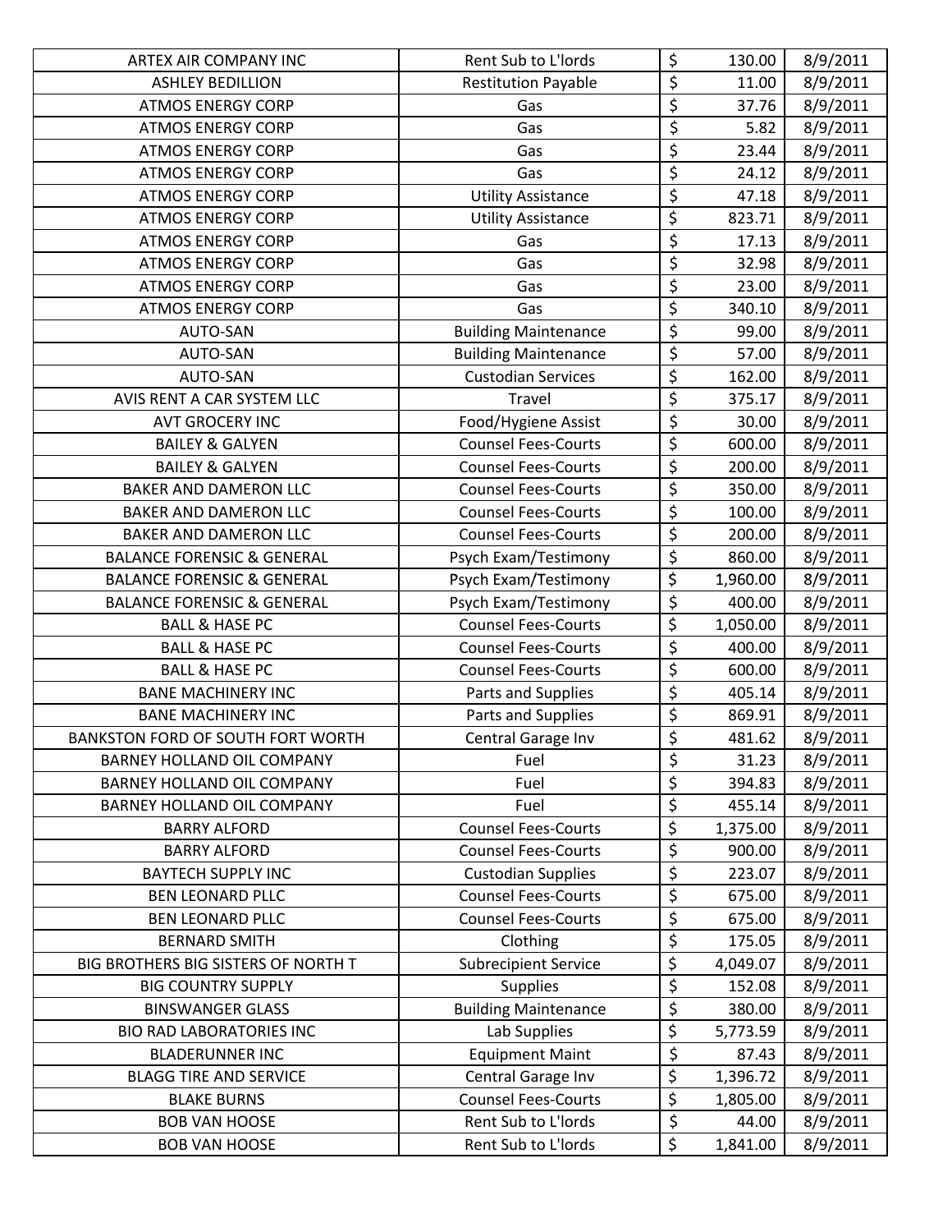| | | | |
|---|---|---|---|
| ARTEX AIR COMPANY INC | Rent Sub to L'lords | $ 130.00 | 8/9/2011 |
| ASHLEY BEDILLION | Restitution Payable | $ 11.00 | 8/9/2011 |
| ATMOS ENERGY CORP | Gas | $ 37.76 | 8/9/2011 |
| ATMOS ENERGY CORP | Gas | $ 5.82 | 8/9/2011 |
| ATMOS ENERGY CORP | Gas | $ 23.44 | 8/9/2011 |
| ATMOS ENERGY CORP | Gas | $ 24.12 | 8/9/2011 |
| ATMOS ENERGY CORP | Utility Assistance | $ 47.18 | 8/9/2011 |
| ATMOS ENERGY CORP | Utility Assistance | $ 823.71 | 8/9/2011 |
| ATMOS ENERGY CORP | Gas | $ 17.13 | 8/9/2011 |
| ATMOS ENERGY CORP | Gas | $ 32.98 | 8/9/2011 |
| ATMOS ENERGY CORP | Gas | $ 23.00 | 8/9/2011 |
| ATMOS ENERGY CORP | Gas | $ 340.10 | 8/9/2011 |
| AUTO-SAN | Building Maintenance | $ 99.00 | 8/9/2011 |
| AUTO-SAN | Building Maintenance | $ 57.00 | 8/9/2011 |
| AUTO-SAN | Custodian Services | $ 162.00 | 8/9/2011 |
| AVIS RENT A CAR SYSTEM LLC | Travel | $ 375.17 | 8/9/2011 |
| AVT GROCERY INC | Food/Hygiene Assist | $ 30.00 | 8/9/2011 |
| BAILEY & GALYEN | Counsel Fees-Courts | $ 600.00 | 8/9/2011 |
| BAILEY & GALYEN | Counsel Fees-Courts | $ 200.00 | 8/9/2011 |
| BAKER AND DAMERON LLC | Counsel Fees-Courts | $ 350.00 | 8/9/2011 |
| BAKER AND DAMERON LLC | Counsel Fees-Courts | $ 100.00 | 8/9/2011 |
| BAKER AND DAMERON LLC | Counsel Fees-Courts | $ 200.00 | 8/9/2011 |
| BALANCE FORENSIC & GENERAL | Psych Exam/Testimony | $ 860.00 | 8/9/2011 |
| BALANCE FORENSIC & GENERAL | Psych Exam/Testimony | $ 1,960.00 | 8/9/2011 |
| BALANCE FORENSIC & GENERAL | Psych Exam/Testimony | $ 400.00 | 8/9/2011 |
| BALL & HASE PC | Counsel Fees-Courts | $ 1,050.00 | 8/9/2011 |
| BALL & HASE PC | Counsel Fees-Courts | $ 400.00 | 8/9/2011 |
| BALL & HASE PC | Counsel Fees-Courts | $ 600.00 | 8/9/2011 |
| BANE MACHINERY INC | Parts and Supplies | $ 405.14 | 8/9/2011 |
| BANE MACHINERY INC | Parts and Supplies | $ 869.91 | 8/9/2011 |
| BANKSTON FORD OF SOUTH FORT WORTH | Central Garage Inv | $ 481.62 | 8/9/2011 |
| BARNEY HOLLAND OIL COMPANY | Fuel | $ 31.23 | 8/9/2011 |
| BARNEY HOLLAND OIL COMPANY | Fuel | $ 394.83 | 8/9/2011 |
| BARNEY HOLLAND OIL COMPANY | Fuel | $ 455.14 | 8/9/2011 |
| BARRY ALFORD | Counsel Fees-Courts | $ 1,375.00 | 8/9/2011 |
| BARRY ALFORD | Counsel Fees-Courts | $ 900.00 | 8/9/2011 |
| BAYTECH SUPPLY INC | Custodian Supplies | $ 223.07 | 8/9/2011 |
| BEN LEONARD PLLC | Counsel Fees-Courts | $ 675.00 | 8/9/2011 |
| BEN LEONARD PLLC | Counsel Fees-Courts | $ 675.00 | 8/9/2011 |
| BERNARD SMITH | Clothing | $ 175.05 | 8/9/2011 |
| BIG BROTHERS BIG SISTERS OF NORTH T | Subrecipient Service | $ 4,049.07 | 8/9/2011 |
| BIG COUNTRY SUPPLY | Supplies | $ 152.08 | 8/9/2011 |
| BINSWANGER GLASS | Building Maintenance | $ 380.00 | 8/9/2011 |
| BIO RAD LABORATORIES INC | Lab Supplies | $ 5,773.59 | 8/9/2011 |
| BLADERUNNER INC | Equipment Maint | $ 87.43 | 8/9/2011 |
| BLAGG TIRE AND SERVICE | Central Garage Inv | $ 1,396.72 | 8/9/2011 |
| BLAKE BURNS | Counsel Fees-Courts | $ 1,805.00 | 8/9/2011 |
| BOB VAN HOOSE | Rent Sub to L'lords | $ 44.00 | 8/9/2011 |
| BOB VAN HOOSE | Rent Sub to L'lords | $ 1,841.00 | 8/9/2011 |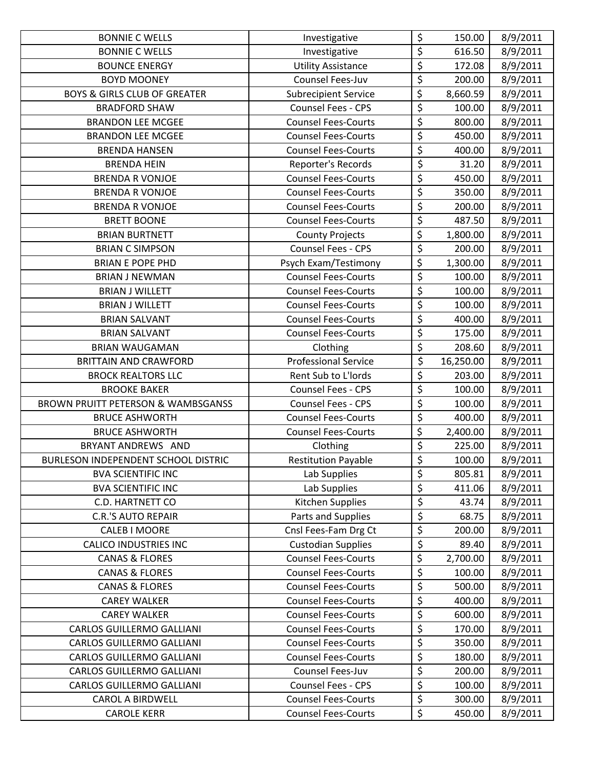| | | | | |
|---|---|---|---|---|
| BONNIE C WELLS | Investigative | $ | 150.00 | 8/9/2011 |
| BONNIE C WELLS | Investigative | $ | 616.50 | 8/9/2011 |
| BOUNCE ENERGY | Utility Assistance | $ | 172.08 | 8/9/2011 |
| BOYD MOONEY | Counsel Fees-Juv | $ | 200.00 | 8/9/2011 |
| BOYS & GIRLS CLUB OF GREATER | Subrecipient Service | $ | 8,660.59 | 8/9/2011 |
| BRADFORD SHAW | Counsel Fees - CPS | $ | 100.00 | 8/9/2011 |
| BRANDON LEE MCGEE | Counsel Fees-Courts | $ | 800.00 | 8/9/2011 |
| BRANDON LEE MCGEE | Counsel Fees-Courts | $ | 450.00 | 8/9/2011 |
| BRENDA HANSEN | Counsel Fees-Courts | $ | 400.00 | 8/9/2011 |
| BRENDA HEIN | Reporter's Records | $ | 31.20 | 8/9/2011 |
| BRENDA R VONJOE | Counsel Fees-Courts | $ | 450.00 | 8/9/2011 |
| BRENDA R VONJOE | Counsel Fees-Courts | $ | 350.00 | 8/9/2011 |
| BRENDA R VONJOE | Counsel Fees-Courts | $ | 200.00 | 8/9/2011 |
| BRETT BOONE | Counsel Fees-Courts | $ | 487.50 | 8/9/2011 |
| BRIAN BURTNETT | County Projects | $ | 1,800.00 | 8/9/2011 |
| BRIAN C SIMPSON | Counsel Fees - CPS | $ | 200.00 | 8/9/2011 |
| BRIAN E POPE PHD | Psych Exam/Testimony | $ | 1,300.00 | 8/9/2011 |
| BRIAN J NEWMAN | Counsel Fees-Courts | $ | 100.00 | 8/9/2011 |
| BRIAN J WILLETT | Counsel Fees-Courts | $ | 100.00 | 8/9/2011 |
| BRIAN J WILLETT | Counsel Fees-Courts | $ | 100.00 | 8/9/2011 |
| BRIAN SALVANT | Counsel Fees-Courts | $ | 400.00 | 8/9/2011 |
| BRIAN SALVANT | Counsel Fees-Courts | $ | 175.00 | 8/9/2011 |
| BRIAN WAUGAMAN | Clothing | $ | 208.60 | 8/9/2011 |
| BRITTAIN AND CRAWFORD | Professional Service | $ | 16,250.00 | 8/9/2011 |
| BROCK REALTORS LLC | Rent Sub to L'lords | $ | 203.00 | 8/9/2011 |
| BROOKE BAKER | Counsel Fees - CPS | $ | 100.00 | 8/9/2011 |
| BROWN PRUITT PETERSON & WAMBSGANSS | Counsel Fees - CPS | $ | 100.00 | 8/9/2011 |
| BRUCE ASHWORTH | Counsel Fees-Courts | $ | 400.00 | 8/9/2011 |
| BRUCE ASHWORTH | Counsel Fees-Courts | $ | 2,400.00 | 8/9/2011 |
| BRYANT ANDREWS AND | Clothing | $ | 225.00 | 8/9/2011 |
| BURLESON INDEPENDENT SCHOOL DISTRIC | Restitution Payable | $ | 100.00 | 8/9/2011 |
| BVA SCIENTIFIC INC | Lab Supplies | $ | 805.81 | 8/9/2011 |
| BVA SCIENTIFIC INC | Lab Supplies | $ | 411.06 | 8/9/2011 |
| C.D. HARTNETT CO | Kitchen Supplies | $ | 43.74 | 8/9/2011 |
| C.R.'S AUTO REPAIR | Parts and Supplies | $ | 68.75 | 8/9/2011 |
| CALEB I MOORE | Cnsl Fees-Fam Drg Ct | $ | 200.00 | 8/9/2011 |
| CALICO INDUSTRIES INC | Custodian Supplies | $ | 89.40 | 8/9/2011 |
| CANAS & FLORES | Counsel Fees-Courts | $ | 2,700.00 | 8/9/2011 |
| CANAS & FLORES | Counsel Fees-Courts | $ | 100.00 | 8/9/2011 |
| CANAS & FLORES | Counsel Fees-Courts | $ | 500.00 | 8/9/2011 |
| CAREY WALKER | Counsel Fees-Courts | $ | 400.00 | 8/9/2011 |
| CAREY WALKER | Counsel Fees-Courts | $ | 600.00 | 8/9/2011 |
| CARLOS GUILLERMO GALLIANI | Counsel Fees-Courts | $ | 170.00 | 8/9/2011 |
| CARLOS GUILLERMO GALLIANI | Counsel Fees-Courts | $ | 350.00 | 8/9/2011 |
| CARLOS GUILLERMO GALLIANI | Counsel Fees-Courts | $ | 180.00 | 8/9/2011 |
| CARLOS GUILLERMO GALLIANI | Counsel Fees-Juv | $ | 200.00 | 8/9/2011 |
| CARLOS GUILLERMO GALLIANI | Counsel Fees - CPS | $ | 100.00 | 8/9/2011 |
| CAROL A BIRDWELL | Counsel Fees-Courts | $ | 300.00 | 8/9/2011 |
| CAROLE KERR | Counsel Fees-Courts | $ | 450.00 | 8/9/2011 |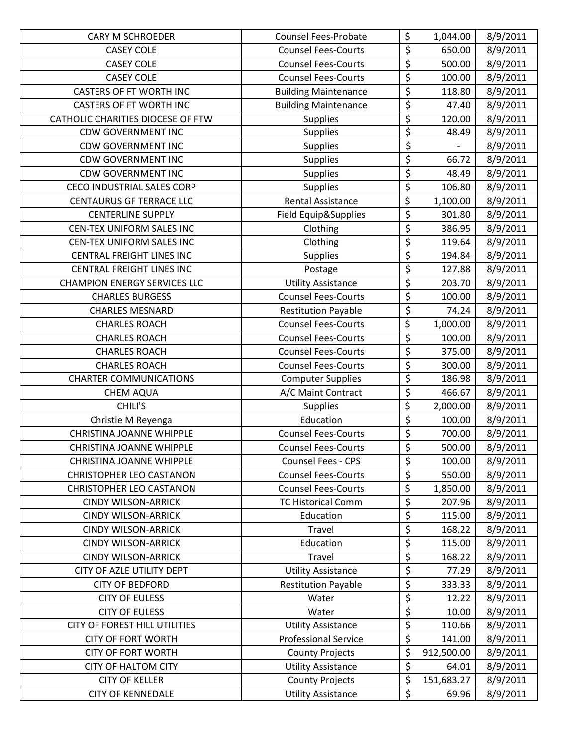| CARY M SCHROEDER | Counsel Fees-Probate | $ | 1,044.00 | 8/9/2011 |
|---|---|---|---|---|
| CASEY COLE | Counsel Fees-Courts | $ | 650.00 | 8/9/2011 |
| CASEY COLE | Counsel Fees-Courts | $ | 500.00 | 8/9/2011 |
| CASEY COLE | Counsel Fees-Courts | $ | 100.00 | 8/9/2011 |
| CASTERS OF FT WORTH INC | Building Maintenance | $ | 118.80 | 8/9/2011 |
| CASTERS OF FT WORTH INC | Building Maintenance | $ | 47.40 | 8/9/2011 |
| CATHOLIC CHARITIES DIOCESE OF FTW | Supplies | $ | 120.00 | 8/9/2011 |
| CDW GOVERNMENT INC | Supplies | $ | 48.49 | 8/9/2011 |
| CDW GOVERNMENT INC | Supplies | $ | - | 8/9/2011 |
| CDW GOVERNMENT INC | Supplies | $ | 66.72 | 8/9/2011 |
| CDW GOVERNMENT INC | Supplies | $ | 48.49 | 8/9/2011 |
| CECO INDUSTRIAL SALES CORP | Supplies | $ | 106.80 | 8/9/2011 |
| CENTAURUS GF TERRACE LLC | Rental Assistance | $ | 1,100.00 | 8/9/2011 |
| CENTERLINE SUPPLY | Field Equip&Supplies | $ | 301.80 | 8/9/2011 |
| CEN-TEX UNIFORM SALES INC | Clothing | $ | 386.95 | 8/9/2011 |
| CEN-TEX UNIFORM SALES INC | Clothing | $ | 119.64 | 8/9/2011 |
| CENTRAL FREIGHT LINES INC | Supplies | $ | 194.84 | 8/9/2011 |
| CENTRAL FREIGHT LINES INC | Postage | $ | 127.88 | 8/9/2011 |
| CHAMPION ENERGY SERVICES LLC | Utility Assistance | $ | 203.70 | 8/9/2011 |
| CHARLES BURGESS | Counsel Fees-Courts | $ | 100.00 | 8/9/2011 |
| CHARLES MESNARD | Restitution Payable | $ | 74.24 | 8/9/2011 |
| CHARLES ROACH | Counsel Fees-Courts | $ | 1,000.00 | 8/9/2011 |
| CHARLES ROACH | Counsel Fees-Courts | $ | 100.00 | 8/9/2011 |
| CHARLES ROACH | Counsel Fees-Courts | $ | 375.00 | 8/9/2011 |
| CHARLES ROACH | Counsel Fees-Courts | $ | 300.00 | 8/9/2011 |
| CHARTER COMMUNICATIONS | Computer Supplies | $ | 186.98 | 8/9/2011 |
| CHEM AQUA | A/C Maint Contract | $ | 466.67 | 8/9/2011 |
| CHILI'S | Supplies | $ | 2,000.00 | 8/9/2011 |
| Christie M Reyenga | Education | $ | 100.00 | 8/9/2011 |
| CHRISTINA JOANNE WHIPPLE | Counsel Fees-Courts | $ | 700.00 | 8/9/2011 |
| CHRISTINA JOANNE WHIPPLE | Counsel Fees-Courts | $ | 500.00 | 8/9/2011 |
| CHRISTINA JOANNE WHIPPLE | Counsel Fees - CPS | $ | 100.00 | 8/9/2011 |
| CHRISTOPHER LEO CASTANON | Counsel Fees-Courts | $ | 550.00 | 8/9/2011 |
| CHRISTOPHER LEO CASTANON | Counsel Fees-Courts | $ | 1,850.00 | 8/9/2011 |
| CINDY WILSON-ARRICK | TC Historical Comm | $ | 207.96 | 8/9/2011 |
| CINDY WILSON-ARRICK | Education | $ | 115.00 | 8/9/2011 |
| CINDY WILSON-ARRICK | Travel | $ | 168.22 | 8/9/2011 |
| CINDY WILSON-ARRICK | Education | $ | 115.00 | 8/9/2011 |
| CINDY WILSON-ARRICK | Travel | $ | 168.22 | 8/9/2011 |
| CITY OF AZLE UTILITY DEPT | Utility Assistance | $ | 77.29 | 8/9/2011 |
| CITY OF BEDFORD | Restitution Payable | $ | 333.33 | 8/9/2011 |
| CITY OF EULESS | Water | $ | 12.22 | 8/9/2011 |
| CITY OF EULESS | Water | $ | 10.00 | 8/9/2011 |
| CITY OF FOREST HILL UTILITIES | Utility Assistance | $ | 110.66 | 8/9/2011 |
| CITY OF FORT WORTH | Professional Service | $ | 141.00 | 8/9/2011 |
| CITY OF FORT WORTH | County Projects | $ | 912,500.00 | 8/9/2011 |
| CITY OF HALTOM CITY | Utility Assistance | $ | 64.01 | 8/9/2011 |
| CITY OF KELLER | County Projects | $ | 151,683.27 | 8/9/2011 |
| CITY OF KENNEDALE | Utility Assistance | $ | 69.96 | 8/9/2011 |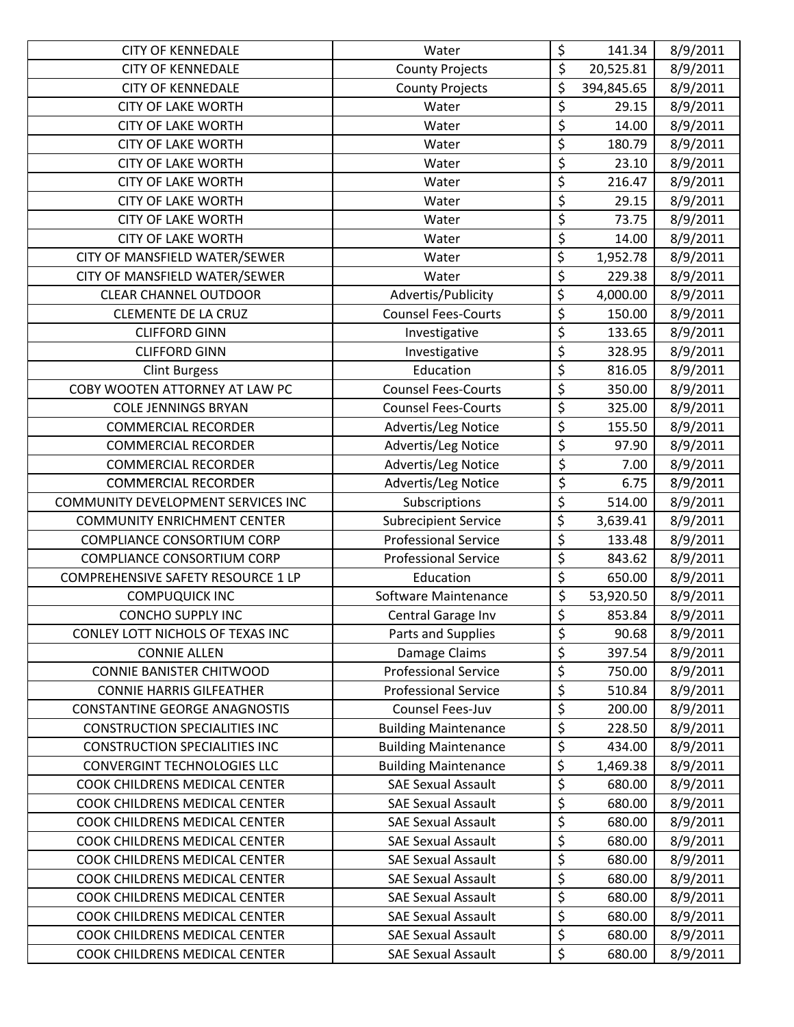| | | | | |
|---|---|---|---|---|
| CITY OF KENNEDALE | Water | $ | 141.34 | 8/9/2011 |
| CITY OF KENNEDALE | County Projects | $ | 20,525.81 | 8/9/2011 |
| CITY OF KENNEDALE | County Projects | $ | 394,845.65 | 8/9/2011 |
| CITY OF LAKE WORTH | Water | $ | 29.15 | 8/9/2011 |
| CITY OF LAKE WORTH | Water | $ | 14.00 | 8/9/2011 |
| CITY OF LAKE WORTH | Water | $ | 180.79 | 8/9/2011 |
| CITY OF LAKE WORTH | Water | $ | 23.10 | 8/9/2011 |
| CITY OF LAKE WORTH | Water | $ | 216.47 | 8/9/2011 |
| CITY OF LAKE WORTH | Water | $ | 29.15 | 8/9/2011 |
| CITY OF LAKE WORTH | Water | $ | 73.75 | 8/9/2011 |
| CITY OF LAKE WORTH | Water | $ | 14.00 | 8/9/2011 |
| CITY OF MANSFIELD WATER/SEWER | Water | $ | 1,952.78 | 8/9/2011 |
| CITY OF MANSFIELD WATER/SEWER | Water | $ | 229.38 | 8/9/2011 |
| CLEAR CHANNEL OUTDOOR | Advertis/Publicity | $ | 4,000.00 | 8/9/2011 |
| CLEMENTE DE LA CRUZ | Counsel Fees-Courts | $ | 150.00 | 8/9/2011 |
| CLIFFORD GINN | Investigative | $ | 133.65 | 8/9/2011 |
| CLIFFORD GINN | Investigative | $ | 328.95 | 8/9/2011 |
| Clint Burgess | Education | $ | 816.05 | 8/9/2011 |
| COBY WOOTEN ATTORNEY AT LAW PC | Counsel Fees-Courts | $ | 350.00 | 8/9/2011 |
| COLE JENNINGS BRYAN | Counsel Fees-Courts | $ | 325.00 | 8/9/2011 |
| COMMERCIAL RECORDER | Advertis/Leg Notice | $ | 155.50 | 8/9/2011 |
| COMMERCIAL RECORDER | Advertis/Leg Notice | $ | 97.90 | 8/9/2011 |
| COMMERCIAL RECORDER | Advertis/Leg Notice | $ | 7.00 | 8/9/2011 |
| COMMERCIAL RECORDER | Advertis/Leg Notice | $ | 6.75 | 8/9/2011 |
| COMMUNITY DEVELOPMENT SERVICES INC | Subscriptions | $ | 514.00 | 8/9/2011 |
| COMMUNITY ENRICHMENT CENTER | Subrecipient Service | $ | 3,639.41 | 8/9/2011 |
| COMPLIANCE CONSORTIUM CORP | Professional Service | $ | 133.48 | 8/9/2011 |
| COMPLIANCE CONSORTIUM CORP | Professional Service | $ | 843.62 | 8/9/2011 |
| COMPREHENSIVE SAFETY RESOURCE 1 LP | Education | $ | 650.00 | 8/9/2011 |
| COMPUQUICK INC | Software Maintenance | $ | 53,920.50 | 8/9/2011 |
| CONCHO SUPPLY INC | Central Garage Inv | $ | 853.84 | 8/9/2011 |
| CONLEY LOTT NICHOLS OF TEXAS INC | Parts and Supplies | $ | 90.68 | 8/9/2011 |
| CONNIE ALLEN | Damage Claims | $ | 397.54 | 8/9/2011 |
| CONNIE BANISTER CHITWOOD | Professional Service | $ | 750.00 | 8/9/2011 |
| CONNIE HARRIS GILFEATHER | Professional Service | $ | 510.84 | 8/9/2011 |
| CONSTANTINE GEORGE ANAGNOSTIS | Counsel Fees-Juv | $ | 200.00 | 8/9/2011 |
| CONSTRUCTION SPECIALITIES INC | Building Maintenance | $ | 228.50 | 8/9/2011 |
| CONSTRUCTION SPECIALITIES INC | Building Maintenance | $ | 434.00 | 8/9/2011 |
| CONVERGINT TECHNOLOGIES LLC | Building Maintenance | $ | 1,469.38 | 8/9/2011 |
| COOK CHILDRENS MEDICAL CENTER | SAE Sexual Assault | $ | 680.00 | 8/9/2011 |
| COOK CHILDRENS MEDICAL CENTER | SAE Sexual Assault | $ | 680.00 | 8/9/2011 |
| COOK CHILDRENS MEDICAL CENTER | SAE Sexual Assault | $ | 680.00 | 8/9/2011 |
| COOK CHILDRENS MEDICAL CENTER | SAE Sexual Assault | $ | 680.00 | 8/9/2011 |
| COOK CHILDRENS MEDICAL CENTER | SAE Sexual Assault | $ | 680.00 | 8/9/2011 |
| COOK CHILDRENS MEDICAL CENTER | SAE Sexual Assault | $ | 680.00 | 8/9/2011 |
| COOK CHILDRENS MEDICAL CENTER | SAE Sexual Assault | $ | 680.00 | 8/9/2011 |
| COOK CHILDRENS MEDICAL CENTER | SAE Sexual Assault | $ | 680.00 | 8/9/2011 |
| COOK CHILDRENS MEDICAL CENTER | SAE Sexual Assault | $ | 680.00 | 8/9/2011 |
| COOK CHILDRENS MEDICAL CENTER | SAE Sexual Assault | $ | 680.00 | 8/9/2011 |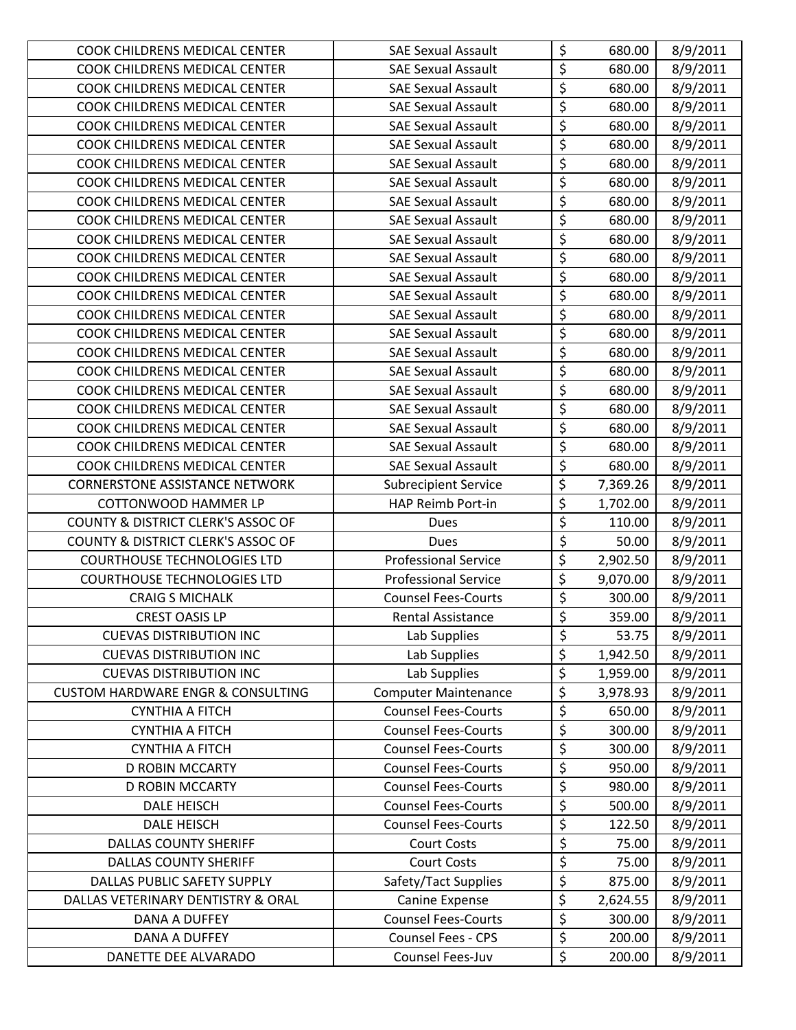| | | | | |
|---|---|---|---|---|
| COOK CHILDRENS MEDICAL CENTER | SAE Sexual Assault | $ | 680.00 | 8/9/2011 |
| COOK CHILDRENS MEDICAL CENTER | SAE Sexual Assault | $ | 680.00 | 8/9/2011 |
| COOK CHILDRENS MEDICAL CENTER | SAE Sexual Assault | $ | 680.00 | 8/9/2011 |
| COOK CHILDRENS MEDICAL CENTER | SAE Sexual Assault | $ | 680.00 | 8/9/2011 |
| COOK CHILDRENS MEDICAL CENTER | SAE Sexual Assault | $ | 680.00 | 8/9/2011 |
| COOK CHILDRENS MEDICAL CENTER | SAE Sexual Assault | $ | 680.00 | 8/9/2011 |
| COOK CHILDRENS MEDICAL CENTER | SAE Sexual Assault | $ | 680.00 | 8/9/2011 |
| COOK CHILDRENS MEDICAL CENTER | SAE Sexual Assault | $ | 680.00 | 8/9/2011 |
| COOK CHILDRENS MEDICAL CENTER | SAE Sexual Assault | $ | 680.00 | 8/9/2011 |
| COOK CHILDRENS MEDICAL CENTER | SAE Sexual Assault | $ | 680.00 | 8/9/2011 |
| COOK CHILDRENS MEDICAL CENTER | SAE Sexual Assault | $ | 680.00 | 8/9/2011 |
| COOK CHILDRENS MEDICAL CENTER | SAE Sexual Assault | $ | 680.00 | 8/9/2011 |
| COOK CHILDRENS MEDICAL CENTER | SAE Sexual Assault | $ | 680.00 | 8/9/2011 |
| COOK CHILDRENS MEDICAL CENTER | SAE Sexual Assault | $ | 680.00 | 8/9/2011 |
| COOK CHILDRENS MEDICAL CENTER | SAE Sexual Assault | $ | 680.00 | 8/9/2011 |
| COOK CHILDRENS MEDICAL CENTER | SAE Sexual Assault | $ | 680.00 | 8/9/2011 |
| COOK CHILDRENS MEDICAL CENTER | SAE Sexual Assault | $ | 680.00 | 8/9/2011 |
| COOK CHILDRENS MEDICAL CENTER | SAE Sexual Assault | $ | 680.00 | 8/9/2011 |
| COOK CHILDRENS MEDICAL CENTER | SAE Sexual Assault | $ | 680.00 | 8/9/2011 |
| COOK CHILDRENS MEDICAL CENTER | SAE Sexual Assault | $ | 680.00 | 8/9/2011 |
| COOK CHILDRENS MEDICAL CENTER | SAE Sexual Assault | $ | 680.00 | 8/9/2011 |
| COOK CHILDRENS MEDICAL CENTER | SAE Sexual Assault | $ | 680.00 | 8/9/2011 |
| COOK CHILDRENS MEDICAL CENTER | SAE Sexual Assault | $ | 680.00 | 8/9/2011 |
| CORNERSTONE ASSISTANCE NETWORK | Subrecipient Service | $ | 7,369.26 | 8/9/2011 |
| COTTONWOOD HAMMER LP | HAP Reimb Port-in | $ | 1,702.00 | 8/9/2011 |
| COUNTY & DISTRICT CLERK'S ASSOC OF | Dues | $ | 110.00 | 8/9/2011 |
| COUNTY & DISTRICT CLERK'S ASSOC OF | Dues | $ | 50.00 | 8/9/2011 |
| COURTHOUSE TECHNOLOGIES LTD | Professional Service | $ | 2,902.50 | 8/9/2011 |
| COURTHOUSE TECHNOLOGIES LTD | Professional Service | $ | 9,070.00 | 8/9/2011 |
| CRAIG S MICHALK | Counsel Fees-Courts | $ | 300.00 | 8/9/2011 |
| CREST OASIS LP | Rental Assistance | $ | 359.00 | 8/9/2011 |
| CUEVAS DISTRIBUTION INC | Lab Supplies | $ | 53.75 | 8/9/2011 |
| CUEVAS DISTRIBUTION INC | Lab Supplies | $ | 1,942.50 | 8/9/2011 |
| CUEVAS DISTRIBUTION INC | Lab Supplies | $ | 1,959.00 | 8/9/2011 |
| CUSTOM HARDWARE ENGR & CONSULTING | Computer Maintenance | $ | 3,978.93 | 8/9/2011 |
| CYNTHIA A FITCH | Counsel Fees-Courts | $ | 650.00 | 8/9/2011 |
| CYNTHIA A FITCH | Counsel Fees-Courts | $ | 300.00 | 8/9/2011 |
| CYNTHIA A FITCH | Counsel Fees-Courts | $ | 300.00 | 8/9/2011 |
| D ROBIN MCCARTY | Counsel Fees-Courts | $ | 950.00 | 8/9/2011 |
| D ROBIN MCCARTY | Counsel Fees-Courts | $ | 980.00 | 8/9/2011 |
| DALE HEISCH | Counsel Fees-Courts | $ | 500.00 | 8/9/2011 |
| DALE HEISCH | Counsel Fees-Courts | $ | 122.50 | 8/9/2011 |
| DALLAS COUNTY SHERIFF | Court Costs | $ | 75.00 | 8/9/2011 |
| DALLAS COUNTY SHERIFF | Court Costs | $ | 75.00 | 8/9/2011 |
| DALLAS PUBLIC SAFETY SUPPLY | Safety/Tact Supplies | $ | 875.00 | 8/9/2011 |
| DALLAS VETERINARY DENTISTRY & ORAL | Canine Expense | $ | 2,624.55 | 8/9/2011 |
| DANA A DUFFEY | Counsel Fees-Courts | $ | 300.00 | 8/9/2011 |
| DANA A DUFFEY | Counsel Fees - CPS | $ | 200.00 | 8/9/2011 |
| DANETTE DEE ALVARADO | Counsel Fees-Juv | $ | 200.00 | 8/9/2011 |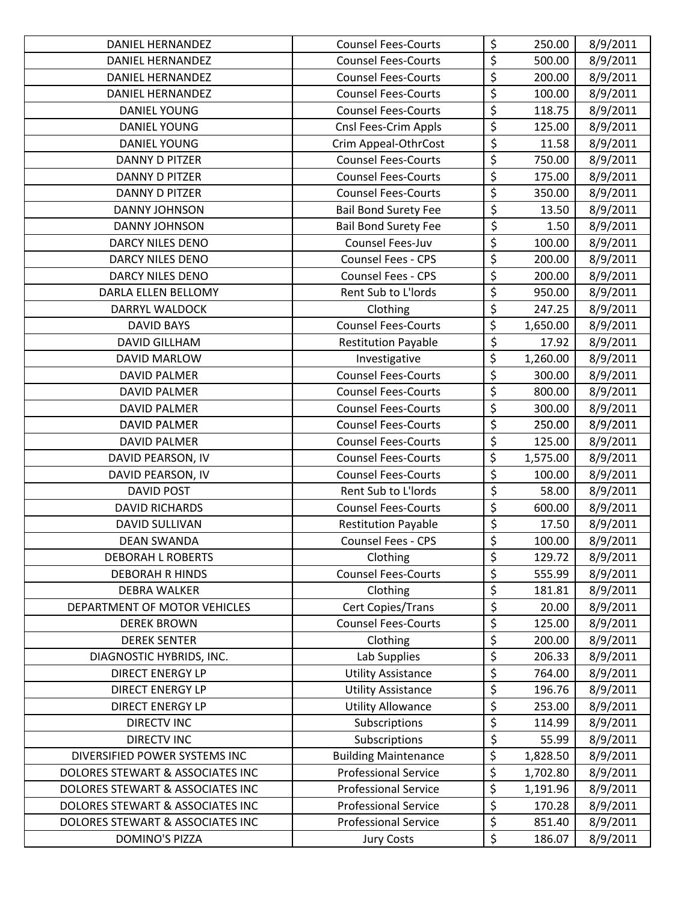| | | | | |
|---|---|---|---|---|
| DANIEL HERNANDEZ | Counsel Fees-Courts | $ | 250.00 | 8/9/2011 |
| DANIEL HERNANDEZ | Counsel Fees-Courts | $ | 500.00 | 8/9/2011 |
| DANIEL HERNANDEZ | Counsel Fees-Courts | $ | 200.00 | 8/9/2011 |
| DANIEL HERNANDEZ | Counsel Fees-Courts | $ | 100.00 | 8/9/2011 |
| DANIEL YOUNG | Counsel Fees-Courts | $ | 118.75 | 8/9/2011 |
| DANIEL YOUNG | Cnsl Fees-Crim Appls | $ | 125.00 | 8/9/2011 |
| DANIEL YOUNG | Crim Appeal-OthrCost | $ | 11.58 | 8/9/2011 |
| DANNY D PITZER | Counsel Fees-Courts | $ | 750.00 | 8/9/2011 |
| DANNY D PITZER | Counsel Fees-Courts | $ | 175.00 | 8/9/2011 |
| DANNY D PITZER | Counsel Fees-Courts | $ | 350.00 | 8/9/2011 |
| DANNY JOHNSON | Bail Bond Surety Fee | $ | 13.50 | 8/9/2011 |
| DANNY JOHNSON | Bail Bond Surety Fee | $ | 1.50 | 8/9/2011 |
| DARCY NILES DENO | Counsel Fees-Juv | $ | 100.00 | 8/9/2011 |
| DARCY NILES DENO | Counsel Fees - CPS | $ | 200.00 | 8/9/2011 |
| DARCY NILES DENO | Counsel Fees - CPS | $ | 200.00 | 8/9/2011 |
| DARLA ELLEN BELLOMY | Rent Sub to L'lords | $ | 950.00 | 8/9/2011 |
| DARRYL WALDOCK | Clothing | $ | 247.25 | 8/9/2011 |
| DAVID BAYS | Counsel Fees-Courts | $ | 1,650.00 | 8/9/2011 |
| DAVID GILLHAM | Restitution Payable | $ | 17.92 | 8/9/2011 |
| DAVID MARLOW | Investigative | $ | 1,260.00 | 8/9/2011 |
| DAVID PALMER | Counsel Fees-Courts | $ | 300.00 | 8/9/2011 |
| DAVID PALMER | Counsel Fees-Courts | $ | 800.00 | 8/9/2011 |
| DAVID PALMER | Counsel Fees-Courts | $ | 300.00 | 8/9/2011 |
| DAVID PALMER | Counsel Fees-Courts | $ | 250.00 | 8/9/2011 |
| DAVID PALMER | Counsel Fees-Courts | $ | 125.00 | 8/9/2011 |
| DAVID PEARSON, IV | Counsel Fees-Courts | $ | 1,575.00 | 8/9/2011 |
| DAVID PEARSON, IV | Counsel Fees-Courts | $ | 100.00 | 8/9/2011 |
| DAVID POST | Rent Sub to L'lords | $ | 58.00 | 8/9/2011 |
| DAVID RICHARDS | Counsel Fees-Courts | $ | 600.00 | 8/9/2011 |
| DAVID SULLIVAN | Restitution Payable | $ | 17.50 | 8/9/2011 |
| DEAN SWANDA | Counsel Fees - CPS | $ | 100.00 | 8/9/2011 |
| DEBORAH L ROBERTS | Clothing | $ | 129.72 | 8/9/2011 |
| DEBORAH R HINDS | Counsel Fees-Courts | $ | 555.99 | 8/9/2011 |
| DEBRA WALKER | Clothing | $ | 181.81 | 8/9/2011 |
| DEPARTMENT OF MOTOR VEHICLES | Cert Copies/Trans | $ | 20.00 | 8/9/2011 |
| DEREK BROWN | Counsel Fees-Courts | $ | 125.00 | 8/9/2011 |
| DEREK SENTER | Clothing | $ | 200.00 | 8/9/2011 |
| DIAGNOSTIC HYBRIDS, INC. | Lab Supplies | $ | 206.33 | 8/9/2011 |
| DIRECT ENERGY LP | Utility Assistance | $ | 764.00 | 8/9/2011 |
| DIRECT ENERGY LP | Utility Assistance | $ | 196.76 | 8/9/2011 |
| DIRECT ENERGY LP | Utility Allowance | $ | 253.00 | 8/9/2011 |
| DIRECTV INC | Subscriptions | $ | 114.99 | 8/9/2011 |
| DIRECTV INC | Subscriptions | $ | 55.99 | 8/9/2011 |
| DIVERSIFIED POWER SYSTEMS INC | Building Maintenance | $ | 1,828.50 | 8/9/2011 |
| DOLORES STEWART & ASSOCIATES INC | Professional Service | $ | 1,702.80 | 8/9/2011 |
| DOLORES STEWART & ASSOCIATES INC | Professional Service | $ | 1,191.96 | 8/9/2011 |
| DOLORES STEWART & ASSOCIATES INC | Professional Service | $ | 170.28 | 8/9/2011 |
| DOLORES STEWART & ASSOCIATES INC | Professional Service | $ | 851.40 | 8/9/2011 |
| DOMINO'S PIZZA | Jury Costs | $ | 186.07 | 8/9/2011 |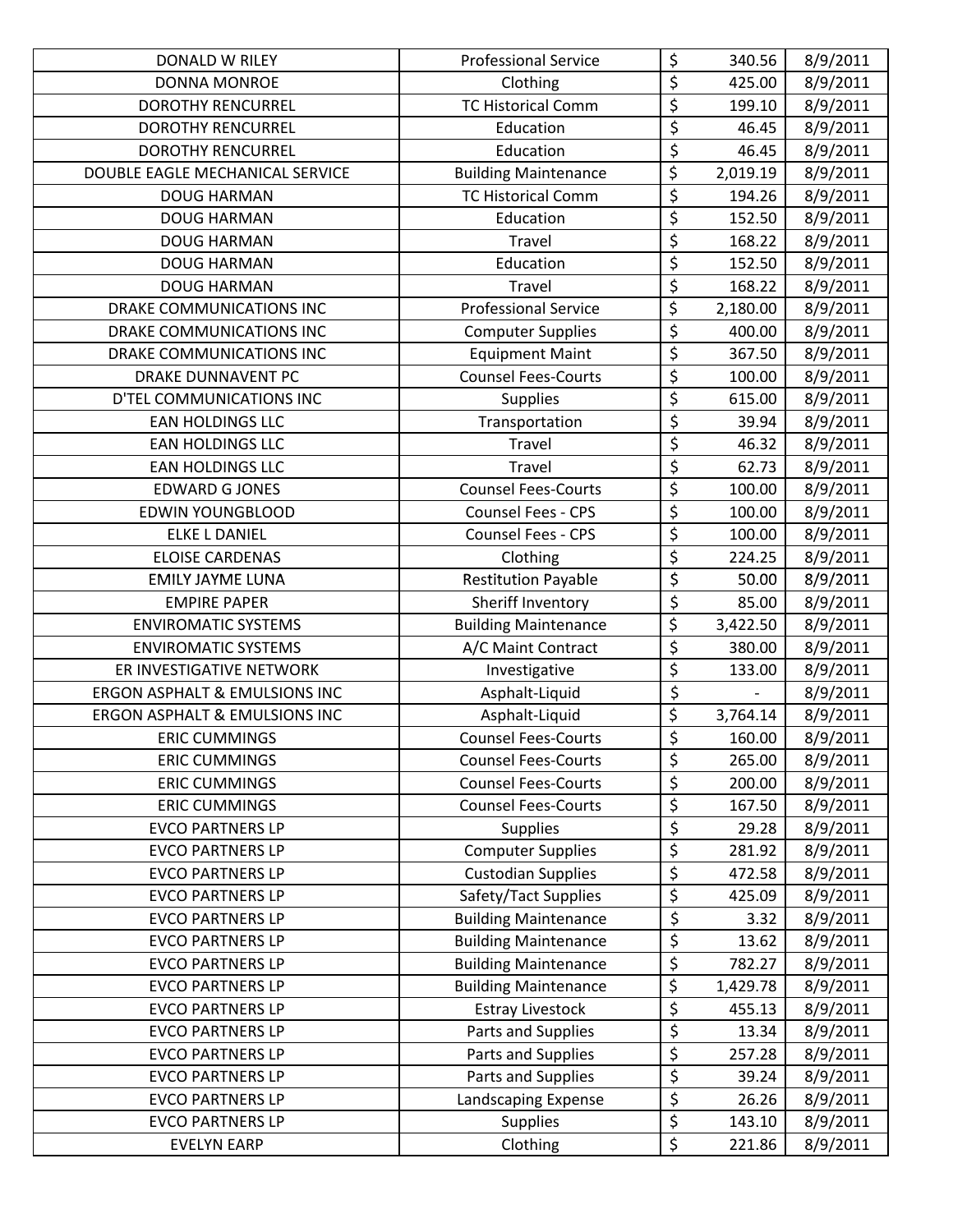| DONALD W RILEY | Professional Service | $ | 340.56 | 8/9/2011 |
|---|---|---|---|---|
| DONNA MONROE | Clothing | $ | 425.00 | 8/9/2011 |
| DOROTHY RENCURREL | TC Historical Comm | $ | 199.10 | 8/9/2011 |
| DOROTHY RENCURREL | Education | $ | 46.45 | 8/9/2011 |
| DOROTHY RENCURREL | Education | $ | 46.45 | 8/9/2011 |
| DOUBLE EAGLE MECHANICAL SERVICE | Building Maintenance | $ | 2,019.19 | 8/9/2011 |
| DOUG HARMAN | TC Historical Comm | $ | 194.26 | 8/9/2011 |
| DOUG HARMAN | Education | $ | 152.50 | 8/9/2011 |
| DOUG HARMAN | Travel | $ | 168.22 | 8/9/2011 |
| DOUG HARMAN | Education | $ | 152.50 | 8/9/2011 |
| DOUG HARMAN | Travel | $ | 168.22 | 8/9/2011 |
| DRAKE COMMUNICATIONS INC | Professional Service | $ | 2,180.00 | 8/9/2011 |
| DRAKE COMMUNICATIONS INC | Computer Supplies | $ | 400.00 | 8/9/2011 |
| DRAKE COMMUNICATIONS INC | Equipment Maint | $ | 367.50 | 8/9/2011 |
| DRAKE DUNNAVENT PC | Counsel Fees-Courts | $ | 100.00 | 8/9/2011 |
| D'TEL COMMUNICATIONS INC | Supplies | $ | 615.00 | 8/9/2011 |
| EAN HOLDINGS LLC | Transportation | $ | 39.94 | 8/9/2011 |
| EAN HOLDINGS LLC | Travel | $ | 46.32 | 8/9/2011 |
| EAN HOLDINGS LLC | Travel | $ | 62.73 | 8/9/2011 |
| EDWARD G JONES | Counsel Fees-Courts | $ | 100.00 | 8/9/2011 |
| EDWIN YOUNGBLOOD | Counsel Fees - CPS | $ | 100.00 | 8/9/2011 |
| ELKE L DANIEL | Counsel Fees - CPS | $ | 100.00 | 8/9/2011 |
| ELOISE CARDENAS | Clothing | $ | 224.25 | 8/9/2011 |
| EMILY JAYME LUNA | Restitution Payable | $ | 50.00 | 8/9/2011 |
| EMPIRE PAPER | Sheriff Inventory | $ | 85.00 | 8/9/2011 |
| ENVIROMATIC SYSTEMS | Building Maintenance | $ | 3,422.50 | 8/9/2011 |
| ENVIROMATIC SYSTEMS | A/C Maint Contract | $ | 380.00 | 8/9/2011 |
| ER INVESTIGATIVE NETWORK | Investigative | $ | 133.00 | 8/9/2011 |
| ERGON ASPHALT & EMULSIONS INC | Asphalt-Liquid | $ | - | 8/9/2011 |
| ERGON ASPHALT & EMULSIONS INC | Asphalt-Liquid | $ | 3,764.14 | 8/9/2011 |
| ERIC CUMMINGS | Counsel Fees-Courts | $ | 160.00 | 8/9/2011 |
| ERIC CUMMINGS | Counsel Fees-Courts | $ | 265.00 | 8/9/2011 |
| ERIC CUMMINGS | Counsel Fees-Courts | $ | 200.00 | 8/9/2011 |
| ERIC CUMMINGS | Counsel Fees-Courts | $ | 167.50 | 8/9/2011 |
| EVCO PARTNERS LP | Supplies | $ | 29.28 | 8/9/2011 |
| EVCO PARTNERS LP | Computer Supplies | $ | 281.92 | 8/9/2011 |
| EVCO PARTNERS LP | Custodian Supplies | $ | 472.58 | 8/9/2011 |
| EVCO PARTNERS LP | Safety/Tact Supplies | $ | 425.09 | 8/9/2011 |
| EVCO PARTNERS LP | Building Maintenance | $ | 3.32 | 8/9/2011 |
| EVCO PARTNERS LP | Building Maintenance | $ | 13.62 | 8/9/2011 |
| EVCO PARTNERS LP | Building Maintenance | $ | 782.27 | 8/9/2011 |
| EVCO PARTNERS LP | Building Maintenance | $ | 1,429.78 | 8/9/2011 |
| EVCO PARTNERS LP | Estray Livestock | $ | 455.13 | 8/9/2011 |
| EVCO PARTNERS LP | Parts and Supplies | $ | 13.34 | 8/9/2011 |
| EVCO PARTNERS LP | Parts and Supplies | $ | 257.28 | 8/9/2011 |
| EVCO PARTNERS LP | Parts and Supplies | $ | 39.24 | 8/9/2011 |
| EVCO PARTNERS LP | Landscaping Expense | $ | 26.26 | 8/9/2011 |
| EVCO PARTNERS LP | Supplies | $ | 143.10 | 8/9/2011 |
| EVELYN EARP | Clothing | $ | 221.86 | 8/9/2011 |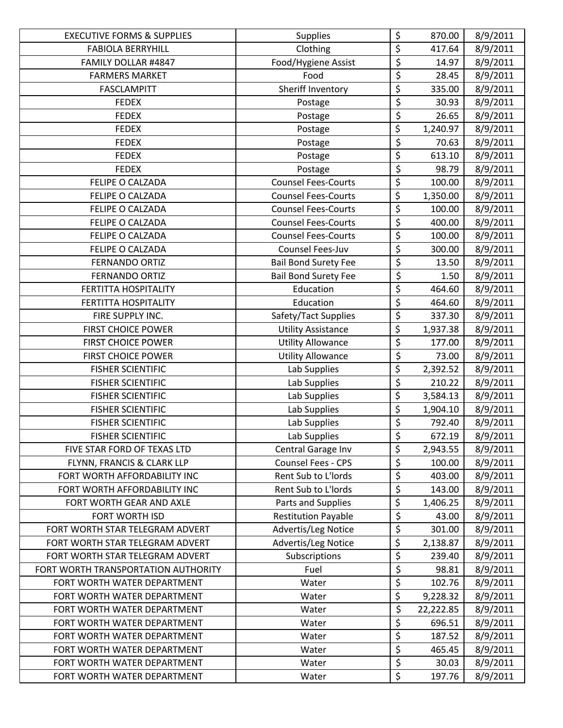| | | | | |
|---|---|---|---|---|
| EXECUTIVE FORMS & SUPPLIES | Supplies | $ | 870.00 | 8/9/2011 |
| FABIOLA BERRYHILL | Clothing | $ | 417.64 | 8/9/2011 |
| FAMILY DOLLAR #4847 | Food/Hygiene Assist | $ | 14.97 | 8/9/2011 |
| FARMERS MARKET | Food | $ | 28.45 | 8/9/2011 |
| FASCLAMPITT | Sheriff Inventory | $ | 335.00 | 8/9/2011 |
| FEDEX | Postage | $ | 30.93 | 8/9/2011 |
| FEDEX | Postage | $ | 26.65 | 8/9/2011 |
| FEDEX | Postage | $ | 1,240.97 | 8/9/2011 |
| FEDEX | Postage | $ | 70.63 | 8/9/2011 |
| FEDEX | Postage | $ | 613.10 | 8/9/2011 |
| FEDEX | Postage | $ | 98.79 | 8/9/2011 |
| FELIPE O CALZADA | Counsel Fees-Courts | $ | 100.00 | 8/9/2011 |
| FELIPE O CALZADA | Counsel Fees-Courts | $ | 1,350.00 | 8/9/2011 |
| FELIPE O CALZADA | Counsel Fees-Courts | $ | 100.00 | 8/9/2011 |
| FELIPE O CALZADA | Counsel Fees-Courts | $ | 400.00 | 8/9/2011 |
| FELIPE O CALZADA | Counsel Fees-Courts | $ | 100.00 | 8/9/2011 |
| FELIPE O CALZADA | Counsel Fees-Juv | $ | 300.00 | 8/9/2011 |
| FERNANDO ORTIZ | Bail Bond Surety Fee | $ | 13.50 | 8/9/2011 |
| FERNANDO ORTIZ | Bail Bond Surety Fee | $ | 1.50 | 8/9/2011 |
| FERTITTA HOSPITALITY | Education | $ | 464.60 | 8/9/2011 |
| FERTITTA HOSPITALITY | Education | $ | 464.60 | 8/9/2011 |
| FIRE SUPPLY INC. | Safety/Tact Supplies | $ | 337.30 | 8/9/2011 |
| FIRST CHOICE POWER | Utility Assistance | $ | 1,937.38 | 8/9/2011 |
| FIRST CHOICE POWER | Utility Allowance | $ | 177.00 | 8/9/2011 |
| FIRST CHOICE POWER | Utility Allowance | $ | 73.00 | 8/9/2011 |
| FISHER SCIENTIFIC | Lab Supplies | $ | 2,392.52 | 8/9/2011 |
| FISHER SCIENTIFIC | Lab Supplies | $ | 210.22 | 8/9/2011 |
| FISHER SCIENTIFIC | Lab Supplies | $ | 3,584.13 | 8/9/2011 |
| FISHER SCIENTIFIC | Lab Supplies | $ | 1,904.10 | 8/9/2011 |
| FISHER SCIENTIFIC | Lab Supplies | $ | 792.40 | 8/9/2011 |
| FISHER SCIENTIFIC | Lab Supplies | $ | 672.19 | 8/9/2011 |
| FIVE STAR FORD OF TEXAS LTD | Central Garage Inv | $ | 2,943.55 | 8/9/2011 |
| FLYNN, FRANCIS & CLARK LLP | Counsel Fees - CPS | $ | 100.00 | 8/9/2011 |
| FORT WORTH AFFORDABILITY INC | Rent Sub to L'lords | $ | 403.00 | 8/9/2011 |
| FORT WORTH AFFORDABILITY INC | Rent Sub to L'lords | $ | 143.00 | 8/9/2011 |
| FORT WORTH GEAR AND AXLE | Parts and Supplies | $ | 1,406.25 | 8/9/2011 |
| FORT WORTH ISD | Restitution Payable | $ | 43.00 | 8/9/2011 |
| FORT WORTH STAR TELEGRAM ADVERT | Advertis/Leg Notice | $ | 301.00 | 8/9/2011 |
| FORT WORTH STAR TELEGRAM ADVERT | Advertis/Leg Notice | $ | 2,138.87 | 8/9/2011 |
| FORT WORTH STAR TELEGRAM ADVERT | Subscriptions | $ | 239.40 | 8/9/2011 |
| FORT WORTH TRANSPORTATION AUTHORITY | Fuel | $ | 98.81 | 8/9/2011 |
| FORT WORTH WATER DEPARTMENT | Water | $ | 102.76 | 8/9/2011 |
| FORT WORTH WATER DEPARTMENT | Water | $ | 9,228.32 | 8/9/2011 |
| FORT WORTH WATER DEPARTMENT | Water | $ | 22,222.85 | 8/9/2011 |
| FORT WORTH WATER DEPARTMENT | Water | $ | 696.51 | 8/9/2011 |
| FORT WORTH WATER DEPARTMENT | Water | $ | 187.52 | 8/9/2011 |
| FORT WORTH WATER DEPARTMENT | Water | $ | 465.45 | 8/9/2011 |
| FORT WORTH WATER DEPARTMENT | Water | $ | 30.03 | 8/9/2011 |
| FORT WORTH WATER DEPARTMENT | Water | $ | 197.76 | 8/9/2011 |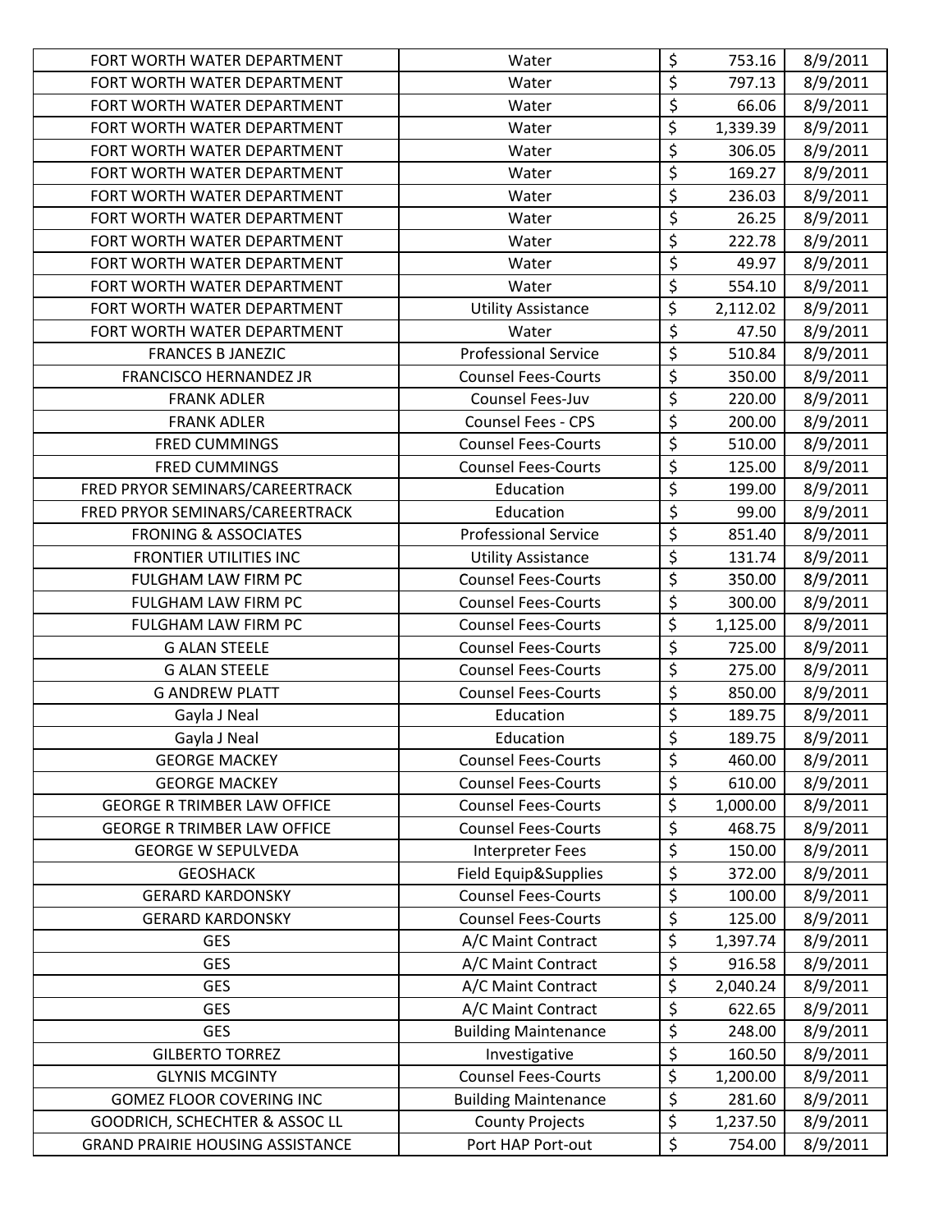| FORT WORTH WATER DEPARTMENT | Water | $ | 753.16 | 8/9/2011 |
|---|---|---|---|---|
| FORT WORTH WATER DEPARTMENT | Water | $ | 797.13 | 8/9/2011 |
| FORT WORTH WATER DEPARTMENT | Water | $ | 66.06 | 8/9/2011 |
| FORT WORTH WATER DEPARTMENT | Water | $ | 1,339.39 | 8/9/2011 |
| FORT WORTH WATER DEPARTMENT | Water | $ | 306.05 | 8/9/2011 |
| FORT WORTH WATER DEPARTMENT | Water | $ | 169.27 | 8/9/2011 |
| FORT WORTH WATER DEPARTMENT | Water | $ | 236.03 | 8/9/2011 |
| FORT WORTH WATER DEPARTMENT | Water | $ | 26.25 | 8/9/2011 |
| FORT WORTH WATER DEPARTMENT | Water | $ | 222.78 | 8/9/2011 |
| FORT WORTH WATER DEPARTMENT | Water | $ | 49.97 | 8/9/2011 |
| FORT WORTH WATER DEPARTMENT | Water | $ | 554.10 | 8/9/2011 |
| FORT WORTH WATER DEPARTMENT | Utility Assistance | $ | 2,112.02 | 8/9/2011 |
| FORT WORTH WATER DEPARTMENT | Water | $ | 47.50 | 8/9/2011 |
| FRANCES B JANEZIC | Professional Service | $ | 510.84 | 8/9/2011 |
| FRANCISCO HERNANDEZ JR | Counsel Fees-Courts | $ | 350.00 | 8/9/2011 |
| FRANK ADLER | Counsel Fees-Juv | $ | 220.00 | 8/9/2011 |
| FRANK ADLER | Counsel Fees - CPS | $ | 200.00 | 8/9/2011 |
| FRED CUMMINGS | Counsel Fees-Courts | $ | 510.00 | 8/9/2011 |
| FRED CUMMINGS | Counsel Fees-Courts | $ | 125.00 | 8/9/2011 |
| FRED PRYOR SEMINARS/CAREERTRACK | Education | $ | 199.00 | 8/9/2011 |
| FRED PRYOR SEMINARS/CAREERTRACK | Education | $ | 99.00 | 8/9/2011 |
| FRONING & ASSOCIATES | Professional Service | $ | 851.40 | 8/9/2011 |
| FRONTIER UTILITIES INC | Utility Assistance | $ | 131.74 | 8/9/2011 |
| FULGHAM LAW FIRM PC | Counsel Fees-Courts | $ | 350.00 | 8/9/2011 |
| FULGHAM LAW FIRM PC | Counsel Fees-Courts | $ | 300.00 | 8/9/2011 |
| FULGHAM LAW FIRM PC | Counsel Fees-Courts | $ | 1,125.00 | 8/9/2011 |
| G ALAN STEELE | Counsel Fees-Courts | $ | 725.00 | 8/9/2011 |
| G ALAN STEELE | Counsel Fees-Courts | $ | 275.00 | 8/9/2011 |
| G ANDREW PLATT | Counsel Fees-Courts | $ | 850.00 | 8/9/2011 |
| Gayla J Neal | Education | $ | 189.75 | 8/9/2011 |
| Gayla J Neal | Education | $ | 189.75 | 8/9/2011 |
| GEORGE MACKEY | Counsel Fees-Courts | $ | 460.00 | 8/9/2011 |
| GEORGE MACKEY | Counsel Fees-Courts | $ | 610.00 | 8/9/2011 |
| GEORGE R TRIMBER LAW OFFICE | Counsel Fees-Courts | $ | 1,000.00 | 8/9/2011 |
| GEORGE R TRIMBER LAW OFFICE | Counsel Fees-Courts | $ | 468.75 | 8/9/2011 |
| GEORGE W SEPULVEDA | Interpreter Fees | $ | 150.00 | 8/9/2011 |
| GEOSHACK | Field Equip&Supplies | $ | 372.00 | 8/9/2011 |
| GERARD KARDONSKY | Counsel Fees-Courts | $ | 100.00 | 8/9/2011 |
| GERARD KARDONSKY | Counsel Fees-Courts | $ | 125.00 | 8/9/2011 |
| GES | A/C Maint Contract | $ | 1,397.74 | 8/9/2011 |
| GES | A/C Maint Contract | $ | 916.58 | 8/9/2011 |
| GES | A/C Maint Contract | $ | 2,040.24 | 8/9/2011 |
| GES | A/C Maint Contract | $ | 622.65 | 8/9/2011 |
| GES | Building Maintenance | $ | 248.00 | 8/9/2011 |
| GILBERTO TORREZ | Investigative | $ | 160.50 | 8/9/2011 |
| GLYNIS MCGINTY | Counsel Fees-Courts | $ | 1,200.00 | 8/9/2011 |
| GOMEZ FLOOR COVERING INC | Building Maintenance | $ | 281.60 | 8/9/2011 |
| GOODRICH, SCHECHTER & ASSOC LL | County Projects | $ | 1,237.50 | 8/9/2011 |
| GRAND PRAIRIE HOUSING ASSISTANCE | Port HAP Port-out | $ | 754.00 | 8/9/2011 |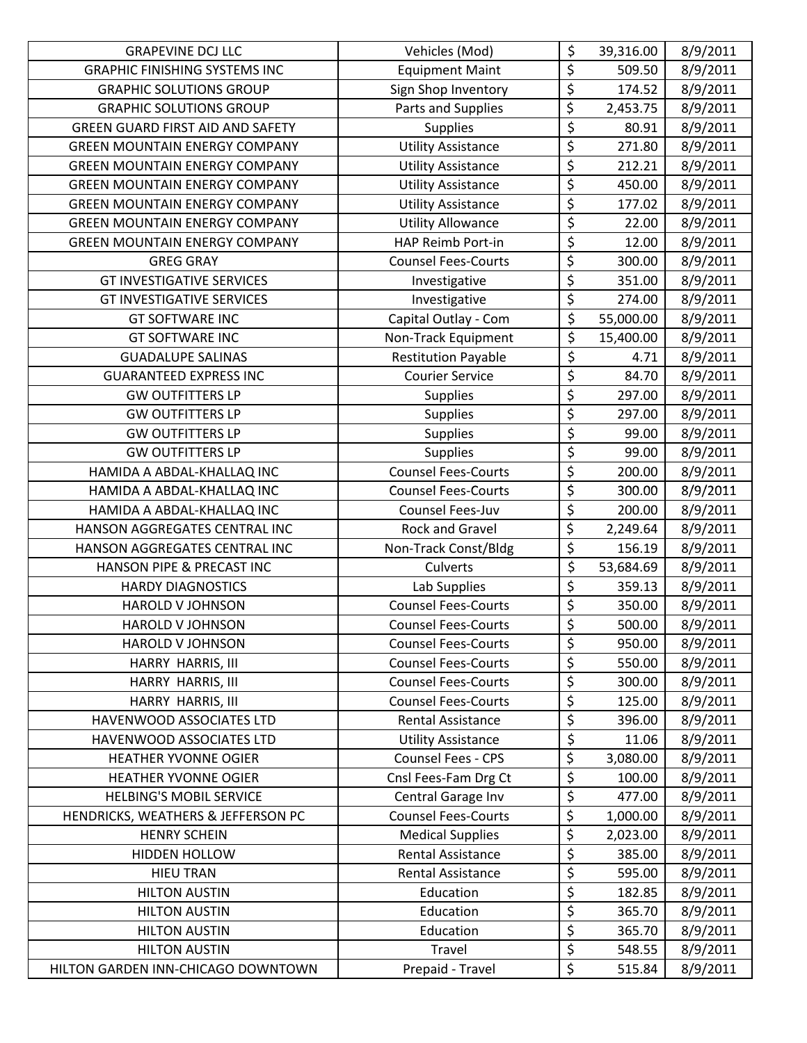| | | | | |
|---|---|---|---|---|
| GRAPEVINE DCJ LLC | Vehicles (Mod) | $ | 39,316.00 | 8/9/2011 |
| GRAPHIC FINISHING SYSTEMS INC | Equipment Maint | $ | 509.50 | 8/9/2011 |
| GRAPHIC SOLUTIONS GROUP | Sign Shop Inventory | $ | 174.52 | 8/9/2011 |
| GRAPHIC SOLUTIONS GROUP | Parts and Supplies | $ | 2,453.75 | 8/9/2011 |
| GREEN GUARD FIRST AID AND SAFETY | Supplies | $ | 80.91 | 8/9/2011 |
| GREEN MOUNTAIN ENERGY COMPANY | Utility Assistance | $ | 271.80 | 8/9/2011 |
| GREEN MOUNTAIN ENERGY COMPANY | Utility Assistance | $ | 212.21 | 8/9/2011 |
| GREEN MOUNTAIN ENERGY COMPANY | Utility Assistance | $ | 450.00 | 8/9/2011 |
| GREEN MOUNTAIN ENERGY COMPANY | Utility Assistance | $ | 177.02 | 8/9/2011 |
| GREEN MOUNTAIN ENERGY COMPANY | Utility Allowance | $ | 22.00 | 8/9/2011 |
| GREEN MOUNTAIN ENERGY COMPANY | HAP Reimb Port-in | $ | 12.00 | 8/9/2011 |
| GREG GRAY | Counsel Fees-Courts | $ | 300.00 | 8/9/2011 |
| GT INVESTIGATIVE SERVICES | Investigative | $ | 351.00 | 8/9/2011 |
| GT INVESTIGATIVE SERVICES | Investigative | $ | 274.00 | 8/9/2011 |
| GT SOFTWARE INC | Capital Outlay - Com | $ | 55,000.00 | 8/9/2011 |
| GT SOFTWARE INC | Non-Track Equipment | $ | 15,400.00 | 8/9/2011 |
| GUADALUPE SALINAS | Restitution Payable | $ | 4.71 | 8/9/2011 |
| GUARANTEED EXPRESS INC | Courier Service | $ | 84.70 | 8/9/2011 |
| GW OUTFITTERS LP | Supplies | $ | 297.00 | 8/9/2011 |
| GW OUTFITTERS LP | Supplies | $ | 297.00 | 8/9/2011 |
| GW OUTFITTERS LP | Supplies | $ | 99.00 | 8/9/2011 |
| GW OUTFITTERS LP | Supplies | $ | 99.00 | 8/9/2011 |
| HAMIDA A ABDAL-KHALLAQ INC | Counsel Fees-Courts | $ | 200.00 | 8/9/2011 |
| HAMIDA A ABDAL-KHALLAQ INC | Counsel Fees-Courts | $ | 300.00 | 8/9/2011 |
| HAMIDA A ABDAL-KHALLAQ INC | Counsel Fees-Juv | $ | 200.00 | 8/9/2011 |
| HANSON AGGREGATES CENTRAL INC | Rock and Gravel | $ | 2,249.64 | 8/9/2011 |
| HANSON AGGREGATES CENTRAL INC | Non-Track Const/Bldg | $ | 156.19 | 8/9/2011 |
| HANSON PIPE & PRECAST INC | Culverts | $ | 53,684.69 | 8/9/2011 |
| HARDY DIAGNOSTICS | Lab Supplies | $ | 359.13 | 8/9/2011 |
| HAROLD V JOHNSON | Counsel Fees-Courts | $ | 350.00 | 8/9/2011 |
| HAROLD V JOHNSON | Counsel Fees-Courts | $ | 500.00 | 8/9/2011 |
| HAROLD V JOHNSON | Counsel Fees-Courts | $ | 950.00 | 8/9/2011 |
| HARRY HARRIS, III | Counsel Fees-Courts | $ | 550.00 | 8/9/2011 |
| HARRY HARRIS, III | Counsel Fees-Courts | $ | 300.00 | 8/9/2011 |
| HARRY HARRIS, III | Counsel Fees-Courts | $ | 125.00 | 8/9/2011 |
| HAVENWOOD ASSOCIATES LTD | Rental Assistance | $ | 396.00 | 8/9/2011 |
| HAVENWOOD ASSOCIATES LTD | Utility Assistance | $ | 11.06 | 8/9/2011 |
| HEATHER YVONNE OGIER | Counsel Fees - CPS | $ | 3,080.00 | 8/9/2011 |
| HEATHER YVONNE OGIER | Cnsl Fees-Fam Drg Ct | $ | 100.00 | 8/9/2011 |
| HELBING'S MOBIL SERVICE | Central Garage Inv | $ | 477.00 | 8/9/2011 |
| HENDRICKS, WEATHERS & JEFFERSON PC | Counsel Fees-Courts | $ | 1,000.00 | 8/9/2011 |
| HENRY SCHEIN | Medical Supplies | $ | 2,023.00 | 8/9/2011 |
| HIDDEN HOLLOW | Rental Assistance | $ | 385.00 | 8/9/2011 |
| HIEU TRAN | Rental Assistance | $ | 595.00 | 8/9/2011 |
| HILTON AUSTIN | Education | $ | 182.85 | 8/9/2011 |
| HILTON AUSTIN | Education | $ | 365.70 | 8/9/2011 |
| HILTON AUSTIN | Education | $ | 365.70 | 8/9/2011 |
| HILTON AUSTIN | Travel | $ | 548.55 | 8/9/2011 |
| HILTON GARDEN INN-CHICAGO DOWNTOWN | Prepaid - Travel | $ | 515.84 | 8/9/2011 |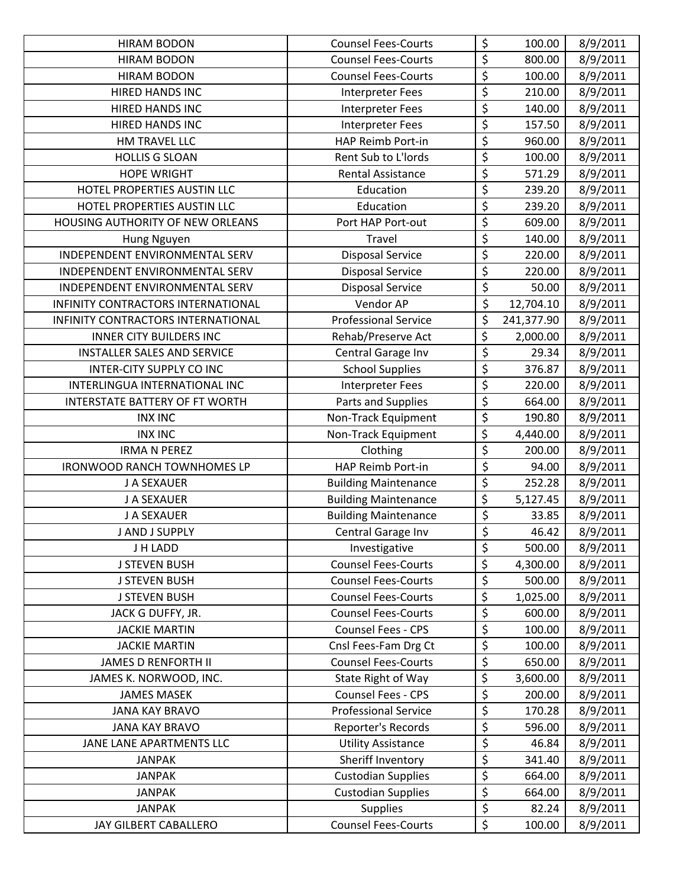| | | | |
|---|---|---|---|
| HIRAM BODON | Counsel Fees-Courts | $ 100.00 | 8/9/2011 |
| HIRAM BODON | Counsel Fees-Courts | $ 800.00 | 8/9/2011 |
| HIRAM BODON | Counsel Fees-Courts | $ 100.00 | 8/9/2011 |
| HIRED HANDS INC | Interpreter Fees | $ 210.00 | 8/9/2011 |
| HIRED HANDS INC | Interpreter Fees | $ 140.00 | 8/9/2011 |
| HIRED HANDS INC | Interpreter Fees | $ 157.50 | 8/9/2011 |
| HM TRAVEL LLC | HAP Reimb Port-in | $ 960.00 | 8/9/2011 |
| HOLLIS G SLOAN | Rent Sub to L'lords | $ 100.00 | 8/9/2011 |
| HOPE WRIGHT | Rental Assistance | $ 571.29 | 8/9/2011 |
| HOTEL PROPERTIES AUSTIN LLC | Education | $ 239.20 | 8/9/2011 |
| HOTEL PROPERTIES AUSTIN LLC | Education | $ 239.20 | 8/9/2011 |
| HOUSING AUTHORITY OF NEW ORLEANS | Port HAP Port-out | $ 609.00 | 8/9/2011 |
| Hung Nguyen | Travel | $ 140.00 | 8/9/2011 |
| INDEPENDENT ENVIRONMENTAL SERV | Disposal Service | $ 220.00 | 8/9/2011 |
| INDEPENDENT ENVIRONMENTAL SERV | Disposal Service | $ 220.00 | 8/9/2011 |
| INDEPENDENT ENVIRONMENTAL SERV | Disposal Service | $ 50.00 | 8/9/2011 |
| INFINITY CONTRACTORS INTERNATIONAL | Vendor AP | $ 12,704.10 | 8/9/2011 |
| INFINITY CONTRACTORS INTERNATIONAL | Professional Service | $ 241,377.90 | 8/9/2011 |
| INNER CITY BUILDERS INC | Rehab/Preserve Act | $ 2,000.00 | 8/9/2011 |
| INSTALLER SALES AND SERVICE | Central Garage Inv | $ 29.34 | 8/9/2011 |
| INTER-CITY SUPPLY CO INC | School Supplies | $ 376.87 | 8/9/2011 |
| INTERLINGUA INTERNATIONAL INC | Interpreter Fees | $ 220.00 | 8/9/2011 |
| INTERSTATE BATTERY OF FT WORTH | Parts and Supplies | $ 664.00 | 8/9/2011 |
| INX INC | Non-Track Equipment | $ 190.80 | 8/9/2011 |
| INX INC | Non-Track Equipment | $ 4,440.00 | 8/9/2011 |
| IRMA N PEREZ | Clothing | $ 200.00 | 8/9/2011 |
| IRONWOOD RANCH TOWNHOMES LP | HAP Reimb Port-in | $ 94.00 | 8/9/2011 |
| J A SEXAUER | Building Maintenance | $ 252.28 | 8/9/2011 |
| J A SEXAUER | Building Maintenance | $ 5,127.45 | 8/9/2011 |
| J A SEXAUER | Building Maintenance | $ 33.85 | 8/9/2011 |
| J AND J SUPPLY | Central Garage Inv | $ 46.42 | 8/9/2011 |
| J H LADD | Investigative | $ 500.00 | 8/9/2011 |
| J STEVEN BUSH | Counsel Fees-Courts | $ 4,300.00 | 8/9/2011 |
| J STEVEN BUSH | Counsel Fees-Courts | $ 500.00 | 8/9/2011 |
| J STEVEN BUSH | Counsel Fees-Courts | $ 1,025.00 | 8/9/2011 |
| JACK G DUFFY, JR. | Counsel Fees-Courts | $ 600.00 | 8/9/2011 |
| JACKIE MARTIN | Counsel Fees - CPS | $ 100.00 | 8/9/2011 |
| JACKIE MARTIN | Cnsl Fees-Fam Drg Ct | $ 100.00 | 8/9/2011 |
| JAMES D RENFORTH II | Counsel Fees-Courts | $ 650.00 | 8/9/2011 |
| JAMES K. NORWOOD, INC. | State Right of Way | $ 3,600.00 | 8/9/2011 |
| JAMES MASEK | Counsel Fees - CPS | $ 200.00 | 8/9/2011 |
| JANA KAY BRAVO | Professional Service | $ 170.28 | 8/9/2011 |
| JANA KAY BRAVO | Reporter's Records | $ 596.00 | 8/9/2011 |
| JANE LANE APARTMENTS LLC | Utility Assistance | $ 46.84 | 8/9/2011 |
| JANPAK | Sheriff Inventory | $ 341.40 | 8/9/2011 |
| JANPAK | Custodian Supplies | $ 664.00 | 8/9/2011 |
| JANPAK | Custodian Supplies | $ 664.00 | 8/9/2011 |
| JANPAK | Supplies | $ 82.24 | 8/9/2011 |
| JAY GILBERT CABALLERO | Counsel Fees-Courts | $ 100.00 | 8/9/2011 |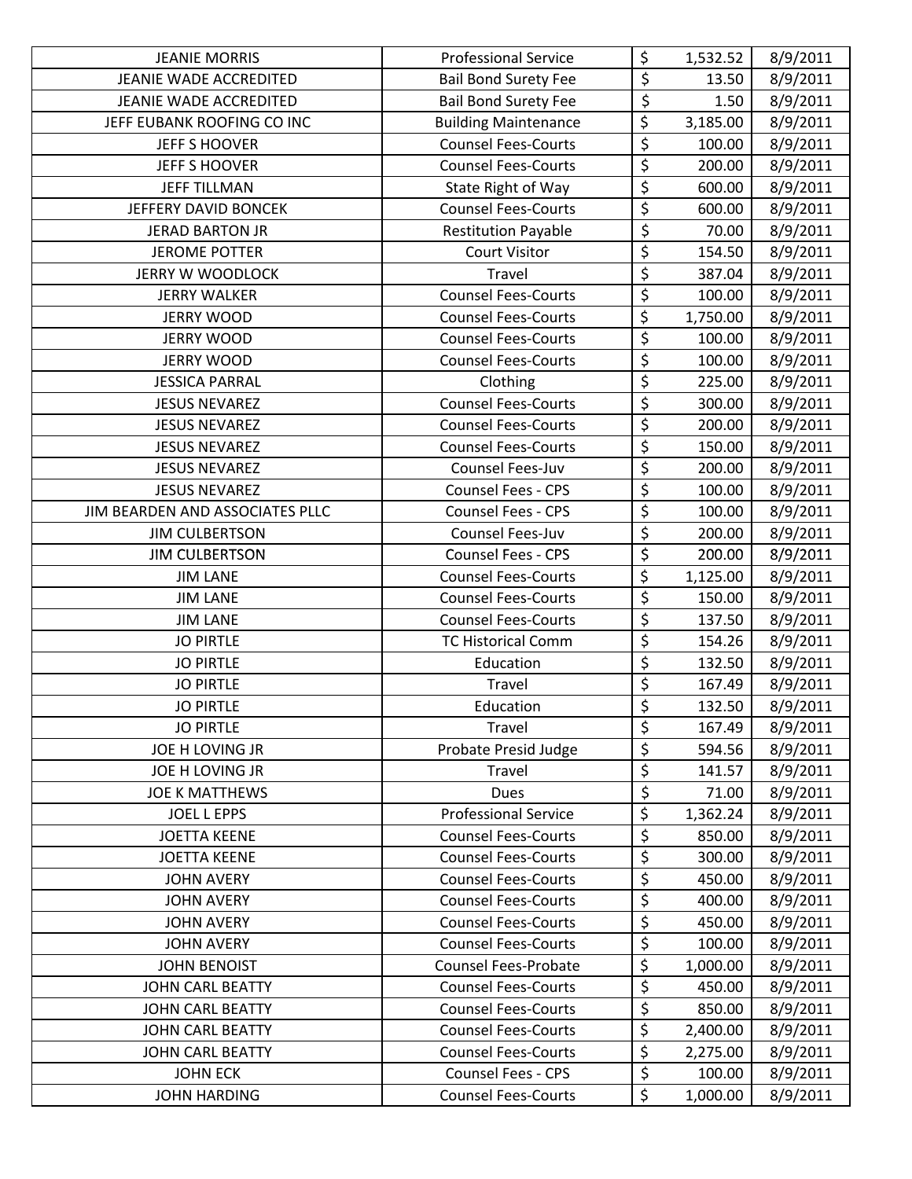| JEANIE MORRIS | Professional Service | $ | 1,532.52 | 8/9/2011 |
|---|---|---|---|---|
| JEANIE WADE ACCREDITED | Bail Bond Surety Fee | $ | 13.50 | 8/9/2011 |
| JEANIE WADE ACCREDITED | Bail Bond Surety Fee | $ | 1.50 | 8/9/2011 |
| JEFF EUBANK ROOFING CO INC | Building Maintenance | $ | 3,185.00 | 8/9/2011 |
| JEFF S HOOVER | Counsel Fees-Courts | $ | 100.00 | 8/9/2011 |
| JEFF S HOOVER | Counsel Fees-Courts | $ | 200.00 | 8/9/2011 |
| JEFF TILLMAN | State Right of Way | $ | 600.00 | 8/9/2011 |
| JEFFERY DAVID BONCEK | Counsel Fees-Courts | $ | 600.00 | 8/9/2011 |
| JERAD BARTON JR | Restitution Payable | $ | 70.00 | 8/9/2011 |
| JEROME POTTER | Court Visitor | $ | 154.50 | 8/9/2011 |
| JERRY W WOODLOCK | Travel | $ | 387.04 | 8/9/2011 |
| JERRY WALKER | Counsel Fees-Courts | $ | 100.00 | 8/9/2011 |
| JERRY WOOD | Counsel Fees-Courts | $ | 1,750.00 | 8/9/2011 |
| JERRY WOOD | Counsel Fees-Courts | $ | 100.00 | 8/9/2011 |
| JERRY WOOD | Counsel Fees-Courts | $ | 100.00 | 8/9/2011 |
| JESSICA PARRAL | Clothing | $ | 225.00 | 8/9/2011 |
| JESUS NEVAREZ | Counsel Fees-Courts | $ | 300.00 | 8/9/2011 |
| JESUS NEVAREZ | Counsel Fees-Courts | $ | 200.00 | 8/9/2011 |
| JESUS NEVAREZ | Counsel Fees-Courts | $ | 150.00 | 8/9/2011 |
| JESUS NEVAREZ | Counsel Fees-Juv | $ | 200.00 | 8/9/2011 |
| JESUS NEVAREZ | Counsel Fees - CPS | $ | 100.00 | 8/9/2011 |
| JIM BEARDEN AND ASSOCIATES PLLC | Counsel Fees - CPS | $ | 100.00 | 8/9/2011 |
| JIM CULBERTSON | Counsel Fees-Juv | $ | 200.00 | 8/9/2011 |
| JIM CULBERTSON | Counsel Fees - CPS | $ | 200.00 | 8/9/2011 |
| JIM LANE | Counsel Fees-Courts | $ | 1,125.00 | 8/9/2011 |
| JIM LANE | Counsel Fees-Courts | $ | 150.00 | 8/9/2011 |
| JIM LANE | Counsel Fees-Courts | $ | 137.50 | 8/9/2011 |
| JO PIRTLE | TC Historical Comm | $ | 154.26 | 8/9/2011 |
| JO PIRTLE | Education | $ | 132.50 | 8/9/2011 |
| JO PIRTLE | Travel | $ | 167.49 | 8/9/2011 |
| JO PIRTLE | Education | $ | 132.50 | 8/9/2011 |
| JO PIRTLE | Travel | $ | 167.49 | 8/9/2011 |
| JOE H LOVING JR | Probate Presid Judge | $ | 594.56 | 8/9/2011 |
| JOE H LOVING JR | Travel | $ | 141.57 | 8/9/2011 |
| JOE K MATTHEWS | Dues | $ | 71.00 | 8/9/2011 |
| JOEL L EPPS | Professional Service | $ | 1,362.24 | 8/9/2011 |
| JOETTA KEENE | Counsel Fees-Courts | $ | 850.00 | 8/9/2011 |
| JOETTA KEENE | Counsel Fees-Courts | $ | 300.00 | 8/9/2011 |
| JOHN AVERY | Counsel Fees-Courts | $ | 450.00 | 8/9/2011 |
| JOHN AVERY | Counsel Fees-Courts | $ | 400.00 | 8/9/2011 |
| JOHN AVERY | Counsel Fees-Courts | $ | 450.00 | 8/9/2011 |
| JOHN AVERY | Counsel Fees-Courts | $ | 100.00 | 8/9/2011 |
| JOHN BENOIST | Counsel Fees-Probate | $ | 1,000.00 | 8/9/2011 |
| JOHN CARL BEATTY | Counsel Fees-Courts | $ | 450.00 | 8/9/2011 |
| JOHN CARL BEATTY | Counsel Fees-Courts | $ | 850.00 | 8/9/2011 |
| JOHN CARL BEATTY | Counsel Fees-Courts | $ | 2,400.00 | 8/9/2011 |
| JOHN CARL BEATTY | Counsel Fees-Courts | $ | 2,275.00 | 8/9/2011 |
| JOHN ECK | Counsel Fees - CPS | $ | 100.00 | 8/9/2011 |
| JOHN HARDING | Counsel Fees-Courts | $ | 1,000.00 | 8/9/2011 |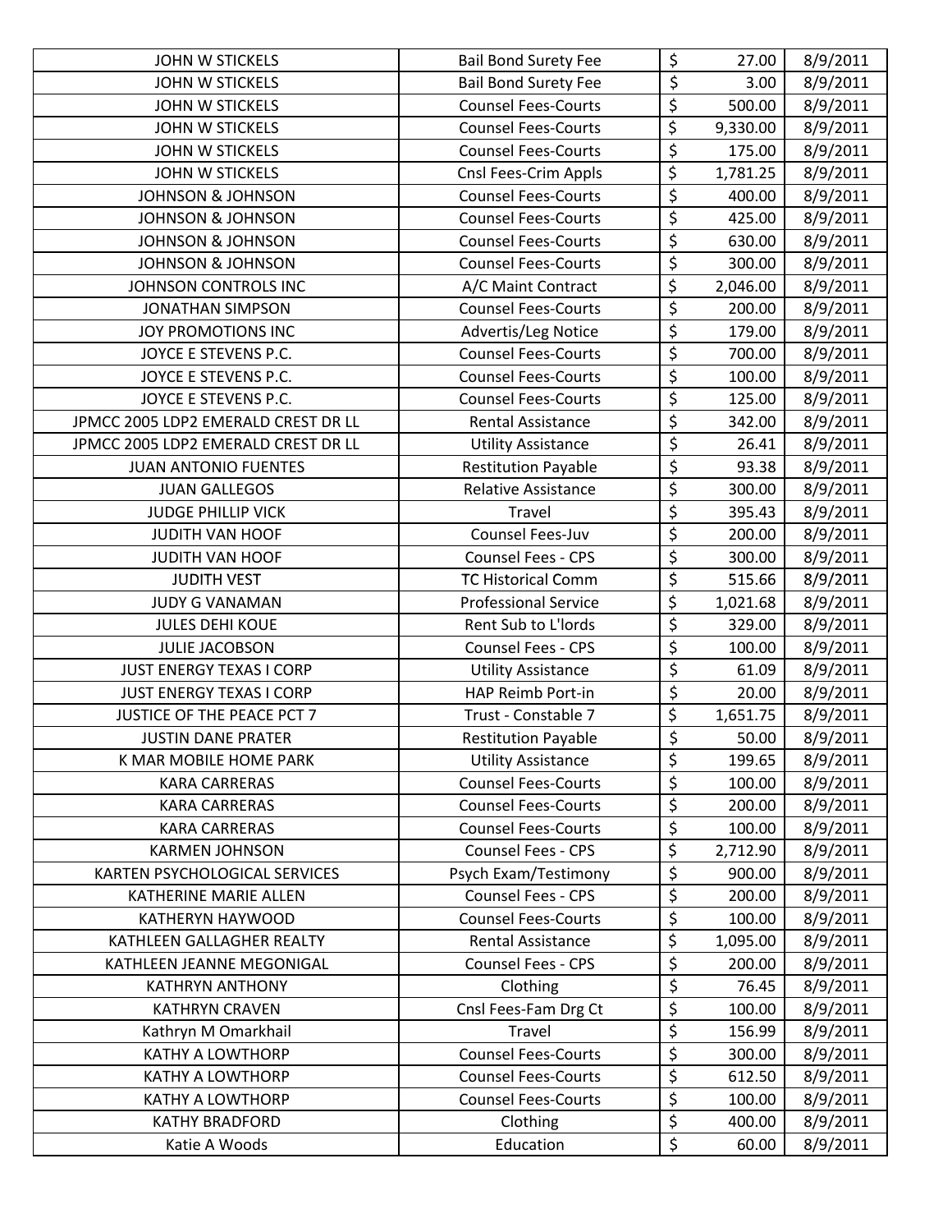| JOHN W STICKELS | Bail Bond Surety Fee | $ | 27.00 | 8/9/2011 |
|---|---|---|---|---|
| JOHN W STICKELS | Bail Bond Surety Fee | $ | 3.00 | 8/9/2011 |
| JOHN W STICKELS | Counsel Fees-Courts | $ | 500.00 | 8/9/2011 |
| JOHN W STICKELS | Counsel Fees-Courts | $ | 9,330.00 | 8/9/2011 |
| JOHN W STICKELS | Counsel Fees-Courts | $ | 175.00 | 8/9/2011 |
| JOHN W STICKELS | Cnsl Fees-Crim Appls | $ | 1,781.25 | 8/9/2011 |
| JOHNSON & JOHNSON | Counsel Fees-Courts | $ | 400.00 | 8/9/2011 |
| JOHNSON & JOHNSON | Counsel Fees-Courts | $ | 425.00 | 8/9/2011 |
| JOHNSON & JOHNSON | Counsel Fees-Courts | $ | 630.00 | 8/9/2011 |
| JOHNSON & JOHNSON | Counsel Fees-Courts | $ | 300.00 | 8/9/2011 |
| JOHNSON CONTROLS INC | A/C Maint Contract | $ | 2,046.00 | 8/9/2011 |
| JONATHAN SIMPSON | Counsel Fees-Courts | $ | 200.00 | 8/9/2011 |
| JOY PROMOTIONS INC | Advertis/Leg Notice | $ | 179.00 | 8/9/2011 |
| JOYCE E STEVENS P.C. | Counsel Fees-Courts | $ | 700.00 | 8/9/2011 |
| JOYCE E STEVENS P.C. | Counsel Fees-Courts | $ | 100.00 | 8/9/2011 |
| JOYCE E STEVENS P.C. | Counsel Fees-Courts | $ | 125.00 | 8/9/2011 |
| JPMCC 2005 LDP2 EMERALD CREST DR LL | Rental Assistance | $ | 342.00 | 8/9/2011 |
| JPMCC 2005 LDP2 EMERALD CREST DR LL | Utility Assistance | $ | 26.41 | 8/9/2011 |
| JUAN ANTONIO FUENTES | Restitution Payable | $ | 93.38 | 8/9/2011 |
| JUAN GALLEGOS | Relative Assistance | $ | 300.00 | 8/9/2011 |
| JUDGE PHILLIP VICK | Travel | $ | 395.43 | 8/9/2011 |
| JUDITH VAN HOOF | Counsel Fees-Juv | $ | 200.00 | 8/9/2011 |
| JUDITH VAN HOOF | Counsel Fees - CPS | $ | 300.00 | 8/9/2011 |
| JUDITH VEST | TC Historical Comm | $ | 515.66 | 8/9/2011 |
| JUDY G VANAMAN | Professional Service | $ | 1,021.68 | 8/9/2011 |
| JULES DEHI KOUE | Rent Sub to L'lords | $ | 329.00 | 8/9/2011 |
| JULIE JACOBSON | Counsel Fees - CPS | $ | 100.00 | 8/9/2011 |
| JUST ENERGY TEXAS I CORP | Utility Assistance | $ | 61.09 | 8/9/2011 |
| JUST ENERGY TEXAS I CORP | HAP Reimb Port-in | $ | 20.00 | 8/9/2011 |
| JUSTICE OF THE PEACE PCT 7 | Trust - Constable 7 | $ | 1,651.75 | 8/9/2011 |
| JUSTIN DANE PRATER | Restitution Payable | $ | 50.00 | 8/9/2011 |
| K MAR MOBILE HOME PARK | Utility Assistance | $ | 199.65 | 8/9/2011 |
| KARA CARRERAS | Counsel Fees-Courts | $ | 100.00 | 8/9/2011 |
| KARA CARRERAS | Counsel Fees-Courts | $ | 200.00 | 8/9/2011 |
| KARA CARRERAS | Counsel Fees-Courts | $ | 100.00 | 8/9/2011 |
| KARMEN JOHNSON | Counsel Fees - CPS | $ | 2,712.90 | 8/9/2011 |
| KARTEN PSYCHOLOGICAL SERVICES | Psych Exam/Testimony | $ | 900.00 | 8/9/2011 |
| KATHERINE MARIE ALLEN | Counsel Fees - CPS | $ | 200.00 | 8/9/2011 |
| KATHERYN HAYWOOD | Counsel Fees-Courts | $ | 100.00 | 8/9/2011 |
| KATHLEEN GALLAGHER REALTY | Rental Assistance | $ | 1,095.00 | 8/9/2011 |
| KATHLEEN JEANNE MEGONIGAL | Counsel Fees - CPS | $ | 200.00 | 8/9/2011 |
| KATHRYN ANTHONY | Clothing | $ | 76.45 | 8/9/2011 |
| KATHRYN CRAVEN | Cnsl Fees-Fam Drg Ct | $ | 100.00 | 8/9/2011 |
| Kathryn M Omarkhail | Travel | $ | 156.99 | 8/9/2011 |
| KATHY A LOWTHORP | Counsel Fees-Courts | $ | 300.00 | 8/9/2011 |
| KATHY A LOWTHORP | Counsel Fees-Courts | $ | 612.50 | 8/9/2011 |
| KATHY A LOWTHORP | Counsel Fees-Courts | $ | 100.00 | 8/9/2011 |
| KATHY BRADFORD | Clothing | $ | 400.00 | 8/9/2011 |
| Katie A Woods | Education | $ | 60.00 | 8/9/2011 |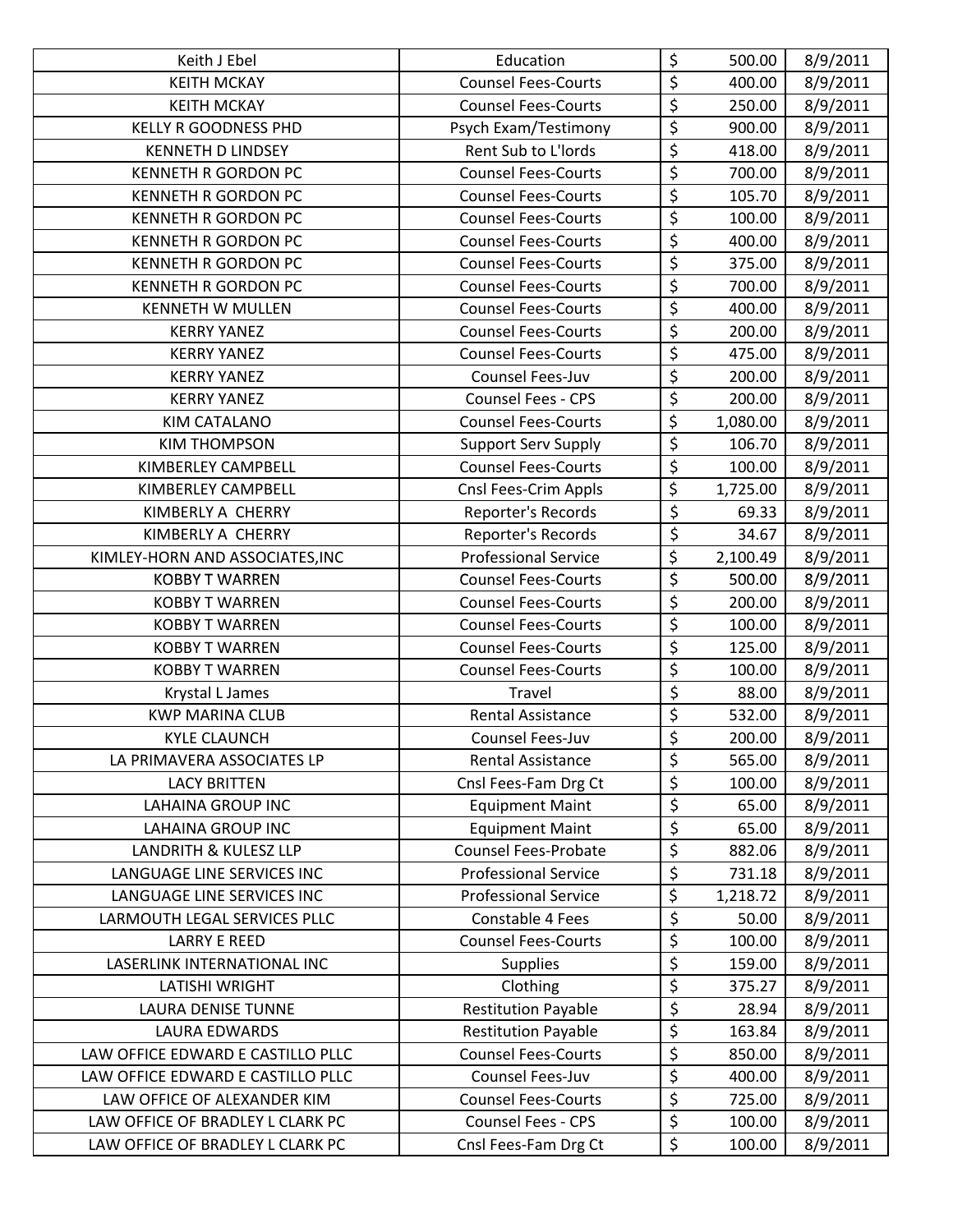| | | | | |
|---|---|---|---|---|
| Keith J Ebel | Education | $ | 500.00 | 8/9/2011 |
| KEITH MCKAY | Counsel Fees-Courts | $ | 400.00 | 8/9/2011 |
| KEITH MCKAY | Counsel Fees-Courts | $ | 250.00 | 8/9/2011 |
| KELLY R GOODNESS PHD | Psych Exam/Testimony | $ | 900.00 | 8/9/2011 |
| KENNETH D LINDSEY | Rent Sub to L'lords | $ | 418.00 | 8/9/2011 |
| KENNETH R GORDON PC | Counsel Fees-Courts | $ | 700.00 | 8/9/2011 |
| KENNETH R GORDON PC | Counsel Fees-Courts | $ | 105.70 | 8/9/2011 |
| KENNETH R GORDON PC | Counsel Fees-Courts | $ | 100.00 | 8/9/2011 |
| KENNETH R GORDON PC | Counsel Fees-Courts | $ | 400.00 | 8/9/2011 |
| KENNETH R GORDON PC | Counsel Fees-Courts | $ | 375.00 | 8/9/2011 |
| KENNETH R GORDON PC | Counsel Fees-Courts | $ | 700.00 | 8/9/2011 |
| KENNETH W MULLEN | Counsel Fees-Courts | $ | 400.00 | 8/9/2011 |
| KERRY YANEZ | Counsel Fees-Courts | $ | 200.00 | 8/9/2011 |
| KERRY YANEZ | Counsel Fees-Courts | $ | 475.00 | 8/9/2011 |
| KERRY YANEZ | Counsel Fees-Juv | $ | 200.00 | 8/9/2011 |
| KERRY YANEZ | Counsel Fees - CPS | $ | 200.00 | 8/9/2011 |
| KIM CATALANO | Counsel Fees-Courts | $ | 1,080.00 | 8/9/2011 |
| KIM THOMPSON | Support Serv Supply | $ | 106.70 | 8/9/2011 |
| KIMBERLEY CAMPBELL | Counsel Fees-Courts | $ | 100.00 | 8/9/2011 |
| KIMBERLEY CAMPBELL | Cnsl Fees-Crim Appls | $ | 1,725.00 | 8/9/2011 |
| KIMBERLY A CHERRY | Reporter's Records | $ | 69.33 | 8/9/2011 |
| KIMBERLY A CHERRY | Reporter's Records | $ | 34.67 | 8/9/2011 |
| KIMLEY-HORN AND ASSOCIATES,INC | Professional Service | $ | 2,100.49 | 8/9/2011 |
| KOBBY T WARREN | Counsel Fees-Courts | $ | 500.00 | 8/9/2011 |
| KOBBY T WARREN | Counsel Fees-Courts | $ | 200.00 | 8/9/2011 |
| KOBBY T WARREN | Counsel Fees-Courts | $ | 100.00 | 8/9/2011 |
| KOBBY T WARREN | Counsel Fees-Courts | $ | 125.00 | 8/9/2011 |
| KOBBY T WARREN | Counsel Fees-Courts | $ | 100.00 | 8/9/2011 |
| Krystal L James | Travel | $ | 88.00 | 8/9/2011 |
| KWP MARINA CLUB | Rental Assistance | $ | 532.00 | 8/9/2011 |
| KYLE CLAUNCH | Counsel Fees-Juv | $ | 200.00 | 8/9/2011 |
| LA PRIMAVERA ASSOCIATES LP | Rental Assistance | $ | 565.00 | 8/9/2011 |
| LACY BRITTEN | Cnsl Fees-Fam Drg Ct | $ | 100.00 | 8/9/2011 |
| LAHAINA GROUP INC | Equipment Maint | $ | 65.00 | 8/9/2011 |
| LAHAINA GROUP INC | Equipment Maint | $ | 65.00 | 8/9/2011 |
| LANDRITH & KULESZ LLP | Counsel Fees-Probate | $ | 882.06 | 8/9/2011 |
| LANGUAGE LINE SERVICES INC | Professional Service | $ | 731.18 | 8/9/2011 |
| LANGUAGE LINE SERVICES INC | Professional Service | $ | 1,218.72 | 8/9/2011 |
| LARMOUTH LEGAL SERVICES PLLC | Constable 4 Fees | $ | 50.00 | 8/9/2011 |
| LARRY E REED | Counsel Fees-Courts | $ | 100.00 | 8/9/2011 |
| LASERLINK INTERNATIONAL INC | Supplies | $ | 159.00 | 8/9/2011 |
| LATISHI WRIGHT | Clothing | $ | 375.27 | 8/9/2011 |
| LAURA DENISE TUNNE | Restitution Payable | $ | 28.94 | 8/9/2011 |
| LAURA EDWARDS | Restitution Payable | $ | 163.84 | 8/9/2011 |
| LAW OFFICE EDWARD E CASTILLO PLLC | Counsel Fees-Courts | $ | 850.00 | 8/9/2011 |
| LAW OFFICE EDWARD E CASTILLO PLLC | Counsel Fees-Juv | $ | 400.00 | 8/9/2011 |
| LAW OFFICE OF ALEXANDER KIM | Counsel Fees-Courts | $ | 725.00 | 8/9/2011 |
| LAW OFFICE OF BRADLEY L CLARK PC | Counsel Fees - CPS | $ | 100.00 | 8/9/2011 |
| LAW OFFICE OF BRADLEY L CLARK PC | Cnsl Fees-Fam Drg Ct | $ | 100.00 | 8/9/2011 |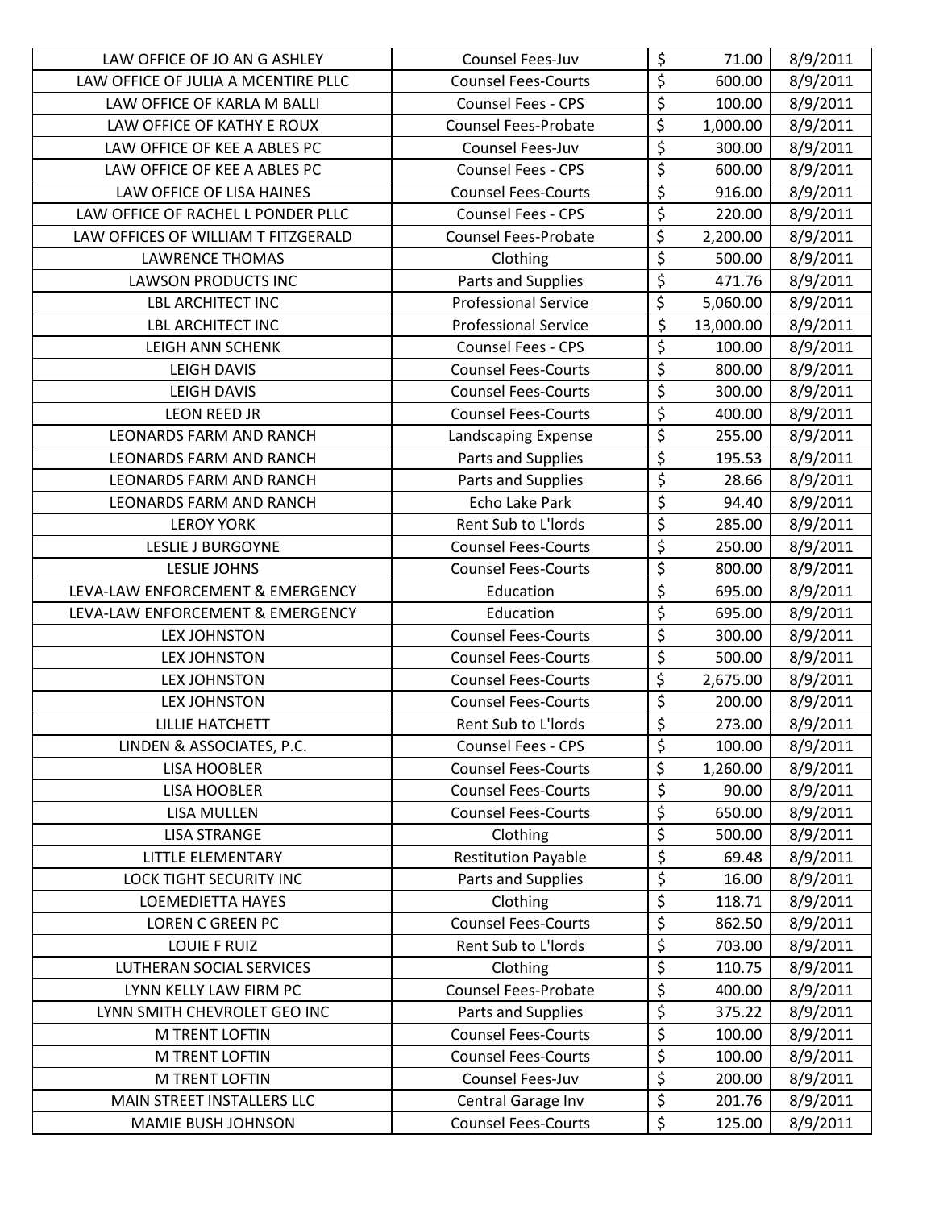| | | | | |
|---|---|---|---|---|
| LAW OFFICE OF JO AN G ASHLEY | Counsel Fees-Juv | $ | 71.00 | 8/9/2011 |
| LAW OFFICE OF JULIA A MCENTIRE PLLC | Counsel Fees-Courts | $ | 600.00 | 8/9/2011 |
| LAW OFFICE OF KARLA M BALLI | Counsel Fees - CPS | $ | 100.00 | 8/9/2011 |
| LAW OFFICE OF KATHY E ROUX | Counsel Fees-Probate | $ | 1,000.00 | 8/9/2011 |
| LAW OFFICE OF KEE A ABLES PC | Counsel Fees-Juv | $ | 300.00 | 8/9/2011 |
| LAW OFFICE OF KEE A ABLES PC | Counsel Fees - CPS | $ | 600.00 | 8/9/2011 |
| LAW OFFICE OF LISA HAINES | Counsel Fees-Courts | $ | 916.00 | 8/9/2011 |
| LAW OFFICE OF RACHEL L PONDER PLLC | Counsel Fees - CPS | $ | 220.00 | 8/9/2011 |
| LAW OFFICES OF WILLIAM T FITZGERALD | Counsel Fees-Probate | $ | 2,200.00 | 8/9/2011 |
| LAWRENCE THOMAS | Clothing | $ | 500.00 | 8/9/2011 |
| LAWSON PRODUCTS INC | Parts and Supplies | $ | 471.76 | 8/9/2011 |
| LBL ARCHITECT INC | Professional Service | $ | 5,060.00 | 8/9/2011 |
| LBL ARCHITECT INC | Professional Service | $ | 13,000.00 | 8/9/2011 |
| LEIGH ANN SCHENK | Counsel Fees - CPS | $ | 100.00 | 8/9/2011 |
| LEIGH DAVIS | Counsel Fees-Courts | $ | 800.00 | 8/9/2011 |
| LEIGH DAVIS | Counsel Fees-Courts | $ | 300.00 | 8/9/2011 |
| LEON REED JR | Counsel Fees-Courts | $ | 400.00 | 8/9/2011 |
| LEONARDS FARM AND RANCH | Landscaping Expense | $ | 255.00 | 8/9/2011 |
| LEONARDS FARM AND RANCH | Parts and Supplies | $ | 195.53 | 8/9/2011 |
| LEONARDS FARM AND RANCH | Parts and Supplies | $ | 28.66 | 8/9/2011 |
| LEONARDS FARM AND RANCH | Echo Lake Park | $ | 94.40 | 8/9/2011 |
| LEROY YORK | Rent Sub to L'lords | $ | 285.00 | 8/9/2011 |
| LESLIE J BURGOYNE | Counsel Fees-Courts | $ | 250.00 | 8/9/2011 |
| LESLIE JOHNS | Counsel Fees-Courts | $ | 800.00 | 8/9/2011 |
| LEVA-LAW ENFORCEMENT & EMERGENCY | Education | $ | 695.00 | 8/9/2011 |
| LEVA-LAW ENFORCEMENT & EMERGENCY | Education | $ | 695.00 | 8/9/2011 |
| LEX JOHNSTON | Counsel Fees-Courts | $ | 300.00 | 8/9/2011 |
| LEX JOHNSTON | Counsel Fees-Courts | $ | 500.00 | 8/9/2011 |
| LEX JOHNSTON | Counsel Fees-Courts | $ | 2,675.00 | 8/9/2011 |
| LEX JOHNSTON | Counsel Fees-Courts | $ | 200.00 | 8/9/2011 |
| LILLIE HATCHETT | Rent Sub to L'lords | $ | 273.00 | 8/9/2011 |
| LINDEN & ASSOCIATES, P.C. | Counsel Fees - CPS | $ | 100.00 | 8/9/2011 |
| LISA HOOBLER | Counsel Fees-Courts | $ | 1,260.00 | 8/9/2011 |
| LISA HOOBLER | Counsel Fees-Courts | $ | 90.00 | 8/9/2011 |
| LISA MULLEN | Counsel Fees-Courts | $ | 650.00 | 8/9/2011 |
| LISA STRANGE | Clothing | $ | 500.00 | 8/9/2011 |
| LITTLE ELEMENTARY | Restitution Payable | $ | 69.48 | 8/9/2011 |
| LOCK TIGHT SECURITY INC | Parts and Supplies | $ | 16.00 | 8/9/2011 |
| LOEMEDIETTA HAYES | Clothing | $ | 118.71 | 8/9/2011 |
| LOREN C GREEN PC | Counsel Fees-Courts | $ | 862.50 | 8/9/2011 |
| LOUIE F RUIZ | Rent Sub to L'lords | $ | 703.00 | 8/9/2011 |
| LUTHERAN SOCIAL SERVICES | Clothing | $ | 110.75 | 8/9/2011 |
| LYNN KELLY LAW FIRM PC | Counsel Fees-Probate | $ | 400.00 | 8/9/2011 |
| LYNN SMITH CHEVROLET GEO INC | Parts and Supplies | $ | 375.22 | 8/9/2011 |
| M TRENT LOFTIN | Counsel Fees-Courts | $ | 100.00 | 8/9/2011 |
| M TRENT LOFTIN | Counsel Fees-Courts | $ | 100.00 | 8/9/2011 |
| M TRENT LOFTIN | Counsel Fees-Juv | $ | 200.00 | 8/9/2011 |
| MAIN STREET INSTALLERS LLC | Central Garage Inv | $ | 201.76 | 8/9/2011 |
| MAMIE BUSH JOHNSON | Counsel Fees-Courts | $ | 125.00 | 8/9/2011 |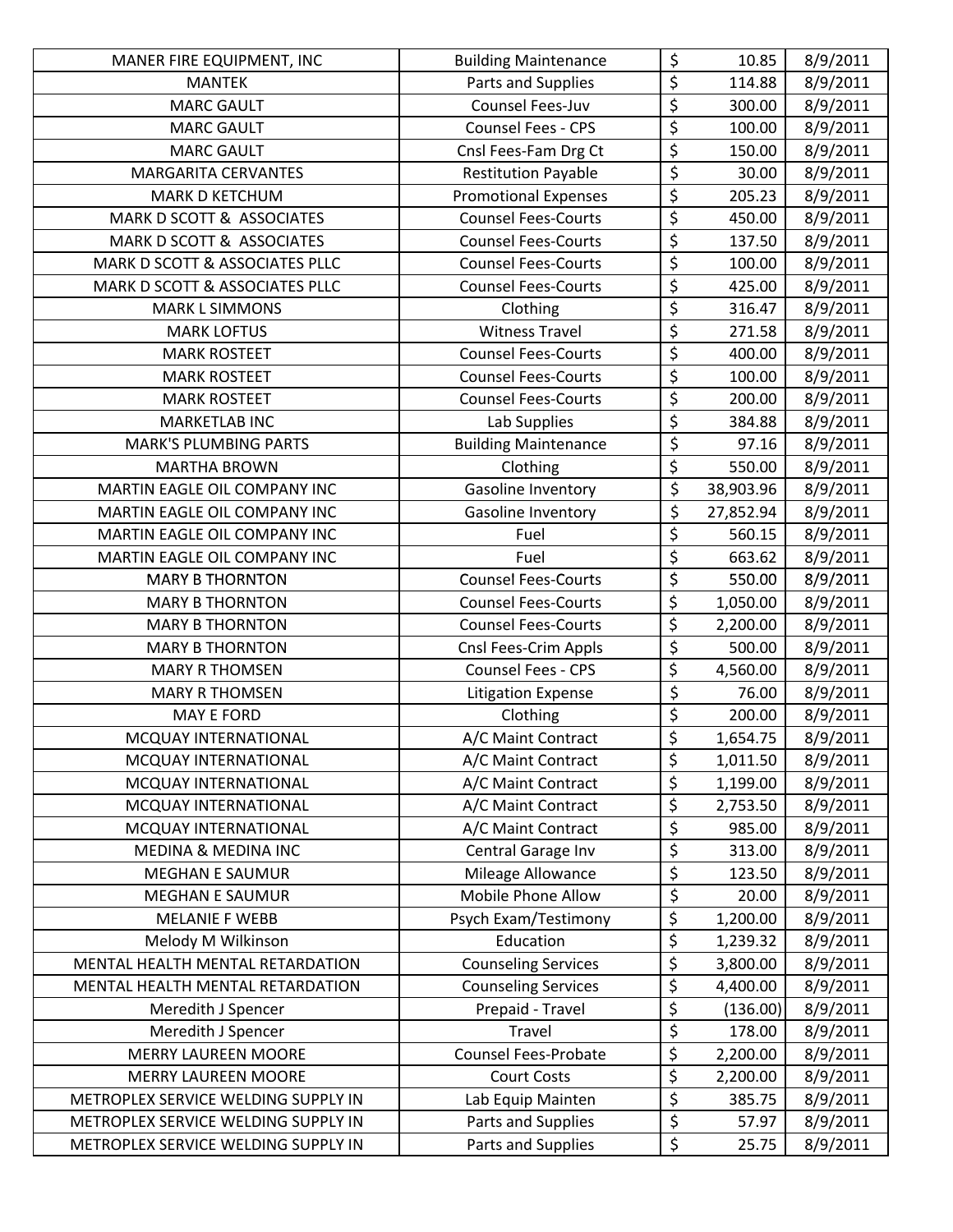| | | | | |
|---|---|---|---|---|
| MANER FIRE EQUIPMENT, INC | Building Maintenance | $ | 10.85 | 8/9/2011 |
| MANTEK | Parts and Supplies | $ | 114.88 | 8/9/2011 |
| MARC GAULT | Counsel Fees-Juv | $ | 300.00 | 8/9/2011 |
| MARC GAULT | Counsel Fees - CPS | $ | 100.00 | 8/9/2011 |
| MARC GAULT | Cnsl Fees-Fam Drg Ct | $ | 150.00 | 8/9/2011 |
| MARGARITA CERVANTES | Restitution Payable | $ | 30.00 | 8/9/2011 |
| MARK D KETCHUM | Promotional Expenses | $ | 205.23 | 8/9/2011 |
| MARK D SCOTT & ASSOCIATES | Counsel Fees-Courts | $ | 450.00 | 8/9/2011 |
| MARK D SCOTT & ASSOCIATES | Counsel Fees-Courts | $ | 137.50 | 8/9/2011 |
| MARK D SCOTT & ASSOCIATES PLLC | Counsel Fees-Courts | $ | 100.00 | 8/9/2011 |
| MARK D SCOTT & ASSOCIATES PLLC | Counsel Fees-Courts | $ | 425.00 | 8/9/2011 |
| MARK L SIMMONS | Clothing | $ | 316.47 | 8/9/2011 |
| MARK LOFTUS | Witness Travel | $ | 271.58 | 8/9/2011 |
| MARK ROSTEET | Counsel Fees-Courts | $ | 400.00 | 8/9/2011 |
| MARK ROSTEET | Counsel Fees-Courts | $ | 100.00 | 8/9/2011 |
| MARK ROSTEET | Counsel Fees-Courts | $ | 200.00 | 8/9/2011 |
| MARKETLAB INC | Lab Supplies | $ | 384.88 | 8/9/2011 |
| MARK'S PLUMBING PARTS | Building Maintenance | $ | 97.16 | 8/9/2011 |
| MARTHA BROWN | Clothing | $ | 550.00 | 8/9/2011 |
| MARTIN EAGLE OIL COMPANY INC | Gasoline Inventory | $ | 38,903.96 | 8/9/2011 |
| MARTIN EAGLE OIL COMPANY INC | Gasoline Inventory | $ | 27,852.94 | 8/9/2011 |
| MARTIN EAGLE OIL COMPANY INC | Fuel | $ | 560.15 | 8/9/2011 |
| MARTIN EAGLE OIL COMPANY INC | Fuel | $ | 663.62 | 8/9/2011 |
| MARY B THORNTON | Counsel Fees-Courts | $ | 550.00 | 8/9/2011 |
| MARY B THORNTON | Counsel Fees-Courts | $ | 1,050.00 | 8/9/2011 |
| MARY B THORNTON | Counsel Fees-Courts | $ | 2,200.00 | 8/9/2011 |
| MARY B THORNTON | Cnsl Fees-Crim Appls | $ | 500.00 | 8/9/2011 |
| MARY R THOMSEN | Counsel Fees - CPS | $ | 4,560.00 | 8/9/2011 |
| MARY R THOMSEN | Litigation Expense | $ | 76.00 | 8/9/2011 |
| MAY E FORD | Clothing | $ | 200.00 | 8/9/2011 |
| MCQUAY INTERNATIONAL | A/C Maint Contract | $ | 1,654.75 | 8/9/2011 |
| MCQUAY INTERNATIONAL | A/C Maint Contract | $ | 1,011.50 | 8/9/2011 |
| MCQUAY INTERNATIONAL | A/C Maint Contract | $ | 1,199.00 | 8/9/2011 |
| MCQUAY INTERNATIONAL | A/C Maint Contract | $ | 2,753.50 | 8/9/2011 |
| MCQUAY INTERNATIONAL | A/C Maint Contract | $ | 985.00 | 8/9/2011 |
| MEDINA & MEDINA INC | Central Garage Inv | $ | 313.00 | 8/9/2011 |
| MEGHAN E SAUMUR | Mileage Allowance | $ | 123.50 | 8/9/2011 |
| MEGHAN E SAUMUR | Mobile Phone Allow | $ | 20.00 | 8/9/2011 |
| MELANIE F WEBB | Psych Exam/Testimony | $ | 1,200.00 | 8/9/2011 |
| Melody M Wilkinson | Education | $ | 1,239.32 | 8/9/2011 |
| MENTAL HEALTH MENTAL RETARDATION | Counseling Services | $ | 3,800.00 | 8/9/2011 |
| MENTAL HEALTH MENTAL RETARDATION | Counseling Services | $ | 4,400.00 | 8/9/2011 |
| Meredith J Spencer | Prepaid - Travel | $ | (136.00) | 8/9/2011 |
| Meredith J Spencer | Travel | $ | 178.00 | 8/9/2011 |
| MERRY LAUREEN MOORE | Counsel Fees-Probate | $ | 2,200.00 | 8/9/2011 |
| MERRY LAUREEN MOORE | Court Costs | $ | 2,200.00 | 8/9/2011 |
| METROPLEX SERVICE WELDING SUPPLY IN | Lab Equip Mainten | $ | 385.75 | 8/9/2011 |
| METROPLEX SERVICE WELDING SUPPLY IN | Parts and Supplies | $ | 57.97 | 8/9/2011 |
| METROPLEX SERVICE WELDING SUPPLY IN | Parts and Supplies | $ | 25.75 | 8/9/2011 |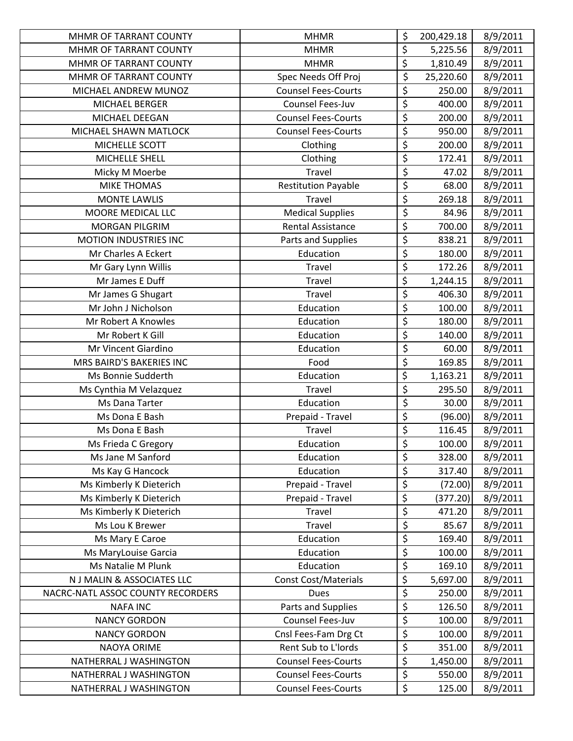| | | | | |
|---|---|---|---|---|
| MHMR OF TARRANT COUNTY | MHMR | $ | 200,429.18 | 8/9/2011 |
| MHMR OF TARRANT COUNTY | MHMR | $ | 5,225.56 | 8/9/2011 |
| MHMR OF TARRANT COUNTY | MHMR | $ | 1,810.49 | 8/9/2011 |
| MHMR OF TARRANT COUNTY | Spec Needs Off Proj | $ | 25,220.60 | 8/9/2011 |
| MICHAEL ANDREW MUNOZ | Counsel Fees-Courts | $ | 250.00 | 8/9/2011 |
| MICHAEL BERGER | Counsel Fees-Juv | $ | 400.00 | 8/9/2011 |
| MICHAEL DEEGAN | Counsel Fees-Courts | $ | 200.00 | 8/9/2011 |
| MICHAEL SHAWN MATLOCK | Counsel Fees-Courts | $ | 950.00 | 8/9/2011 |
| MICHELLE SCOTT | Clothing | $ | 200.00 | 8/9/2011 |
| MICHELLE SHELL | Clothing | $ | 172.41 | 8/9/2011 |
| Micky M Moerbe | Travel | $ | 47.02 | 8/9/2011 |
| MIKE THOMAS | Restitution Payable | $ | 68.00 | 8/9/2011 |
| MONTE LAWLIS | Travel | $ | 269.18 | 8/9/2011 |
| MOORE MEDICAL LLC | Medical Supplies | $ | 84.96 | 8/9/2011 |
| MORGAN PILGRIM | Rental Assistance | $ | 700.00 | 8/9/2011 |
| MOTION INDUSTRIES INC | Parts and Supplies | $ | 838.21 | 8/9/2011 |
| Mr Charles A Eckert | Education | $ | 180.00 | 8/9/2011 |
| Mr Gary Lynn Willis | Travel | $ | 172.26 | 8/9/2011 |
| Mr James E Duff | Travel | $ | 1,244.15 | 8/9/2011 |
| Mr James G Shugart | Travel | $ | 406.30 | 8/9/2011 |
| Mr John J Nicholson | Education | $ | 100.00 | 8/9/2011 |
| Mr Robert A Knowles | Education | $ | 180.00 | 8/9/2011 |
| Mr Robert K Gill | Education | $ | 140.00 | 8/9/2011 |
| Mr Vincent Giardino | Education | $ | 60.00 | 8/9/2011 |
| MRS BAIRD'S BAKERIES INC | Food | $ | 169.85 | 8/9/2011 |
| Ms Bonnie Sudderth | Education | $ | 1,163.21 | 8/9/2011 |
| Ms Cynthia M Velazquez | Travel | $ | 295.50 | 8/9/2011 |
| Ms Dana Tarter | Education | $ | 30.00 | 8/9/2011 |
| Ms Dona E Bash | Prepaid - Travel | $ | (96.00) | 8/9/2011 |
| Ms Dona E Bash | Travel | $ | 116.45 | 8/9/2011 |
| Ms Frieda C Gregory | Education | $ | 100.00 | 8/9/2011 |
| Ms Jane M Sanford | Education | $ | 328.00 | 8/9/2011 |
| Ms Kay G Hancock | Education | $ | 317.40 | 8/9/2011 |
| Ms Kimberly K Dieterich | Prepaid - Travel | $ | (72.00) | 8/9/2011 |
| Ms Kimberly K Dieterich | Prepaid - Travel | $ | (377.20) | 8/9/2011 |
| Ms Kimberly K Dieterich | Travel | $ | 471.20 | 8/9/2011 |
| Ms Lou K Brewer | Travel | $ | 85.67 | 8/9/2011 |
| Ms Mary E Caroe | Education | $ | 169.40 | 8/9/2011 |
| Ms MaryLouise Garcia | Education | $ | 100.00 | 8/9/2011 |
| Ms Natalie M Plunk | Education | $ | 169.10 | 8/9/2011 |
| N J MALIN & ASSOCIATES LLC | Const Cost/Materials | $ | 5,697.00 | 8/9/2011 |
| NACRC-NATL ASSOC COUNTY RECORDERS | Dues | $ | 250.00 | 8/9/2011 |
| NAFA INC | Parts and Supplies | $ | 126.50 | 8/9/2011 |
| NANCY GORDON | Counsel Fees-Juv | $ | 100.00 | 8/9/2011 |
| NANCY GORDON | Cnsl Fees-Fam Drg Ct | $ | 100.00 | 8/9/2011 |
| NAOYA ORIME | Rent Sub to L'lords | $ | 351.00 | 8/9/2011 |
| NATHERRAL J WASHINGTON | Counsel Fees-Courts | $ | 1,450.00 | 8/9/2011 |
| NATHERRAL J WASHINGTON | Counsel Fees-Courts | $ | 550.00 | 8/9/2011 |
| NATHERRAL J WASHINGTON | Counsel Fees-Courts | $ | 125.00 | 8/9/2011 |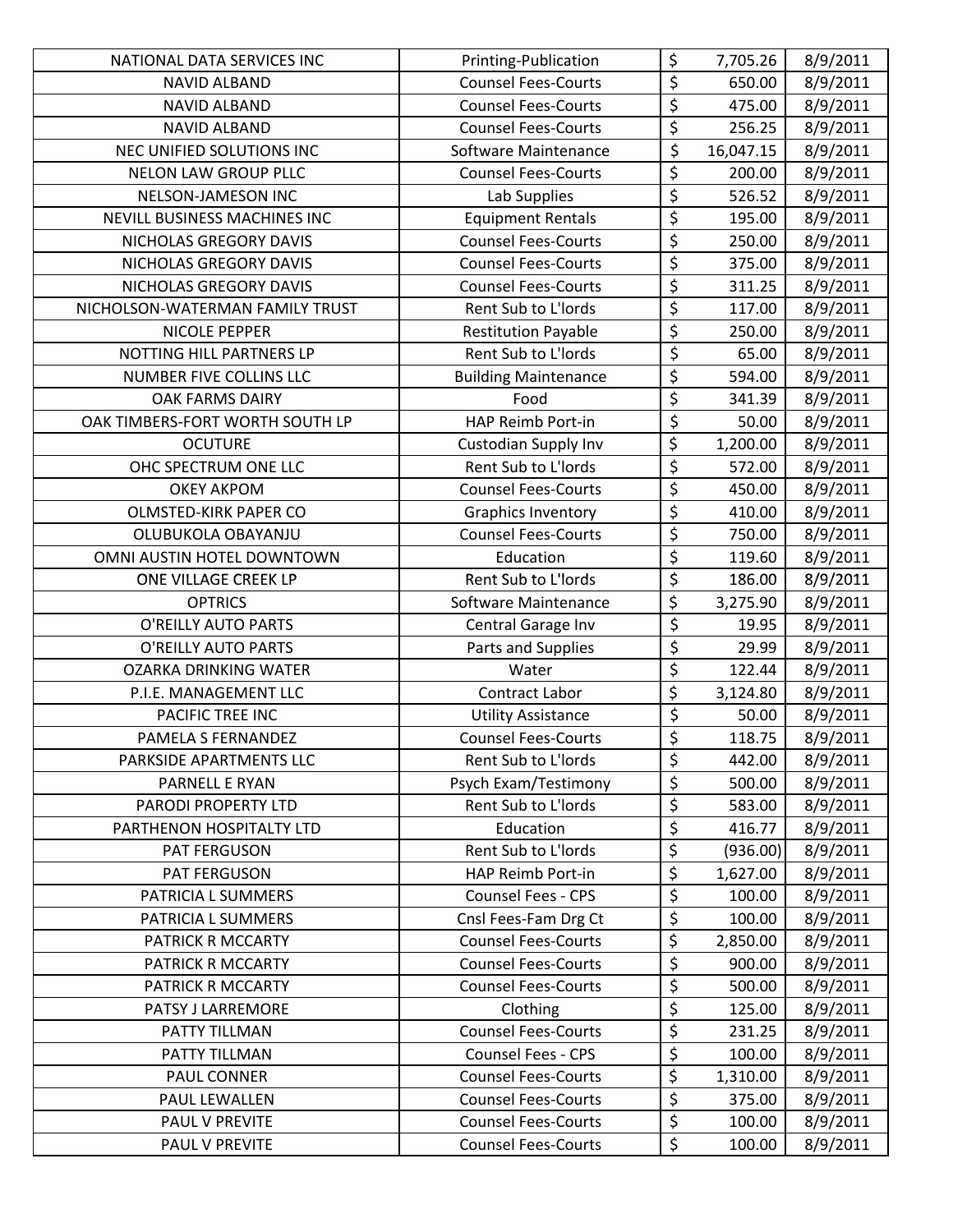| NATIONAL DATA SERVICES INC | Printing-Publication | $ | 7,705.26 | 8/9/2011 |
|---|---|---|---|---|
| NAVID ALBAND | Counsel Fees-Courts | $ | 650.00 | 8/9/2011 |
| NAVID ALBAND | Counsel Fees-Courts | $ | 475.00 | 8/9/2011 |
| NAVID ALBAND | Counsel Fees-Courts | $ | 256.25 | 8/9/2011 |
| NEC UNIFIED SOLUTIONS INC | Software Maintenance | $ | 16,047.15 | 8/9/2011 |
| NELON LAW GROUP PLLC | Counsel Fees-Courts | $ | 200.00 | 8/9/2011 |
| NELSON-JAMESON INC | Lab Supplies | $ | 526.52 | 8/9/2011 |
| NEVILL BUSINESS MACHINES INC | Equipment Rentals | $ | 195.00 | 8/9/2011 |
| NICHOLAS GREGORY DAVIS | Counsel Fees-Courts | $ | 250.00 | 8/9/2011 |
| NICHOLAS GREGORY DAVIS | Counsel Fees-Courts | $ | 375.00 | 8/9/2011 |
| NICHOLAS GREGORY DAVIS | Counsel Fees-Courts | $ | 311.25 | 8/9/2011 |
| NICHOLSON-WATERMAN FAMILY TRUST | Rent Sub to L'lords | $ | 117.00 | 8/9/2011 |
| NICOLE PEPPER | Restitution Payable | $ | 250.00 | 8/9/2011 |
| NOTTING HILL PARTNERS LP | Rent Sub to L'lords | $ | 65.00 | 8/9/2011 |
| NUMBER FIVE COLLINS LLC | Building Maintenance | $ | 594.00 | 8/9/2011 |
| OAK FARMS DAIRY | Food | $ | 341.39 | 8/9/2011 |
| OAK TIMBERS-FORT WORTH SOUTH LP | HAP Reimb Port-in | $ | 50.00 | 8/9/2011 |
| OCUTURE | Custodian Supply Inv | $ | 1,200.00 | 8/9/2011 |
| OHC SPECTRUM ONE LLC | Rent Sub to L'lords | $ | 572.00 | 8/9/2011 |
| OKEY AKPOM | Counsel Fees-Courts | $ | 450.00 | 8/9/2011 |
| OLMSTED-KIRK PAPER CO | Graphics Inventory | $ | 410.00 | 8/9/2011 |
| OLUBUKOLA OBAYANJU | Counsel Fees-Courts | $ | 750.00 | 8/9/2011 |
| OMNI AUSTIN HOTEL DOWNTOWN | Education | $ | 119.60 | 8/9/2011 |
| ONE VILLAGE CREEK LP | Rent Sub to L'lords | $ | 186.00 | 8/9/2011 |
| OPTRICS | Software Maintenance | $ | 3,275.90 | 8/9/2011 |
| O'REILLY AUTO PARTS | Central Garage Inv | $ | 19.95 | 8/9/2011 |
| O'REILLY AUTO PARTS | Parts and Supplies | $ | 29.99 | 8/9/2011 |
| OZARKA DRINKING WATER | Water | $ | 122.44 | 8/9/2011 |
| P.I.E. MANAGEMENT LLC | Contract Labor | $ | 3,124.80 | 8/9/2011 |
| PACIFIC TREE INC | Utility Assistance | $ | 50.00 | 8/9/2011 |
| PAMELA S FERNANDEZ | Counsel Fees-Courts | $ | 118.75 | 8/9/2011 |
| PARKSIDE APARTMENTS LLC | Rent Sub to L'lords | $ | 442.00 | 8/9/2011 |
| PARNELL E RYAN | Psych Exam/Testimony | $ | 500.00 | 8/9/2011 |
| PARODI PROPERTY LTD | Rent Sub to L'lords | $ | 583.00 | 8/9/2011 |
| PARTHENON HOSPITALTY LTD | Education | $ | 416.77 | 8/9/2011 |
| PAT FERGUSON | Rent Sub to L'lords | $ | (936.00) | 8/9/2011 |
| PAT FERGUSON | HAP Reimb Port-in | $ | 1,627.00 | 8/9/2011 |
| PATRICIA L SUMMERS | Counsel Fees - CPS | $ | 100.00 | 8/9/2011 |
| PATRICIA L SUMMERS | Cnsl Fees-Fam Drg Ct | $ | 100.00 | 8/9/2011 |
| PATRICK R MCCARTY | Counsel Fees-Courts | $ | 2,850.00 | 8/9/2011 |
| PATRICK R MCCARTY | Counsel Fees-Courts | $ | 900.00 | 8/9/2011 |
| PATRICK R MCCARTY | Counsel Fees-Courts | $ | 500.00 | 8/9/2011 |
| PATSY J LARREMORE | Clothing | $ | 125.00 | 8/9/2011 |
| PATTY TILLMAN | Counsel Fees-Courts | $ | 231.25 | 8/9/2011 |
| PATTY TILLMAN | Counsel Fees - CPS | $ | 100.00 | 8/9/2011 |
| PAUL CONNER | Counsel Fees-Courts | $ | 1,310.00 | 8/9/2011 |
| PAUL LEWALLEN | Counsel Fees-Courts | $ | 375.00 | 8/9/2011 |
| PAUL V PREVITE | Counsel Fees-Courts | $ | 100.00 | 8/9/2011 |
| PAUL V PREVITE | Counsel Fees-Courts | $ | 100.00 | 8/9/2011 |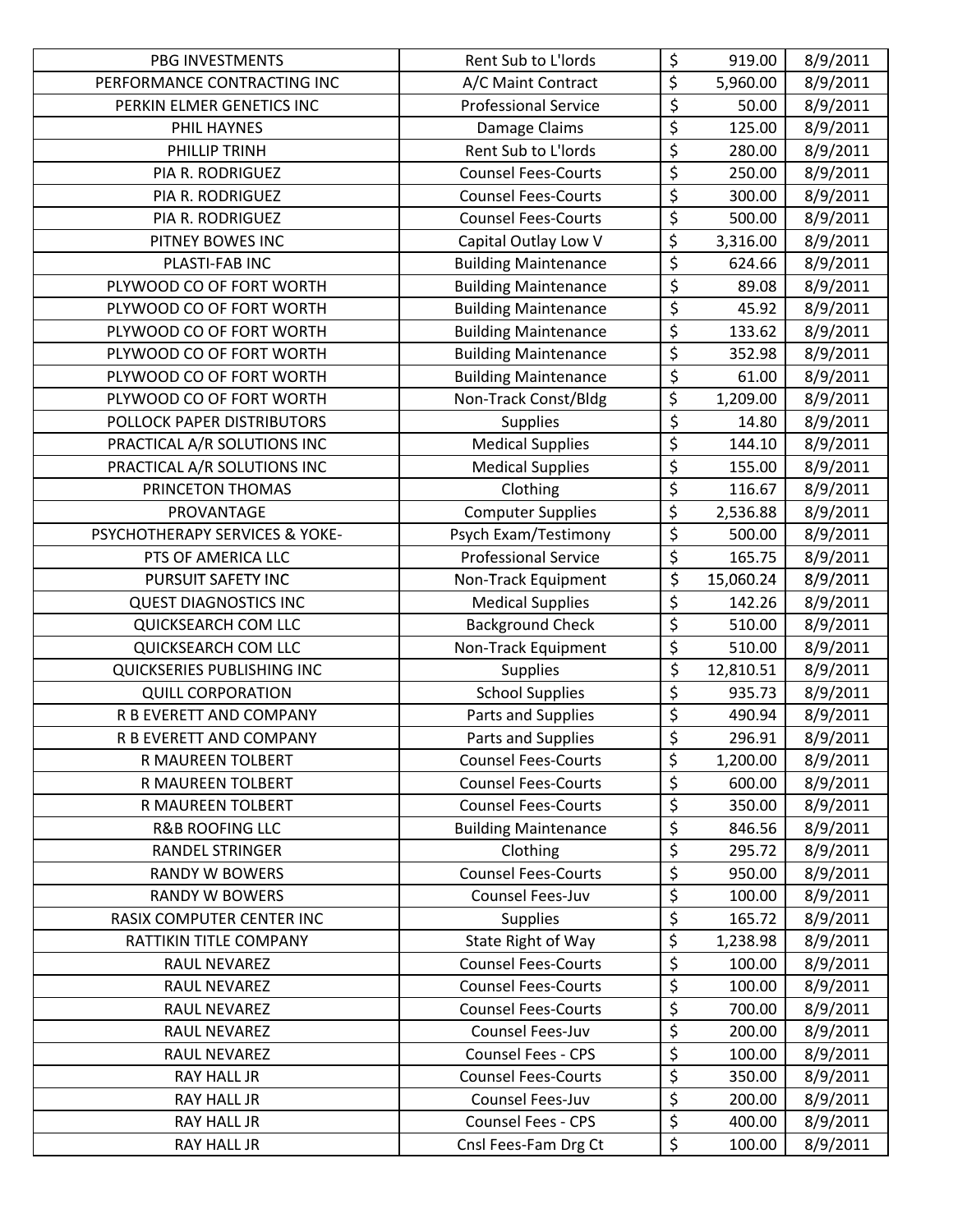| PBG INVESTMENTS | Rent Sub to L'lords | $ | 919.00 | 8/9/2011 |
|---|---|---|---|---|
| PERFORMANCE CONTRACTING INC | A/C Maint Contract | $ | 5,960.00 | 8/9/2011 |
| PERKIN ELMER GENETICS INC | Professional Service | $ | 50.00 | 8/9/2011 |
| PHIL HAYNES | Damage Claims | $ | 125.00 | 8/9/2011 |
| PHILLIP TRINH | Rent Sub to L'lords | $ | 280.00 | 8/9/2011 |
| PIA R. RODRIGUEZ | Counsel Fees-Courts | $ | 250.00 | 8/9/2011 |
| PIA R. RODRIGUEZ | Counsel Fees-Courts | $ | 300.00 | 8/9/2011 |
| PIA R. RODRIGUEZ | Counsel Fees-Courts | $ | 500.00 | 8/9/2011 |
| PITNEY BOWES INC | Capital Outlay Low V | $ | 3,316.00 | 8/9/2011 |
| PLASTI-FAB INC | Building Maintenance | $ | 624.66 | 8/9/2011 |
| PLYWOOD CO OF FORT WORTH | Building Maintenance | $ | 89.08 | 8/9/2011 |
| PLYWOOD CO OF FORT WORTH | Building Maintenance | $ | 45.92 | 8/9/2011 |
| PLYWOOD CO OF FORT WORTH | Building Maintenance | $ | 133.62 | 8/9/2011 |
| PLYWOOD CO OF FORT WORTH | Building Maintenance | $ | 352.98 | 8/9/2011 |
| PLYWOOD CO OF FORT WORTH | Building Maintenance | $ | 61.00 | 8/9/2011 |
| PLYWOOD CO OF FORT WORTH | Non-Track Const/Bldg | $ | 1,209.00 | 8/9/2011 |
| POLLOCK PAPER DISTRIBUTORS | Supplies | $ | 14.80 | 8/9/2011 |
| PRACTICAL A/R SOLUTIONS INC | Medical Supplies | $ | 144.10 | 8/9/2011 |
| PRACTICAL A/R SOLUTIONS INC | Medical Supplies | $ | 155.00 | 8/9/2011 |
| PRINCETON THOMAS | Clothing | $ | 116.67 | 8/9/2011 |
| PROVANTAGE | Computer Supplies | $ | 2,536.88 | 8/9/2011 |
| PSYCHOTHERAPY SERVICES & YOKE- | Psych Exam/Testimony | $ | 500.00 | 8/9/2011 |
| PTS OF AMERICA LLC | Professional Service | $ | 165.75 | 8/9/2011 |
| PURSUIT SAFETY INC | Non-Track Equipment | $ | 15,060.24 | 8/9/2011 |
| QUEST DIAGNOSTICS INC | Medical Supplies | $ | 142.26 | 8/9/2011 |
| QUICKSEARCH COM LLC | Background Check | $ | 510.00 | 8/9/2011 |
| QUICKSEARCH COM LLC | Non-Track Equipment | $ | 510.00 | 8/9/2011 |
| QUICKSERIES PUBLISHING INC | Supplies | $ | 12,810.51 | 8/9/2011 |
| QUILL CORPORATION | School Supplies | $ | 935.73 | 8/9/2011 |
| R B EVERETT AND COMPANY | Parts and Supplies | $ | 490.94 | 8/9/2011 |
| R B EVERETT AND COMPANY | Parts and Supplies | $ | 296.91 | 8/9/2011 |
| R MAUREEN TOLBERT | Counsel Fees-Courts | $ | 1,200.00 | 8/9/2011 |
| R MAUREEN TOLBERT | Counsel Fees-Courts | $ | 600.00 | 8/9/2011 |
| R MAUREEN TOLBERT | Counsel Fees-Courts | $ | 350.00 | 8/9/2011 |
| R&B ROOFING LLC | Building Maintenance | $ | 846.56 | 8/9/2011 |
| RANDEL STRINGER | Clothing | $ | 295.72 | 8/9/2011 |
| RANDY W BOWERS | Counsel Fees-Courts | $ | 950.00 | 8/9/2011 |
| RANDY W BOWERS | Counsel Fees-Juv | $ | 100.00 | 8/9/2011 |
| RASIX COMPUTER CENTER INC | Supplies | $ | 165.72 | 8/9/2011 |
| RATTIKIN TITLE COMPANY | State Right of Way | $ | 1,238.98 | 8/9/2011 |
| RAUL NEVAREZ | Counsel Fees-Courts | $ | 100.00 | 8/9/2011 |
| RAUL NEVAREZ | Counsel Fees-Courts | $ | 100.00 | 8/9/2011 |
| RAUL NEVAREZ | Counsel Fees-Courts | $ | 700.00 | 8/9/2011 |
| RAUL NEVAREZ | Counsel Fees-Juv | $ | 200.00 | 8/9/2011 |
| RAUL NEVAREZ | Counsel Fees - CPS | $ | 100.00 | 8/9/2011 |
| RAY HALL JR | Counsel Fees-Courts | $ | 350.00 | 8/9/2011 |
| RAY HALL JR | Counsel Fees-Juv | $ | 200.00 | 8/9/2011 |
| RAY HALL JR | Counsel Fees - CPS | $ | 400.00 | 8/9/2011 |
| RAY HALL JR | Cnsl Fees-Fam Drg Ct | $ | 100.00 | 8/9/2011 |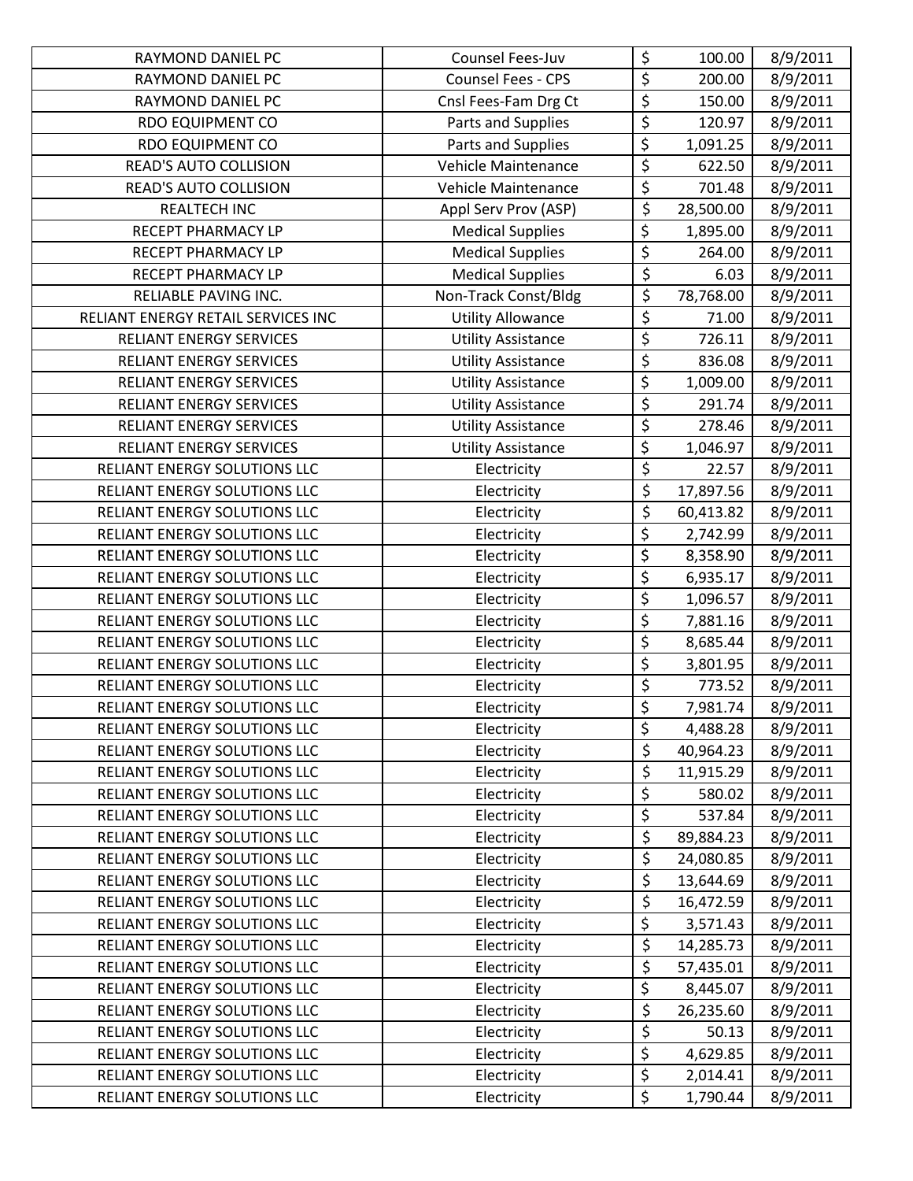| | | | |
|---|---|---|---|
| RAYMOND DANIEL PC | Counsel Fees-Juv | $ 100.00 | 8/9/2011 |
| RAYMOND DANIEL PC | Counsel Fees - CPS | $ 200.00 | 8/9/2011 |
| RAYMOND DANIEL PC | Cnsl Fees-Fam Drg Ct | $ 150.00 | 8/9/2011 |
| RDO EQUIPMENT CO | Parts and Supplies | $ 120.97 | 8/9/2011 |
| RDO EQUIPMENT CO | Parts and Supplies | $ 1,091.25 | 8/9/2011 |
| READ'S AUTO COLLISION | Vehicle Maintenance | $ 622.50 | 8/9/2011 |
| READ'S AUTO COLLISION | Vehicle Maintenance | $ 701.48 | 8/9/2011 |
| REALTECH INC | Appl Serv Prov (ASP) | $ 28,500.00 | 8/9/2011 |
| RECEPT PHARMACY LP | Medical Supplies | $ 1,895.00 | 8/9/2011 |
| RECEPT PHARMACY LP | Medical Supplies | $ 264.00 | 8/9/2011 |
| RECEPT PHARMACY LP | Medical Supplies | $ 6.03 | 8/9/2011 |
| RELIABLE PAVING INC. | Non-Track Const/Bldg | $ 78,768.00 | 8/9/2011 |
| RELIANT ENERGY RETAIL SERVICES INC | Utility Allowance | $ 71.00 | 8/9/2011 |
| RELIANT ENERGY SERVICES | Utility Assistance | $ 726.11 | 8/9/2011 |
| RELIANT ENERGY SERVICES | Utility Assistance | $ 836.08 | 8/9/2011 |
| RELIANT ENERGY SERVICES | Utility Assistance | $ 1,009.00 | 8/9/2011 |
| RELIANT ENERGY SERVICES | Utility Assistance | $ 291.74 | 8/9/2011 |
| RELIANT ENERGY SERVICES | Utility Assistance | $ 278.46 | 8/9/2011 |
| RELIANT ENERGY SERVICES | Utility Assistance | $ 1,046.97 | 8/9/2011 |
| RELIANT ENERGY SOLUTIONS LLC | Electricity | $ 22.57 | 8/9/2011 |
| RELIANT ENERGY SOLUTIONS LLC | Electricity | $ 17,897.56 | 8/9/2011 |
| RELIANT ENERGY SOLUTIONS LLC | Electricity | $ 60,413.82 | 8/9/2011 |
| RELIANT ENERGY SOLUTIONS LLC | Electricity | $ 2,742.99 | 8/9/2011 |
| RELIANT ENERGY SOLUTIONS LLC | Electricity | $ 8,358.90 | 8/9/2011 |
| RELIANT ENERGY SOLUTIONS LLC | Electricity | $ 6,935.17 | 8/9/2011 |
| RELIANT ENERGY SOLUTIONS LLC | Electricity | $ 1,096.57 | 8/9/2011 |
| RELIANT ENERGY SOLUTIONS LLC | Electricity | $ 7,881.16 | 8/9/2011 |
| RELIANT ENERGY SOLUTIONS LLC | Electricity | $ 8,685.44 | 8/9/2011 |
| RELIANT ENERGY SOLUTIONS LLC | Electricity | $ 3,801.95 | 8/9/2011 |
| RELIANT ENERGY SOLUTIONS LLC | Electricity | $ 773.52 | 8/9/2011 |
| RELIANT ENERGY SOLUTIONS LLC | Electricity | $ 7,981.74 | 8/9/2011 |
| RELIANT ENERGY SOLUTIONS LLC | Electricity | $ 4,488.28 | 8/9/2011 |
| RELIANT ENERGY SOLUTIONS LLC | Electricity | $ 40,964.23 | 8/9/2011 |
| RELIANT ENERGY SOLUTIONS LLC | Electricity | $ 11,915.29 | 8/9/2011 |
| RELIANT ENERGY SOLUTIONS LLC | Electricity | $ 580.02 | 8/9/2011 |
| RELIANT ENERGY SOLUTIONS LLC | Electricity | $ 537.84 | 8/9/2011 |
| RELIANT ENERGY SOLUTIONS LLC | Electricity | $ 89,884.23 | 8/9/2011 |
| RELIANT ENERGY SOLUTIONS LLC | Electricity | $ 24,080.85 | 8/9/2011 |
| RELIANT ENERGY SOLUTIONS LLC | Electricity | $ 13,644.69 | 8/9/2011 |
| RELIANT ENERGY SOLUTIONS LLC | Electricity | $ 16,472.59 | 8/9/2011 |
| RELIANT ENERGY SOLUTIONS LLC | Electricity | $ 3,571.43 | 8/9/2011 |
| RELIANT ENERGY SOLUTIONS LLC | Electricity | $ 14,285.73 | 8/9/2011 |
| RELIANT ENERGY SOLUTIONS LLC | Electricity | $ 57,435.01 | 8/9/2011 |
| RELIANT ENERGY SOLUTIONS LLC | Electricity | $ 8,445.07 | 8/9/2011 |
| RELIANT ENERGY SOLUTIONS LLC | Electricity | $ 26,235.60 | 8/9/2011 |
| RELIANT ENERGY SOLUTIONS LLC | Electricity | $ 50.13 | 8/9/2011 |
| RELIANT ENERGY SOLUTIONS LLC | Electricity | $ 4,629.85 | 8/9/2011 |
| RELIANT ENERGY SOLUTIONS LLC | Electricity | $ 2,014.41 | 8/9/2011 |
| RELIANT ENERGY SOLUTIONS LLC | Electricity | $ 1,790.44 | 8/9/2011 |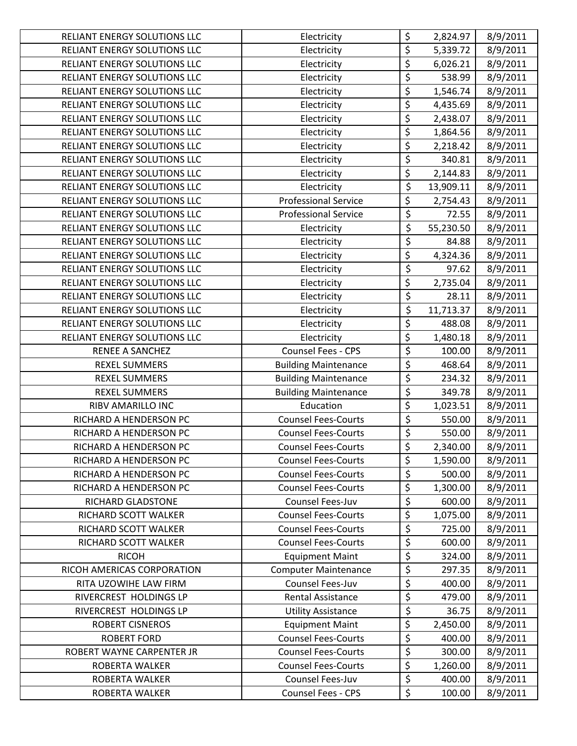| | | | | |
|---|---|---|---|---|
| RELIANT ENERGY SOLUTIONS LLC | Electricity | $ | 2,824.97 | 8/9/2011 |
| RELIANT ENERGY SOLUTIONS LLC | Electricity | $ | 5,339.72 | 8/9/2011 |
| RELIANT ENERGY SOLUTIONS LLC | Electricity | $ | 6,026.21 | 8/9/2011 |
| RELIANT ENERGY SOLUTIONS LLC | Electricity | $ | 538.99 | 8/9/2011 |
| RELIANT ENERGY SOLUTIONS LLC | Electricity | $ | 1,546.74 | 8/9/2011 |
| RELIANT ENERGY SOLUTIONS LLC | Electricity | $ | 4,435.69 | 8/9/2011 |
| RELIANT ENERGY SOLUTIONS LLC | Electricity | $ | 2,438.07 | 8/9/2011 |
| RELIANT ENERGY SOLUTIONS LLC | Electricity | $ | 1,864.56 | 8/9/2011 |
| RELIANT ENERGY SOLUTIONS LLC | Electricity | $ | 2,218.42 | 8/9/2011 |
| RELIANT ENERGY SOLUTIONS LLC | Electricity | $ | 340.81 | 8/9/2011 |
| RELIANT ENERGY SOLUTIONS LLC | Electricity | $ | 2,144.83 | 8/9/2011 |
| RELIANT ENERGY SOLUTIONS LLC | Electricity | $ | 13,909.11 | 8/9/2011 |
| RELIANT ENERGY SOLUTIONS LLC | Professional Service | $ | 2,754.43 | 8/9/2011 |
| RELIANT ENERGY SOLUTIONS LLC | Professional Service | $ | 72.55 | 8/9/2011 |
| RELIANT ENERGY SOLUTIONS LLC | Electricity | $ | 55,230.50 | 8/9/2011 |
| RELIANT ENERGY SOLUTIONS LLC | Electricity | $ | 84.88 | 8/9/2011 |
| RELIANT ENERGY SOLUTIONS LLC | Electricity | $ | 4,324.36 | 8/9/2011 |
| RELIANT ENERGY SOLUTIONS LLC | Electricity | $ | 97.62 | 8/9/2011 |
| RELIANT ENERGY SOLUTIONS LLC | Electricity | $ | 2,735.04 | 8/9/2011 |
| RELIANT ENERGY SOLUTIONS LLC | Electricity | $ | 28.11 | 8/9/2011 |
| RELIANT ENERGY SOLUTIONS LLC | Electricity | $ | 11,713.37 | 8/9/2011 |
| RELIANT ENERGY SOLUTIONS LLC | Electricity | $ | 488.08 | 8/9/2011 |
| RELIANT ENERGY SOLUTIONS LLC | Electricity | $ | 1,480.18 | 8/9/2011 |
| RENEE A SANCHEZ | Counsel Fees - CPS | $ | 100.00 | 8/9/2011 |
| REXEL SUMMERS | Building Maintenance | $ | 468.64 | 8/9/2011 |
| REXEL SUMMERS | Building Maintenance | $ | 234.32 | 8/9/2011 |
| REXEL SUMMERS | Building Maintenance | $ | 349.78 | 8/9/2011 |
| RIBV AMARILLO INC | Education | $ | 1,023.51 | 8/9/2011 |
| RICHARD A HENDERSON PC | Counsel Fees-Courts | $ | 550.00 | 8/9/2011 |
| RICHARD A HENDERSON PC | Counsel Fees-Courts | $ | 550.00 | 8/9/2011 |
| RICHARD A HENDERSON PC | Counsel Fees-Courts | $ | 2,340.00 | 8/9/2011 |
| RICHARD A HENDERSON PC | Counsel Fees-Courts | $ | 1,590.00 | 8/9/2011 |
| RICHARD A HENDERSON PC | Counsel Fees-Courts | $ | 500.00 | 8/9/2011 |
| RICHARD A HENDERSON PC | Counsel Fees-Courts | $ | 1,300.00 | 8/9/2011 |
| RICHARD GLADSTONE | Counsel Fees-Juv | $ | 600.00 | 8/9/2011 |
| RICHARD SCOTT WALKER | Counsel Fees-Courts | $ | 1,075.00 | 8/9/2011 |
| RICHARD SCOTT WALKER | Counsel Fees-Courts | $ | 725.00 | 8/9/2011 |
| RICHARD SCOTT WALKER | Counsel Fees-Courts | $ | 600.00 | 8/9/2011 |
| RICOH | Equipment Maint | $ | 324.00 | 8/9/2011 |
| RICOH AMERICAS CORPORATION | Computer Maintenance | $ | 297.35 | 8/9/2011 |
| RITA UZOWIHE LAW FIRM | Counsel Fees-Juv | $ | 400.00 | 8/9/2011 |
| RIVERCREST HOLDINGS LP | Rental Assistance | $ | 479.00 | 8/9/2011 |
| RIVERCREST HOLDINGS LP | Utility Assistance | $ | 36.75 | 8/9/2011 |
| ROBERT CISNEROS | Equipment Maint | $ | 2,450.00 | 8/9/2011 |
| ROBERT FORD | Counsel Fees-Courts | $ | 400.00 | 8/9/2011 |
| ROBERT WAYNE CARPENTER JR | Counsel Fees-Courts | $ | 300.00 | 8/9/2011 |
| ROBERTA WALKER | Counsel Fees-Courts | $ | 1,260.00 | 8/9/2011 |
| ROBERTA WALKER | Counsel Fees-Juv | $ | 400.00 | 8/9/2011 |
| ROBERTA WALKER | Counsel Fees - CPS | $ | 100.00 | 8/9/2011 |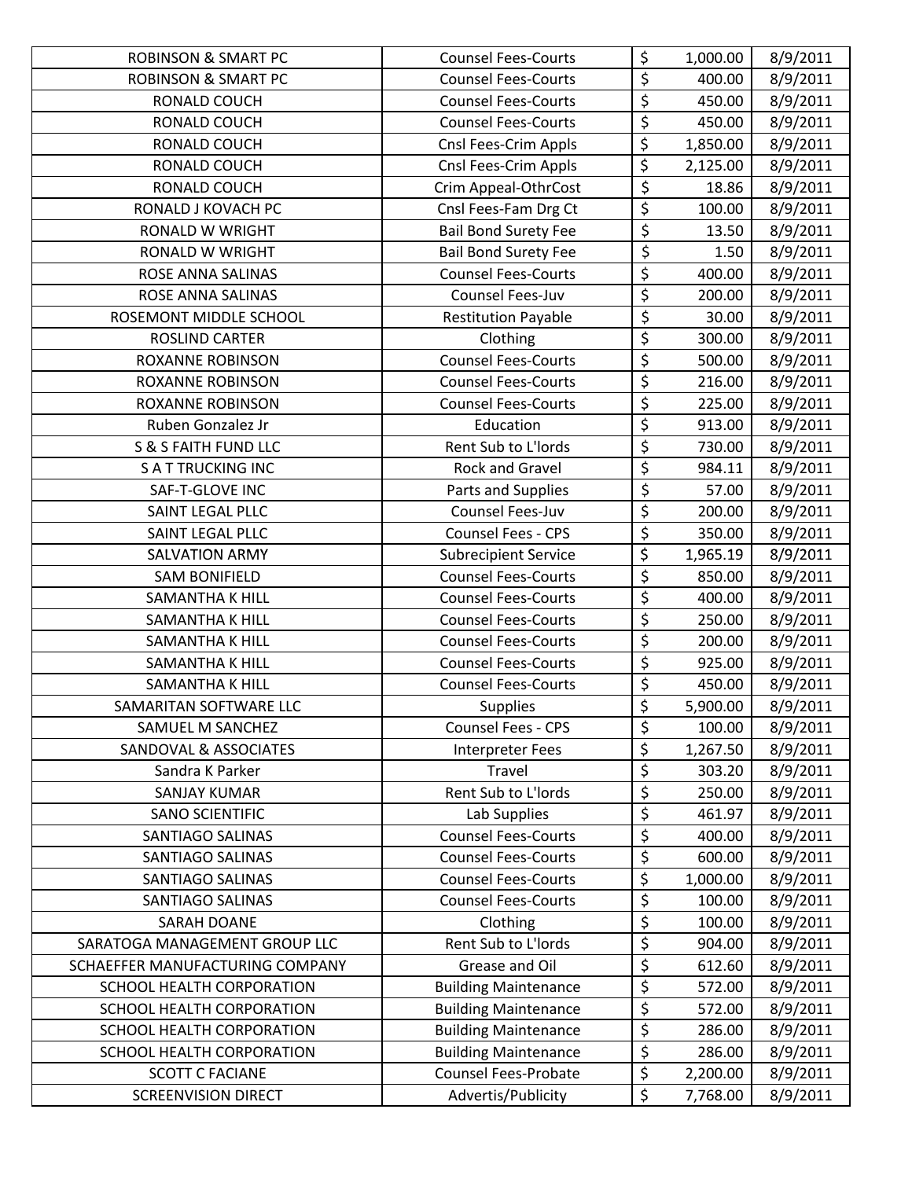| ROBINSON & SMART PC | Counsel Fees-Courts | $ | 1,000.00 | 8/9/2011 |
|---|---|---|---|---|
| ROBINSON & SMART PC | Counsel Fees-Courts | $ | 400.00 | 8/9/2011 |
| RONALD COUCH | Counsel Fees-Courts | $ | 450.00 | 8/9/2011 |
| RONALD COUCH | Counsel Fees-Courts | $ | 450.00 | 8/9/2011 |
| RONALD COUCH | Cnsl Fees-Crim Appls | $ | 1,850.00 | 8/9/2011 |
| RONALD COUCH | Cnsl Fees-Crim Appls | $ | 2,125.00 | 8/9/2011 |
| RONALD COUCH | Crim Appeal-OthrCost | $ | 18.86 | 8/9/2011 |
| RONALD J KOVACH PC | Cnsl Fees-Fam Drg Ct | $ | 100.00 | 8/9/2011 |
| RONALD W WRIGHT | Bail Bond Surety Fee | $ | 13.50 | 8/9/2011 |
| RONALD W WRIGHT | Bail Bond Surety Fee | $ | 1.50 | 8/9/2011 |
| ROSE ANNA SALINAS | Counsel Fees-Courts | $ | 400.00 | 8/9/2011 |
| ROSE ANNA SALINAS | Counsel Fees-Juv | $ | 200.00 | 8/9/2011 |
| ROSEMONT MIDDLE SCHOOL | Restitution Payable | $ | 30.00 | 8/9/2011 |
| ROSLIND CARTER | Clothing | $ | 300.00 | 8/9/2011 |
| ROXANNE ROBINSON | Counsel Fees-Courts | $ | 500.00 | 8/9/2011 |
| ROXANNE ROBINSON | Counsel Fees-Courts | $ | 216.00 | 8/9/2011 |
| ROXANNE ROBINSON | Counsel Fees-Courts | $ | 225.00 | 8/9/2011 |
| Ruben Gonzalez Jr | Education | $ | 913.00 | 8/9/2011 |
| S & S FAITH FUND LLC | Rent Sub to L'lords | $ | 730.00 | 8/9/2011 |
| S A T TRUCKING INC | Rock and Gravel | $ | 984.11 | 8/9/2011 |
| SAF-T-GLOVE INC | Parts and Supplies | $ | 57.00 | 8/9/2011 |
| SAINT LEGAL PLLC | Counsel Fees-Juv | $ | 200.00 | 8/9/2011 |
| SAINT LEGAL PLLC | Counsel Fees - CPS | $ | 350.00 | 8/9/2011 |
| SALVATION ARMY | Subrecipient Service | $ | 1,965.19 | 8/9/2011 |
| SAM BONIFIELD | Counsel Fees-Courts | $ | 850.00 | 8/9/2011 |
| SAMANTHA K HILL | Counsel Fees-Courts | $ | 400.00 | 8/9/2011 |
| SAMANTHA K HILL | Counsel Fees-Courts | $ | 250.00 | 8/9/2011 |
| SAMANTHA K HILL | Counsel Fees-Courts | $ | 200.00 | 8/9/2011 |
| SAMANTHA K HILL | Counsel Fees-Courts | $ | 925.00 | 8/9/2011 |
| SAMANTHA K HILL | Counsel Fees-Courts | $ | 450.00 | 8/9/2011 |
| SAMARITAN SOFTWARE LLC | Supplies | $ | 5,900.00 | 8/9/2011 |
| SAMUEL M SANCHEZ | Counsel Fees - CPS | $ | 100.00 | 8/9/2011 |
| SANDOVAL & ASSOCIATES | Interpreter Fees | $ | 1,267.50 | 8/9/2011 |
| Sandra K Parker | Travel | $ | 303.20 | 8/9/2011 |
| SANJAY KUMAR | Rent Sub to L'lords | $ | 250.00 | 8/9/2011 |
| SANO SCIENTIFIC | Lab Supplies | $ | 461.97 | 8/9/2011 |
| SANTIAGO SALINAS | Counsel Fees-Courts | $ | 400.00 | 8/9/2011 |
| SANTIAGO SALINAS | Counsel Fees-Courts | $ | 600.00 | 8/9/2011 |
| SANTIAGO SALINAS | Counsel Fees-Courts | $ | 1,000.00 | 8/9/2011 |
| SANTIAGO SALINAS | Counsel Fees-Courts | $ | 100.00 | 8/9/2011 |
| SARAH DOANE | Clothing | $ | 100.00 | 8/9/2011 |
| SARATOGA MANAGEMENT GROUP LLC | Rent Sub to L'lords | $ | 904.00 | 8/9/2011 |
| SCHAEFFER MANUFACTURING COMPANY | Grease and Oil | $ | 612.60 | 8/9/2011 |
| SCHOOL HEALTH CORPORATION | Building Maintenance | $ | 572.00 | 8/9/2011 |
| SCHOOL HEALTH CORPORATION | Building Maintenance | $ | 572.00 | 8/9/2011 |
| SCHOOL HEALTH CORPORATION | Building Maintenance | $ | 286.00 | 8/9/2011 |
| SCHOOL HEALTH CORPORATION | Building Maintenance | $ | 286.00 | 8/9/2011 |
| SCOTT C FACIANE | Counsel Fees-Probate | $ | 2,200.00 | 8/9/2011 |
| SCREENVISION DIRECT | Advertis/Publicity | $ | 7,768.00 | 8/9/2011 |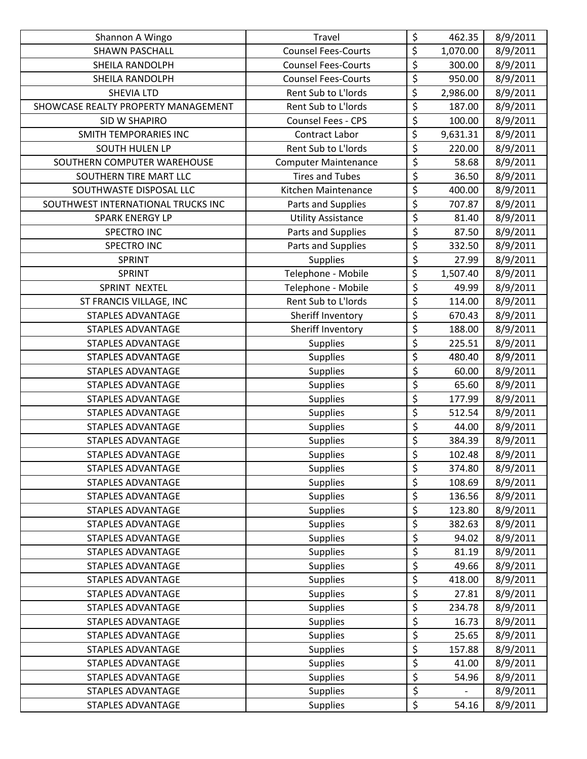| Shannon A Wingo | Travel | $ | 462.35 | 8/9/2011 |
|---|---|---|---|---|
| SHAWN PASCHALL | Counsel Fees-Courts | $ | 1,070.00 | 8/9/2011 |
| SHEILA RANDOLPH | Counsel Fees-Courts | $ | 300.00 | 8/9/2011 |
| SHEILA RANDOLPH | Counsel Fees-Courts | $ | 950.00 | 8/9/2011 |
| SHEVIA LTD | Rent Sub to L'lords | $ | 2,986.00 | 8/9/2011 |
| SHOWCASE REALTY PROPERTY MANAGEMENT | Rent Sub to L'lords | $ | 187.00 | 8/9/2011 |
| SID W SHAPIRO | Counsel Fees - CPS | $ | 100.00 | 8/9/2011 |
| SMITH TEMPORARIES INC | Contract Labor | $ | 9,631.31 | 8/9/2011 |
| SOUTH HULEN LP | Rent Sub to L'lords | $ | 220.00 | 8/9/2011 |
| SOUTHERN COMPUTER WAREHOUSE | Computer Maintenance | $ | 58.68 | 8/9/2011 |
| SOUTHERN TIRE MART LLC | Tires and Tubes | $ | 36.50 | 8/9/2011 |
| SOUTHWASTE DISPOSAL LLC | Kitchen Maintenance | $ | 400.00 | 8/9/2011 |
| SOUTHWEST INTERNATIONAL TRUCKS INC | Parts and Supplies | $ | 707.87 | 8/9/2011 |
| SPARK ENERGY LP | Utility Assistance | $ | 81.40 | 8/9/2011 |
| SPECTRO INC | Parts and Supplies | $ | 87.50 | 8/9/2011 |
| SPECTRO INC | Parts and Supplies | $ | 332.50 | 8/9/2011 |
| SPRINT | Supplies | $ | 27.99 | 8/9/2011 |
| SPRINT | Telephone - Mobile | $ | 1,507.40 | 8/9/2011 |
| SPRINT NEXTEL | Telephone - Mobile | $ | 49.99 | 8/9/2011 |
| ST FRANCIS VILLAGE, INC | Rent Sub to L'lords | $ | 114.00 | 8/9/2011 |
| STAPLES ADVANTAGE | Sheriff Inventory | $ | 670.43 | 8/9/2011 |
| STAPLES ADVANTAGE | Sheriff Inventory | $ | 188.00 | 8/9/2011 |
| STAPLES ADVANTAGE | Supplies | $ | 225.51 | 8/9/2011 |
| STAPLES ADVANTAGE | Supplies | $ | 480.40 | 8/9/2011 |
| STAPLES ADVANTAGE | Supplies | $ | 60.00 | 8/9/2011 |
| STAPLES ADVANTAGE | Supplies | $ | 65.60 | 8/9/2011 |
| STAPLES ADVANTAGE | Supplies | $ | 177.99 | 8/9/2011 |
| STAPLES ADVANTAGE | Supplies | $ | 512.54 | 8/9/2011 |
| STAPLES ADVANTAGE | Supplies | $ | 44.00 | 8/9/2011 |
| STAPLES ADVANTAGE | Supplies | $ | 384.39 | 8/9/2011 |
| STAPLES ADVANTAGE | Supplies | $ | 102.48 | 8/9/2011 |
| STAPLES ADVANTAGE | Supplies | $ | 374.80 | 8/9/2011 |
| STAPLES ADVANTAGE | Supplies | $ | 108.69 | 8/9/2011 |
| STAPLES ADVANTAGE | Supplies | $ | 136.56 | 8/9/2011 |
| STAPLES ADVANTAGE | Supplies | $ | 123.80 | 8/9/2011 |
| STAPLES ADVANTAGE | Supplies | $ | 382.63 | 8/9/2011 |
| STAPLES ADVANTAGE | Supplies | $ | 94.02 | 8/9/2011 |
| STAPLES ADVANTAGE | Supplies | $ | 81.19 | 8/9/2011 |
| STAPLES ADVANTAGE | Supplies | $ | 49.66 | 8/9/2011 |
| STAPLES ADVANTAGE | Supplies | $ | 418.00 | 8/9/2011 |
| STAPLES ADVANTAGE | Supplies | $ | 27.81 | 8/9/2011 |
| STAPLES ADVANTAGE | Supplies | $ | 234.78 | 8/9/2011 |
| STAPLES ADVANTAGE | Supplies | $ | 16.73 | 8/9/2011 |
| STAPLES ADVANTAGE | Supplies | $ | 25.65 | 8/9/2011 |
| STAPLES ADVANTAGE | Supplies | $ | 157.88 | 8/9/2011 |
| STAPLES ADVANTAGE | Supplies | $ | 41.00 | 8/9/2011 |
| STAPLES ADVANTAGE | Supplies | $ | 54.96 | 8/9/2011 |
| STAPLES ADVANTAGE | Supplies | $ | - | 8/9/2011 |
| STAPLES ADVANTAGE | Supplies | $ | 54.16 | 8/9/2011 |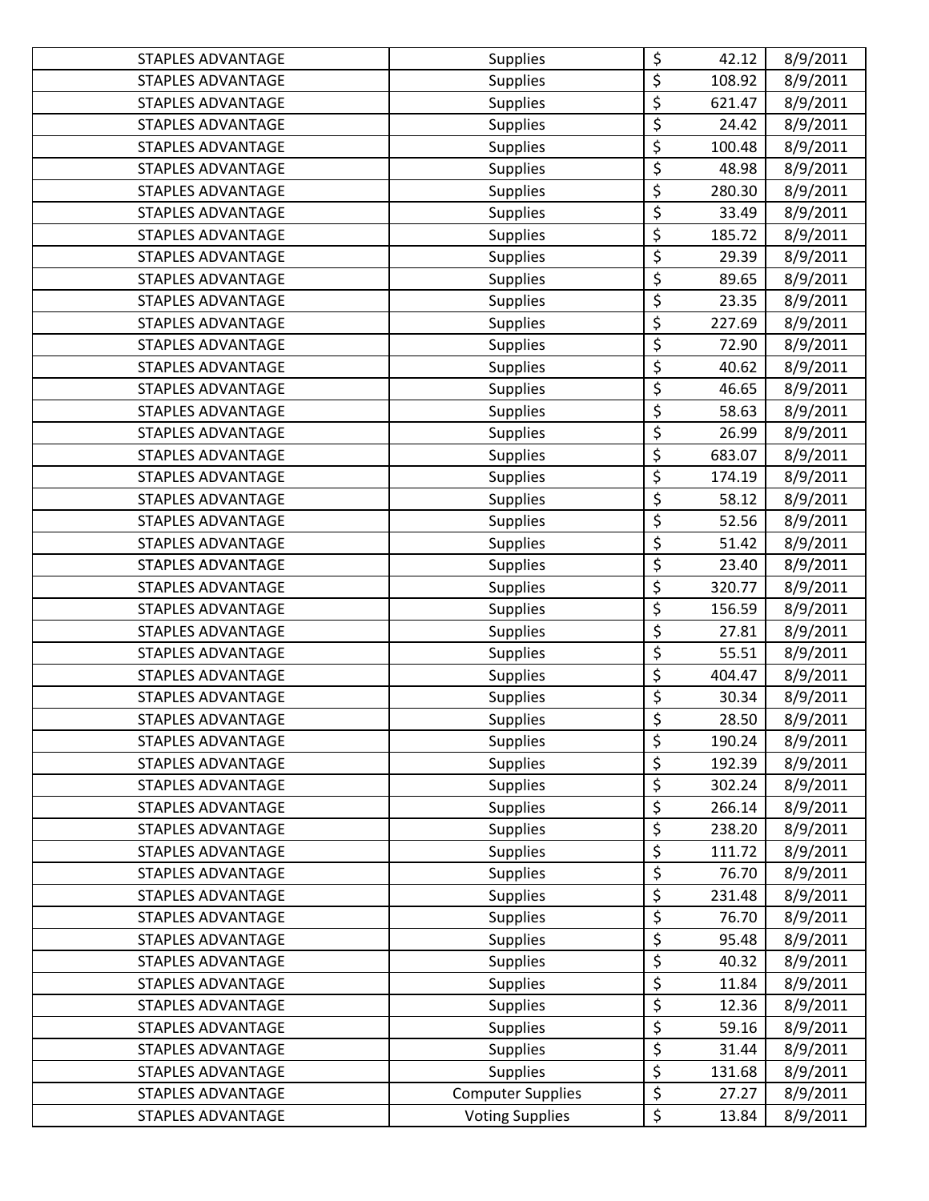| STAPLES ADVANTAGE | Supplies | $ | 42.12 | 8/9/2011 |
|---|---|---|---|---|
| STAPLES ADVANTAGE | Supplies | $ | 108.92 | 8/9/2011 |
| STAPLES ADVANTAGE | Supplies | $ | 621.47 | 8/9/2011 |
| STAPLES ADVANTAGE | Supplies | $ | 24.42 | 8/9/2011 |
| STAPLES ADVANTAGE | Supplies | $ | 100.48 | 8/9/2011 |
| STAPLES ADVANTAGE | Supplies | $ | 48.98 | 8/9/2011 |
| STAPLES ADVANTAGE | Supplies | $ | 280.30 | 8/9/2011 |
| STAPLES ADVANTAGE | Supplies | $ | 33.49 | 8/9/2011 |
| STAPLES ADVANTAGE | Supplies | $ | 185.72 | 8/9/2011 |
| STAPLES ADVANTAGE | Supplies | $ | 29.39 | 8/9/2011 |
| STAPLES ADVANTAGE | Supplies | $ | 89.65 | 8/9/2011 |
| STAPLES ADVANTAGE | Supplies | $ | 23.35 | 8/9/2011 |
| STAPLES ADVANTAGE | Supplies | $ | 227.69 | 8/9/2011 |
| STAPLES ADVANTAGE | Supplies | $ | 72.90 | 8/9/2011 |
| STAPLES ADVANTAGE | Supplies | $ | 40.62 | 8/9/2011 |
| STAPLES ADVANTAGE | Supplies | $ | 46.65 | 8/9/2011 |
| STAPLES ADVANTAGE | Supplies | $ | 58.63 | 8/9/2011 |
| STAPLES ADVANTAGE | Supplies | $ | 26.99 | 8/9/2011 |
| STAPLES ADVANTAGE | Supplies | $ | 683.07 | 8/9/2011 |
| STAPLES ADVANTAGE | Supplies | $ | 174.19 | 8/9/2011 |
| STAPLES ADVANTAGE | Supplies | $ | 58.12 | 8/9/2011 |
| STAPLES ADVANTAGE | Supplies | $ | 52.56 | 8/9/2011 |
| STAPLES ADVANTAGE | Supplies | $ | 51.42 | 8/9/2011 |
| STAPLES ADVANTAGE | Supplies | $ | 23.40 | 8/9/2011 |
| STAPLES ADVANTAGE | Supplies | $ | 320.77 | 8/9/2011 |
| STAPLES ADVANTAGE | Supplies | $ | 156.59 | 8/9/2011 |
| STAPLES ADVANTAGE | Supplies | $ | 27.81 | 8/9/2011 |
| STAPLES ADVANTAGE | Supplies | $ | 55.51 | 8/9/2011 |
| STAPLES ADVANTAGE | Supplies | $ | 404.47 | 8/9/2011 |
| STAPLES ADVANTAGE | Supplies | $ | 30.34 | 8/9/2011 |
| STAPLES ADVANTAGE | Supplies | $ | 28.50 | 8/9/2011 |
| STAPLES ADVANTAGE | Supplies | $ | 190.24 | 8/9/2011 |
| STAPLES ADVANTAGE | Supplies | $ | 192.39 | 8/9/2011 |
| STAPLES ADVANTAGE | Supplies | $ | 302.24 | 8/9/2011 |
| STAPLES ADVANTAGE | Supplies | $ | 266.14 | 8/9/2011 |
| STAPLES ADVANTAGE | Supplies | $ | 238.20 | 8/9/2011 |
| STAPLES ADVANTAGE | Supplies | $ | 111.72 | 8/9/2011 |
| STAPLES ADVANTAGE | Supplies | $ | 76.70 | 8/9/2011 |
| STAPLES ADVANTAGE | Supplies | $ | 231.48 | 8/9/2011 |
| STAPLES ADVANTAGE | Supplies | $ | 76.70 | 8/9/2011 |
| STAPLES ADVANTAGE | Supplies | $ | 95.48 | 8/9/2011 |
| STAPLES ADVANTAGE | Supplies | $ | 40.32 | 8/9/2011 |
| STAPLES ADVANTAGE | Supplies | $ | 11.84 | 8/9/2011 |
| STAPLES ADVANTAGE | Supplies | $ | 12.36 | 8/9/2011 |
| STAPLES ADVANTAGE | Supplies | $ | 59.16 | 8/9/2011 |
| STAPLES ADVANTAGE | Supplies | $ | 31.44 | 8/9/2011 |
| STAPLES ADVANTAGE | Supplies | $ | 131.68 | 8/9/2011 |
| STAPLES ADVANTAGE | Computer Supplies | $ | 27.27 | 8/9/2011 |
| STAPLES ADVANTAGE | Voting Supplies | $ | 13.84 | 8/9/2011 |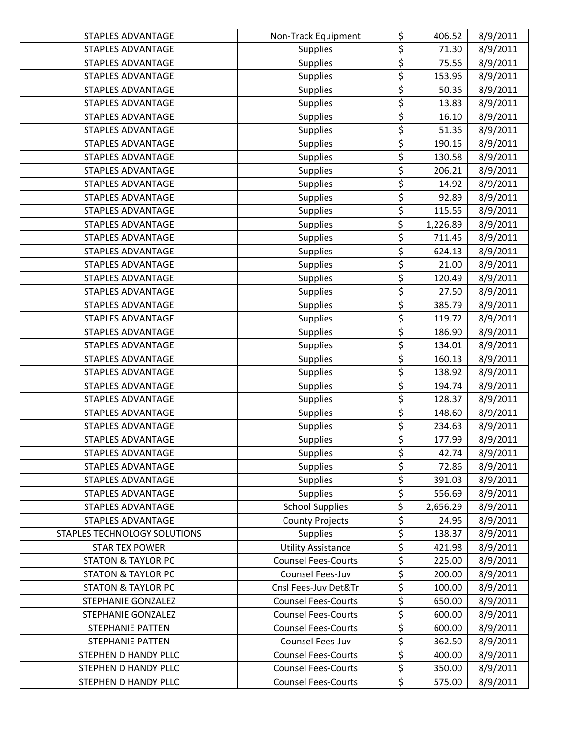| | | | | |
|---|---|---|---|---|
| STAPLES ADVANTAGE | Non-Track Equipment | $ | 406.52 | 8/9/2011 |
| STAPLES ADVANTAGE | Supplies | $ | 71.30 | 8/9/2011 |
| STAPLES ADVANTAGE | Supplies | $ | 75.56 | 8/9/2011 |
| STAPLES ADVANTAGE | Supplies | $ | 153.96 | 8/9/2011 |
| STAPLES ADVANTAGE | Supplies | $ | 50.36 | 8/9/2011 |
| STAPLES ADVANTAGE | Supplies | $ | 13.83 | 8/9/2011 |
| STAPLES ADVANTAGE | Supplies | $ | 16.10 | 8/9/2011 |
| STAPLES ADVANTAGE | Supplies | $ | 51.36 | 8/9/2011 |
| STAPLES ADVANTAGE | Supplies | $ | 190.15 | 8/9/2011 |
| STAPLES ADVANTAGE | Supplies | $ | 130.58 | 8/9/2011 |
| STAPLES ADVANTAGE | Supplies | $ | 206.21 | 8/9/2011 |
| STAPLES ADVANTAGE | Supplies | $ | 14.92 | 8/9/2011 |
| STAPLES ADVANTAGE | Supplies | $ | 92.89 | 8/9/2011 |
| STAPLES ADVANTAGE | Supplies | $ | 115.55 | 8/9/2011 |
| STAPLES ADVANTAGE | Supplies | $ | 1,226.89 | 8/9/2011 |
| STAPLES ADVANTAGE | Supplies | $ | 711.45 | 8/9/2011 |
| STAPLES ADVANTAGE | Supplies | $ | 624.13 | 8/9/2011 |
| STAPLES ADVANTAGE | Supplies | $ | 21.00 | 8/9/2011 |
| STAPLES ADVANTAGE | Supplies | $ | 120.49 | 8/9/2011 |
| STAPLES ADVANTAGE | Supplies | $ | 27.50 | 8/9/2011 |
| STAPLES ADVANTAGE | Supplies | $ | 385.79 | 8/9/2011 |
| STAPLES ADVANTAGE | Supplies | $ | 119.72 | 8/9/2011 |
| STAPLES ADVANTAGE | Supplies | $ | 186.90 | 8/9/2011 |
| STAPLES ADVANTAGE | Supplies | $ | 134.01 | 8/9/2011 |
| STAPLES ADVANTAGE | Supplies | $ | 160.13 | 8/9/2011 |
| STAPLES ADVANTAGE | Supplies | $ | 138.92 | 8/9/2011 |
| STAPLES ADVANTAGE | Supplies | $ | 194.74 | 8/9/2011 |
| STAPLES ADVANTAGE | Supplies | $ | 128.37 | 8/9/2011 |
| STAPLES ADVANTAGE | Supplies | $ | 148.60 | 8/9/2011 |
| STAPLES ADVANTAGE | Supplies | $ | 234.63 | 8/9/2011 |
| STAPLES ADVANTAGE | Supplies | $ | 177.99 | 8/9/2011 |
| STAPLES ADVANTAGE | Supplies | $ | 42.74 | 8/9/2011 |
| STAPLES ADVANTAGE | Supplies | $ | 72.86 | 8/9/2011 |
| STAPLES ADVANTAGE | Supplies | $ | 391.03 | 8/9/2011 |
| STAPLES ADVANTAGE | Supplies | $ | 556.69 | 8/9/2011 |
| STAPLES ADVANTAGE | School Supplies | $ | 2,656.29 | 8/9/2011 |
| STAPLES ADVANTAGE | County Projects | $ | 24.95 | 8/9/2011 |
| STAPLES TECHNOLOGY SOLUTIONS | Supplies | $ | 138.37 | 8/9/2011 |
| STAR TEX POWER | Utility Assistance | $ | 421.98 | 8/9/2011 |
| STATON & TAYLOR PC | Counsel Fees-Courts | $ | 225.00 | 8/9/2011 |
| STATON & TAYLOR PC | Counsel Fees-Juv | $ | 200.00 | 8/9/2011 |
| STATON & TAYLOR PC | Cnsl Fees-Juv Det&Tr | $ | 100.00 | 8/9/2011 |
| STEPHANIE GONZALEZ | Counsel Fees-Courts | $ | 650.00 | 8/9/2011 |
| STEPHANIE GONZALEZ | Counsel Fees-Courts | $ | 600.00 | 8/9/2011 |
| STEPHANIE PATTEN | Counsel Fees-Courts | $ | 600.00 | 8/9/2011 |
| STEPHANIE PATTEN | Counsel Fees-Juv | $ | 362.50 | 8/9/2011 |
| STEPHEN D HANDY PLLC | Counsel Fees-Courts | $ | 400.00 | 8/9/2011 |
| STEPHEN D HANDY PLLC | Counsel Fees-Courts | $ | 350.00 | 8/9/2011 |
| STEPHEN D HANDY PLLC | Counsel Fees-Courts | $ | 575.00 | 8/9/2011 |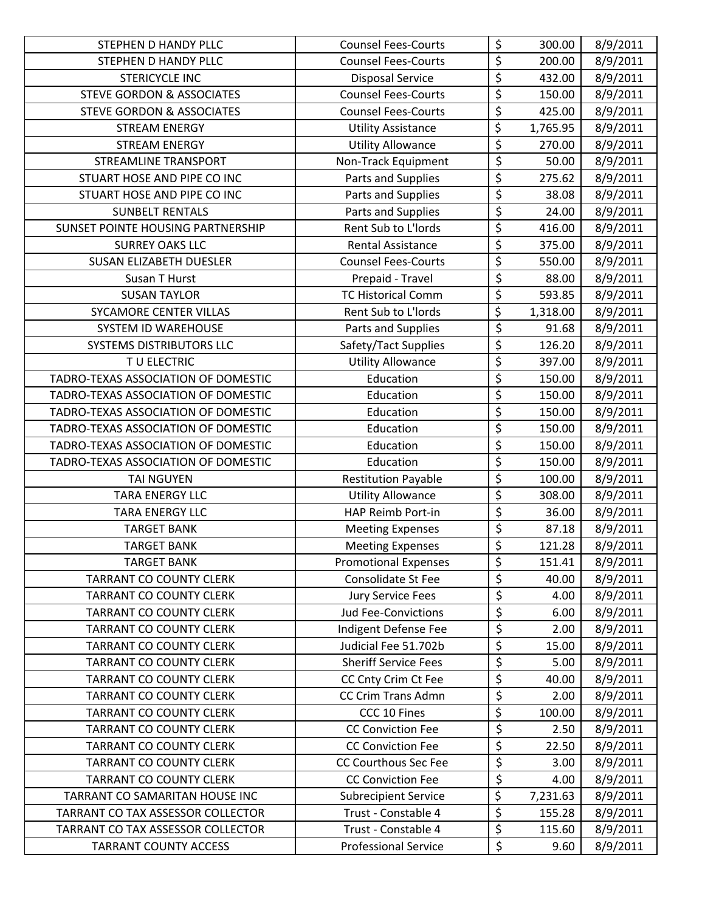| | | | | |
|---|---|---|---|---|
| STEPHEN D HANDY PLLC | Counsel Fees-Courts | $ | 300.00 | 8/9/2011 |
| STEPHEN D HANDY PLLC | Counsel Fees-Courts | $ | 200.00 | 8/9/2011 |
| STERICYCLE INC | Disposal Service | $ | 432.00 | 8/9/2011 |
| STEVE GORDON & ASSOCIATES | Counsel Fees-Courts | $ | 150.00 | 8/9/2011 |
| STEVE GORDON & ASSOCIATES | Counsel Fees-Courts | $ | 425.00 | 8/9/2011 |
| STREAM ENERGY | Utility Assistance | $ | 1,765.95 | 8/9/2011 |
| STREAM ENERGY | Utility Allowance | $ | 270.00 | 8/9/2011 |
| STREAMLINE TRANSPORT | Non-Track Equipment | $ | 50.00 | 8/9/2011 |
| STUART HOSE AND PIPE CO INC | Parts and Supplies | $ | 275.62 | 8/9/2011 |
| STUART HOSE AND PIPE CO INC | Parts and Supplies | $ | 38.08 | 8/9/2011 |
| SUNBELT RENTALS | Parts and Supplies | $ | 24.00 | 8/9/2011 |
| SUNSET POINTE HOUSING PARTNERSHIP | Rent Sub to L'lords | $ | 416.00 | 8/9/2011 |
| SURREY OAKS LLC | Rental Assistance | $ | 375.00 | 8/9/2011 |
| SUSAN ELIZABETH DUESLER | Counsel Fees-Courts | $ | 550.00 | 8/9/2011 |
| Susan T Hurst | Prepaid - Travel | $ | 88.00 | 8/9/2011 |
| SUSAN TAYLOR | TC Historical Comm | $ | 593.85 | 8/9/2011 |
| SYCAMORE CENTER VILLAS | Rent Sub to L'lords | $ | 1,318.00 | 8/9/2011 |
| SYSTEM ID WAREHOUSE | Parts and Supplies | $ | 91.68 | 8/9/2011 |
| SYSTEMS DISTRIBUTORS LLC | Safety/Tact Supplies | $ | 126.20 | 8/9/2011 |
| T U ELECTRIC | Utility Allowance | $ | 397.00 | 8/9/2011 |
| TADRO-TEXAS ASSOCIATION OF DOMESTIC | Education | $ | 150.00 | 8/9/2011 |
| TADRO-TEXAS ASSOCIATION OF DOMESTIC | Education | $ | 150.00 | 8/9/2011 |
| TADRO-TEXAS ASSOCIATION OF DOMESTIC | Education | $ | 150.00 | 8/9/2011 |
| TADRO-TEXAS ASSOCIATION OF DOMESTIC | Education | $ | 150.00 | 8/9/2011 |
| TADRO-TEXAS ASSOCIATION OF DOMESTIC | Education | $ | 150.00 | 8/9/2011 |
| TADRO-TEXAS ASSOCIATION OF DOMESTIC | Education | $ | 150.00 | 8/9/2011 |
| TAI NGUYEN | Restitution Payable | $ | 100.00 | 8/9/2011 |
| TARA ENERGY LLC | Utility Allowance | $ | 308.00 | 8/9/2011 |
| TARA ENERGY LLC | HAP Reimb Port-in | $ | 36.00 | 8/9/2011 |
| TARGET BANK | Meeting Expenses | $ | 87.18 | 8/9/2011 |
| TARGET BANK | Meeting Expenses | $ | 121.28 | 8/9/2011 |
| TARGET BANK | Promotional Expenses | $ | 151.41 | 8/9/2011 |
| TARRANT CO COUNTY CLERK | Consolidate St Fee | $ | 40.00 | 8/9/2011 |
| TARRANT CO COUNTY CLERK | Jury Service Fees | $ | 4.00 | 8/9/2011 |
| TARRANT CO COUNTY CLERK | Jud Fee-Convictions | $ | 6.00 | 8/9/2011 |
| TARRANT CO COUNTY CLERK | Indigent Defense Fee | $ | 2.00 | 8/9/2011 |
| TARRANT CO COUNTY CLERK | Judicial Fee 51.702b | $ | 15.00 | 8/9/2011 |
| TARRANT CO COUNTY CLERK | Sheriff Service Fees | $ | 5.00 | 8/9/2011 |
| TARRANT CO COUNTY CLERK | CC Cnty Crim Ct Fee | $ | 40.00 | 8/9/2011 |
| TARRANT CO COUNTY CLERK | CC Crim Trans Admn | $ | 2.00 | 8/9/2011 |
| TARRANT CO COUNTY CLERK | CCC 10 Fines | $ | 100.00 | 8/9/2011 |
| TARRANT CO COUNTY CLERK | CC Conviction Fee | $ | 2.50 | 8/9/2011 |
| TARRANT CO COUNTY CLERK | CC Conviction Fee | $ | 22.50 | 8/9/2011 |
| TARRANT CO COUNTY CLERK | CC Courthous Sec Fee | $ | 3.00 | 8/9/2011 |
| TARRANT CO COUNTY CLERK | CC Conviction Fee | $ | 4.00 | 8/9/2011 |
| TARRANT CO SAMARITAN HOUSE INC | Subrecipient Service | $ | 7,231.63 | 8/9/2011 |
| TARRANT CO TAX ASSESSOR COLLECTOR | Trust - Constable 4 | $ | 155.28 | 8/9/2011 |
| TARRANT CO TAX ASSESSOR COLLECTOR | Trust - Constable 4 | $ | 115.60 | 8/9/2011 |
| TARRANT COUNTY ACCESS | Professional Service | $ | 9.60 | 8/9/2011 |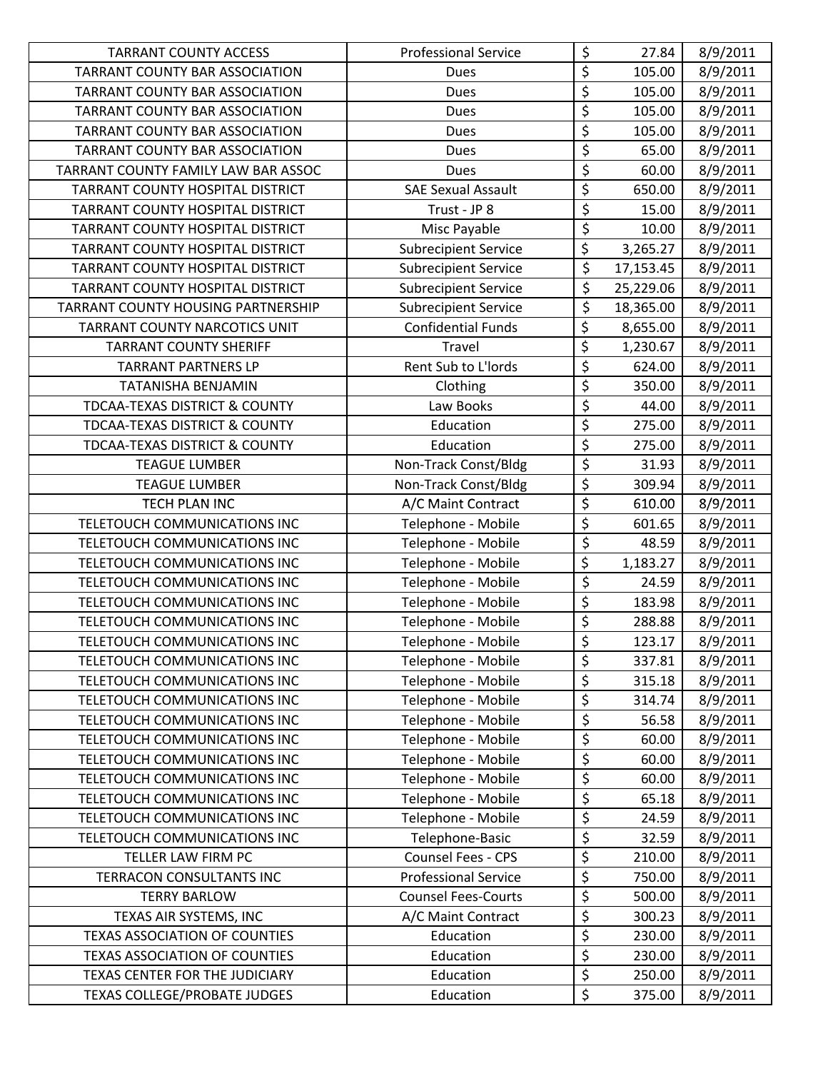| TARRANT COUNTY ACCESS | Professional Service | $ | 27.84 | 8/9/2011 |
|---|---|---|---|---|
| TARRANT COUNTY BAR ASSOCIATION | Dues | $ | 105.00 | 8/9/2011 |
| TARRANT COUNTY BAR ASSOCIATION | Dues | $ | 105.00 | 8/9/2011 |
| TARRANT COUNTY BAR ASSOCIATION | Dues | $ | 105.00 | 8/9/2011 |
| TARRANT COUNTY BAR ASSOCIATION | Dues | $ | 105.00 | 8/9/2011 |
| TARRANT COUNTY BAR ASSOCIATION | Dues | $ | 65.00 | 8/9/2011 |
| TARRANT COUNTY FAMILY LAW BAR ASSOC | Dues | $ | 60.00 | 8/9/2011 |
| TARRANT COUNTY HOSPITAL DISTRICT | SAE Sexual Assault | $ | 650.00 | 8/9/2011 |
| TARRANT COUNTY HOSPITAL DISTRICT | Trust - JP 8 | $ | 15.00 | 8/9/2011 |
| TARRANT COUNTY HOSPITAL DISTRICT | Misc Payable | $ | 10.00 | 8/9/2011 |
| TARRANT COUNTY HOSPITAL DISTRICT | Subrecipient Service | $ | 3,265.27 | 8/9/2011 |
| TARRANT COUNTY HOSPITAL DISTRICT | Subrecipient Service | $ | 17,153.45 | 8/9/2011 |
| TARRANT COUNTY HOSPITAL DISTRICT | Subrecipient Service | $ | 25,229.06 | 8/9/2011 |
| TARRANT COUNTY HOUSING PARTNERSHIP | Subrecipient Service | $ | 18,365.00 | 8/9/2011 |
| TARRANT COUNTY NARCOTICS UNIT | Confidential Funds | $ | 8,655.00 | 8/9/2011 |
| TARRANT COUNTY SHERIFF | Travel | $ | 1,230.67 | 8/9/2011 |
| TARRANT PARTNERS LP | Rent Sub to L'lords | $ | 624.00 | 8/9/2011 |
| TATANISHA BENJAMIN | Clothing | $ | 350.00 | 8/9/2011 |
| TDCAA-TEXAS DISTRICT & COUNTY | Law Books | $ | 44.00 | 8/9/2011 |
| TDCAA-TEXAS DISTRICT & COUNTY | Education | $ | 275.00 | 8/9/2011 |
| TDCAA-TEXAS DISTRICT & COUNTY | Education | $ | 275.00 | 8/9/2011 |
| TEAGUE LUMBER | Non-Track Const/Bldg | $ | 31.93 | 8/9/2011 |
| TEAGUE LUMBER | Non-Track Const/Bldg | $ | 309.94 | 8/9/2011 |
| TECH PLAN INC | A/C Maint Contract | $ | 610.00 | 8/9/2011 |
| TELETOUCH COMMUNICATIONS INC | Telephone - Mobile | $ | 601.65 | 8/9/2011 |
| TELETOUCH COMMUNICATIONS INC | Telephone - Mobile | $ | 48.59 | 8/9/2011 |
| TELETOUCH COMMUNICATIONS INC | Telephone - Mobile | $ | 1,183.27 | 8/9/2011 |
| TELETOUCH COMMUNICATIONS INC | Telephone - Mobile | $ | 24.59 | 8/9/2011 |
| TELETOUCH COMMUNICATIONS INC | Telephone - Mobile | $ | 183.98 | 8/9/2011 |
| TELETOUCH COMMUNICATIONS INC | Telephone - Mobile | $ | 288.88 | 8/9/2011 |
| TELETOUCH COMMUNICATIONS INC | Telephone - Mobile | $ | 123.17 | 8/9/2011 |
| TELETOUCH COMMUNICATIONS INC | Telephone - Mobile | $ | 337.81 | 8/9/2011 |
| TELETOUCH COMMUNICATIONS INC | Telephone - Mobile | $ | 315.18 | 8/9/2011 |
| TELETOUCH COMMUNICATIONS INC | Telephone - Mobile | $ | 314.74 | 8/9/2011 |
| TELETOUCH COMMUNICATIONS INC | Telephone - Mobile | $ | 56.58 | 8/9/2011 |
| TELETOUCH COMMUNICATIONS INC | Telephone - Mobile | $ | 60.00 | 8/9/2011 |
| TELETOUCH COMMUNICATIONS INC | Telephone - Mobile | $ | 60.00 | 8/9/2011 |
| TELETOUCH COMMUNICATIONS INC | Telephone - Mobile | $ | 60.00 | 8/9/2011 |
| TELETOUCH COMMUNICATIONS INC | Telephone - Mobile | $ | 65.18 | 8/9/2011 |
| TELETOUCH COMMUNICATIONS INC | Telephone - Mobile | $ | 24.59 | 8/9/2011 |
| TELETOUCH COMMUNICATIONS INC | Telephone-Basic | $ | 32.59 | 8/9/2011 |
| TELLER LAW FIRM PC | Counsel Fees - CPS | $ | 210.00 | 8/9/2011 |
| TERRACON CONSULTANTS INC | Professional Service | $ | 750.00 | 8/9/2011 |
| TERRY BARLOW | Counsel Fees-Courts | $ | 500.00 | 8/9/2011 |
| TEXAS AIR SYSTEMS, INC | A/C Maint Contract | $ | 300.23 | 8/9/2011 |
| TEXAS ASSOCIATION OF COUNTIES | Education | $ | 230.00 | 8/9/2011 |
| TEXAS ASSOCIATION OF COUNTIES | Education | $ | 230.00 | 8/9/2011 |
| TEXAS CENTER FOR THE JUDICIARY | Education | $ | 250.00 | 8/9/2011 |
| TEXAS COLLEGE/PROBATE JUDGES | Education | $ | 375.00 | 8/9/2011 |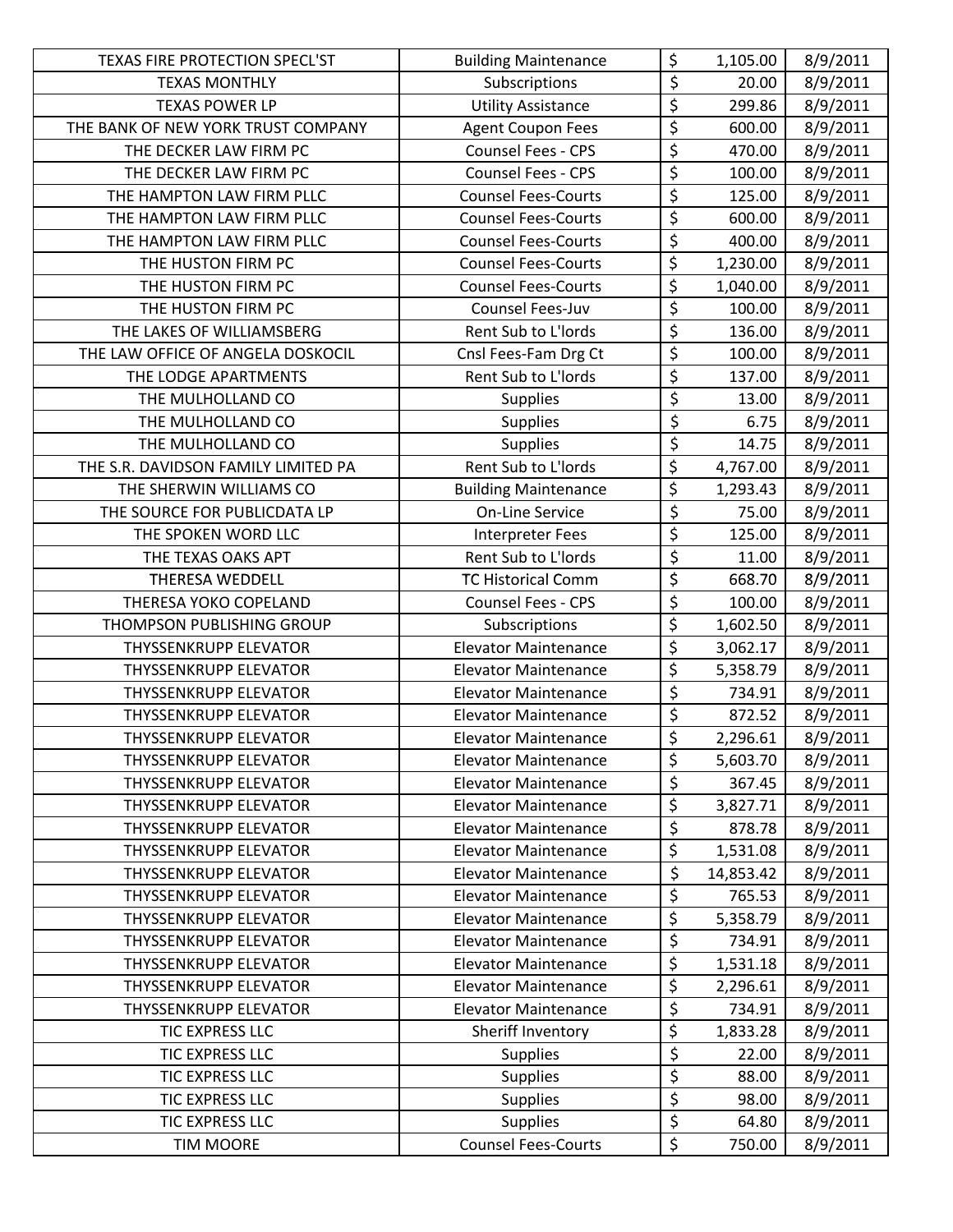| | | | | |
|---|---|---|---|---|
| TEXAS FIRE PROTECTION SPECL'ST | Building Maintenance | $ | 1,105.00 | 8/9/2011 |
| TEXAS MONTHLY | Subscriptions | $ | 20.00 | 8/9/2011 |
| TEXAS POWER LP | Utility Assistance | $ | 299.86 | 8/9/2011 |
| THE BANK OF NEW YORK TRUST COMPANY | Agent Coupon Fees | $ | 600.00 | 8/9/2011 |
| THE DECKER LAW FIRM PC | Counsel Fees - CPS | $ | 470.00 | 8/9/2011 |
| THE DECKER LAW FIRM PC | Counsel Fees - CPS | $ | 100.00 | 8/9/2011 |
| THE HAMPTON LAW FIRM PLLC | Counsel Fees-Courts | $ | 125.00 | 8/9/2011 |
| THE HAMPTON LAW FIRM PLLC | Counsel Fees-Courts | $ | 600.00 | 8/9/2011 |
| THE HAMPTON LAW FIRM PLLC | Counsel Fees-Courts | $ | 400.00 | 8/9/2011 |
| THE HUSTON FIRM PC | Counsel Fees-Courts | $ | 1,230.00 | 8/9/2011 |
| THE HUSTON FIRM PC | Counsel Fees-Courts | $ | 1,040.00 | 8/9/2011 |
| THE HUSTON FIRM PC | Counsel Fees-Juv | $ | 100.00 | 8/9/2011 |
| THE LAKES OF WILLIAMSBERG | Rent Sub to L'lords | $ | 136.00 | 8/9/2011 |
| THE LAW OFFICE OF ANGELA DOSKOCIL | Cnsl Fees-Fam Drg Ct | $ | 100.00 | 8/9/2011 |
| THE LODGE APARTMENTS | Rent Sub to L'lords | $ | 137.00 | 8/9/2011 |
| THE MULHOLLAND CO | Supplies | $ | 13.00 | 8/9/2011 |
| THE MULHOLLAND CO | Supplies | $ | 6.75 | 8/9/2011 |
| THE MULHOLLAND CO | Supplies | $ | 14.75 | 8/9/2011 |
| THE S.R. DAVIDSON FAMILY LIMITED PA | Rent Sub to L'lords | $ | 4,767.00 | 8/9/2011 |
| THE SHERWIN WILLIAMS CO | Building Maintenance | $ | 1,293.43 | 8/9/2011 |
| THE SOURCE FOR PUBLICDATA LP | On-Line Service | $ | 75.00 | 8/9/2011 |
| THE SPOKEN WORD LLC | Interpreter Fees | $ | 125.00 | 8/9/2011 |
| THE TEXAS OAKS APT | Rent Sub to L'lords | $ | 11.00 | 8/9/2011 |
| THERESA WEDDELL | TC Historical Comm | $ | 668.70 | 8/9/2011 |
| THERESA YOKO COPELAND | Counsel Fees - CPS | $ | 100.00 | 8/9/2011 |
| THOMPSON PUBLISHING GROUP | Subscriptions | $ | 1,602.50 | 8/9/2011 |
| THYSSENKRUPP ELEVATOR | Elevator Maintenance | $ | 3,062.17 | 8/9/2011 |
| THYSSENKRUPP ELEVATOR | Elevator Maintenance | $ | 5,358.79 | 8/9/2011 |
| THYSSENKRUPP ELEVATOR | Elevator Maintenance | $ | 734.91 | 8/9/2011 |
| THYSSENKRUPP ELEVATOR | Elevator Maintenance | $ | 872.52 | 8/9/2011 |
| THYSSENKRUPP ELEVATOR | Elevator Maintenance | $ | 2,296.61 | 8/9/2011 |
| THYSSENKRUPP ELEVATOR | Elevator Maintenance | $ | 5,603.70 | 8/9/2011 |
| THYSSENKRUPP ELEVATOR | Elevator Maintenance | $ | 367.45 | 8/9/2011 |
| THYSSENKRUPP ELEVATOR | Elevator Maintenance | $ | 3,827.71 | 8/9/2011 |
| THYSSENKRUPP ELEVATOR | Elevator Maintenance | $ | 878.78 | 8/9/2011 |
| THYSSENKRUPP ELEVATOR | Elevator Maintenance | $ | 1,531.08 | 8/9/2011 |
| THYSSENKRUPP ELEVATOR | Elevator Maintenance | $ | 14,853.42 | 8/9/2011 |
| THYSSENKRUPP ELEVATOR | Elevator Maintenance | $ | 765.53 | 8/9/2011 |
| THYSSENKRUPP ELEVATOR | Elevator Maintenance | $ | 5,358.79 | 8/9/2011 |
| THYSSENKRUPP ELEVATOR | Elevator Maintenance | $ | 734.91 | 8/9/2011 |
| THYSSENKRUPP ELEVATOR | Elevator Maintenance | $ | 1,531.18 | 8/9/2011 |
| THYSSENKRUPP ELEVATOR | Elevator Maintenance | $ | 2,296.61 | 8/9/2011 |
| THYSSENKRUPP ELEVATOR | Elevator Maintenance | $ | 734.91 | 8/9/2011 |
| TIC EXPRESS LLC | Sheriff Inventory | $ | 1,833.28 | 8/9/2011 |
| TIC EXPRESS LLC | Supplies | $ | 22.00 | 8/9/2011 |
| TIC EXPRESS LLC | Supplies | $ | 88.00 | 8/9/2011 |
| TIC EXPRESS LLC | Supplies | $ | 98.00 | 8/9/2011 |
| TIC EXPRESS LLC | Supplies | $ | 64.80 | 8/9/2011 |
| TIM MOORE | Counsel Fees-Courts | $ | 750.00 | 8/9/2011 |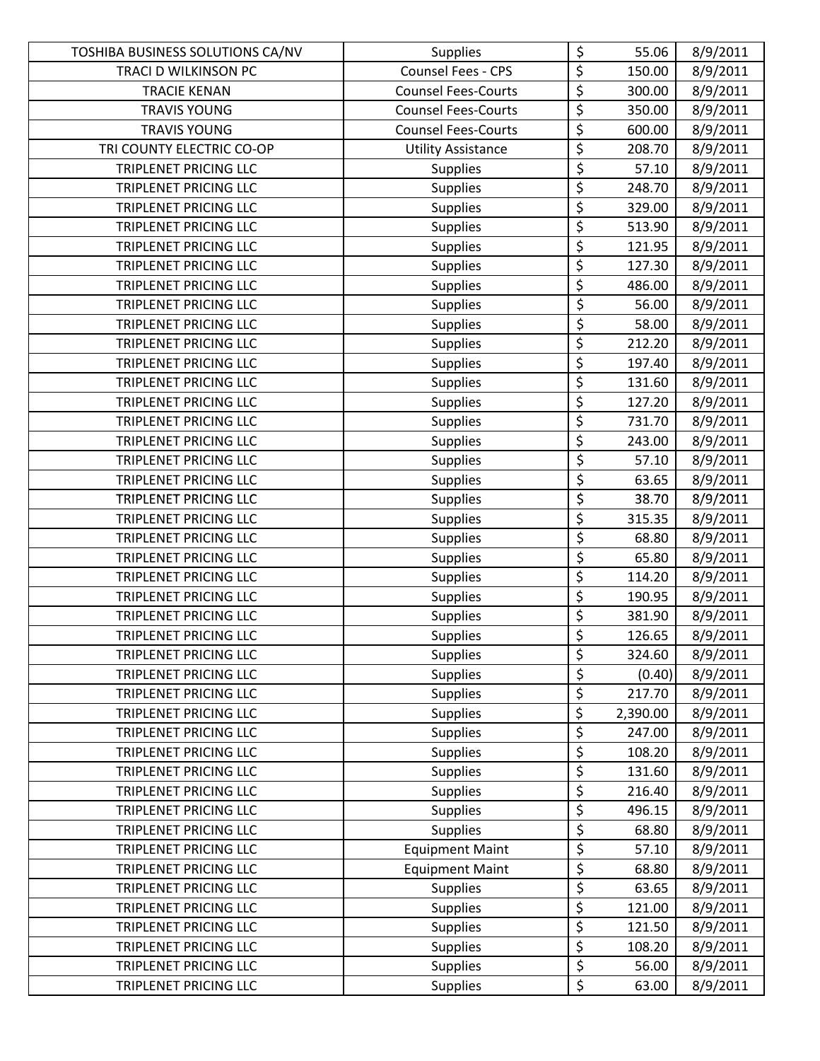| | | | |
|---|---|---|---|
| TOSHIBA BUSINESS SOLUTIONS CA/NV | Supplies | $ 55.06 | 8/9/2011 |
| TRACI D WILKINSON PC | Counsel Fees - CPS | $ 150.00 | 8/9/2011 |
| TRACIE KENAN | Counsel Fees-Courts | $ 300.00 | 8/9/2011 |
| TRAVIS YOUNG | Counsel Fees-Courts | $ 350.00 | 8/9/2011 |
| TRAVIS YOUNG | Counsel Fees-Courts | $ 600.00 | 8/9/2011 |
| TRI COUNTY ELECTRIC CO-OP | Utility Assistance | $ 208.70 | 8/9/2011 |
| TRIPLENET PRICING LLC | Supplies | $ 57.10 | 8/9/2011 |
| TRIPLENET PRICING LLC | Supplies | $ 248.70 | 8/9/2011 |
| TRIPLENET PRICING LLC | Supplies | $ 329.00 | 8/9/2011 |
| TRIPLENET PRICING LLC | Supplies | $ 513.90 | 8/9/2011 |
| TRIPLENET PRICING LLC | Supplies | $ 121.95 | 8/9/2011 |
| TRIPLENET PRICING LLC | Supplies | $ 127.30 | 8/9/2011 |
| TRIPLENET PRICING LLC | Supplies | $ 486.00 | 8/9/2011 |
| TRIPLENET PRICING LLC | Supplies | $ 56.00 | 8/9/2011 |
| TRIPLENET PRICING LLC | Supplies | $ 58.00 | 8/9/2011 |
| TRIPLENET PRICING LLC | Supplies | $ 212.20 | 8/9/2011 |
| TRIPLENET PRICING LLC | Supplies | $ 197.40 | 8/9/2011 |
| TRIPLENET PRICING LLC | Supplies | $ 131.60 | 8/9/2011 |
| TRIPLENET PRICING LLC | Supplies | $ 127.20 | 8/9/2011 |
| TRIPLENET PRICING LLC | Supplies | $ 731.70 | 8/9/2011 |
| TRIPLENET PRICING LLC | Supplies | $ 243.00 | 8/9/2011 |
| TRIPLENET PRICING LLC | Supplies | $ 57.10 | 8/9/2011 |
| TRIPLENET PRICING LLC | Supplies | $ 63.65 | 8/9/2011 |
| TRIPLENET PRICING LLC | Supplies | $ 38.70 | 8/9/2011 |
| TRIPLENET PRICING LLC | Supplies | $ 315.35 | 8/9/2011 |
| TRIPLENET PRICING LLC | Supplies | $ 68.80 | 8/9/2011 |
| TRIPLENET PRICING LLC | Supplies | $ 65.80 | 8/9/2011 |
| TRIPLENET PRICING LLC | Supplies | $ 114.20 | 8/9/2011 |
| TRIPLENET PRICING LLC | Supplies | $ 190.95 | 8/9/2011 |
| TRIPLENET PRICING LLC | Supplies | $ 381.90 | 8/9/2011 |
| TRIPLENET PRICING LLC | Supplies | $ 126.65 | 8/9/2011 |
| TRIPLENET PRICING LLC | Supplies | $ 324.60 | 8/9/2011 |
| TRIPLENET PRICING LLC | Supplies | $ (0.40) | 8/9/2011 |
| TRIPLENET PRICING LLC | Supplies | $ 217.70 | 8/9/2011 |
| TRIPLENET PRICING LLC | Supplies | $ 2,390.00 | 8/9/2011 |
| TRIPLENET PRICING LLC | Supplies | $ 247.00 | 8/9/2011 |
| TRIPLENET PRICING LLC | Supplies | $ 108.20 | 8/9/2011 |
| TRIPLENET PRICING LLC | Supplies | $ 131.60 | 8/9/2011 |
| TRIPLENET PRICING LLC | Supplies | $ 216.40 | 8/9/2011 |
| TRIPLENET PRICING LLC | Supplies | $ 496.15 | 8/9/2011 |
| TRIPLENET PRICING LLC | Supplies | $ 68.80 | 8/9/2011 |
| TRIPLENET PRICING LLC | Equipment Maint | $ 57.10 | 8/9/2011 |
| TRIPLENET PRICING LLC | Equipment Maint | $ 68.80 | 8/9/2011 |
| TRIPLENET PRICING LLC | Supplies | $ 63.65 | 8/9/2011 |
| TRIPLENET PRICING LLC | Supplies | $ 121.00 | 8/9/2011 |
| TRIPLENET PRICING LLC | Supplies | $ 121.50 | 8/9/2011 |
| TRIPLENET PRICING LLC | Supplies | $ 108.20 | 8/9/2011 |
| TRIPLENET PRICING LLC | Supplies | $ 56.00 | 8/9/2011 |
| TRIPLENET PRICING LLC | Supplies | $ 63.00 | 8/9/2011 |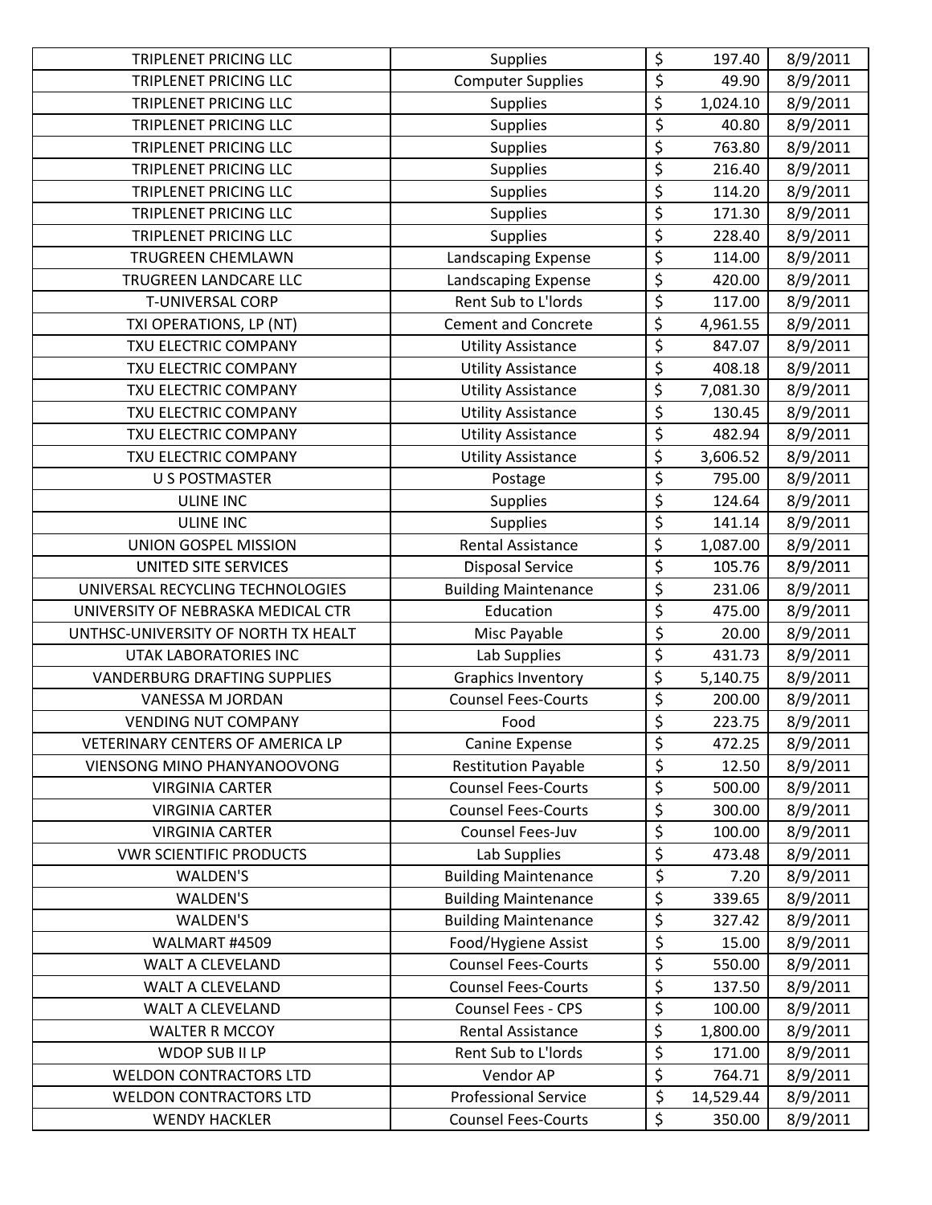| | | | |
|---|---|---|---|
| TRIPLENET PRICING LLC | Supplies | $ 197.40 | 8/9/2011 |
| TRIPLENET PRICING LLC | Computer Supplies | $ 49.90 | 8/9/2011 |
| TRIPLENET PRICING LLC | Supplies | $ 1,024.10 | 8/9/2011 |
| TRIPLENET PRICING LLC | Supplies | $ 40.80 | 8/9/2011 |
| TRIPLENET PRICING LLC | Supplies | $ 763.80 | 8/9/2011 |
| TRIPLENET PRICING LLC | Supplies | $ 216.40 | 8/9/2011 |
| TRIPLENET PRICING LLC | Supplies | $ 114.20 | 8/9/2011 |
| TRIPLENET PRICING LLC | Supplies | $ 171.30 | 8/9/2011 |
| TRIPLENET PRICING LLC | Supplies | $ 228.40 | 8/9/2011 |
| TRUGREEN CHEMLAWN | Landscaping Expense | $ 114.00 | 8/9/2011 |
| TRUGREEN LANDCARE LLC | Landscaping Expense | $ 420.00 | 8/9/2011 |
| T-UNIVERSAL CORP | Rent Sub to L'lords | $ 117.00 | 8/9/2011 |
| TXI OPERATIONS, LP (NT) | Cement and Concrete | $ 4,961.55 | 8/9/2011 |
| TXU ELECTRIC COMPANY | Utility Assistance | $ 847.07 | 8/9/2011 |
| TXU ELECTRIC COMPANY | Utility Assistance | $ 408.18 | 8/9/2011 |
| TXU ELECTRIC COMPANY | Utility Assistance | $ 7,081.30 | 8/9/2011 |
| TXU ELECTRIC COMPANY | Utility Assistance | $ 130.45 | 8/9/2011 |
| TXU ELECTRIC COMPANY | Utility Assistance | $ 482.94 | 8/9/2011 |
| TXU ELECTRIC COMPANY | Utility Assistance | $ 3,606.52 | 8/9/2011 |
| U S POSTMASTER | Postage | $ 795.00 | 8/9/2011 |
| ULINE INC | Supplies | $ 124.64 | 8/9/2011 |
| ULINE INC | Supplies | $ 141.14 | 8/9/2011 |
| UNION GOSPEL MISSION | Rental Assistance | $ 1,087.00 | 8/9/2011 |
| UNITED SITE SERVICES | Disposal Service | $ 105.76 | 8/9/2011 |
| UNIVERSAL RECYCLING TECHNOLOGIES | Building Maintenance | $ 231.06 | 8/9/2011 |
| UNIVERSITY OF NEBRASKA MEDICAL CTR | Education | $ 475.00 | 8/9/2011 |
| UNTHSC-UNIVERSITY OF NORTH TX HEALT | Misc Payable | $ 20.00 | 8/9/2011 |
| UTAK LABORATORIES INC | Lab Supplies | $ 431.73 | 8/9/2011 |
| VANDERBURG DRAFTING SUPPLIES | Graphics Inventory | $ 5,140.75 | 8/9/2011 |
| VANESSA M JORDAN | Counsel Fees-Courts | $ 200.00 | 8/9/2011 |
| VENDING NUT COMPANY | Food | $ 223.75 | 8/9/2011 |
| VETERINARY CENTERS OF AMERICA LP | Canine Expense | $ 472.25 | 8/9/2011 |
| VIENSONG MINO PHANYANOOVONG | Restitution Payable | $ 12.50 | 8/9/2011 |
| VIRGINIA CARTER | Counsel Fees-Courts | $ 500.00 | 8/9/2011 |
| VIRGINIA CARTER | Counsel Fees-Courts | $ 300.00 | 8/9/2011 |
| VIRGINIA CARTER | Counsel Fees-Juv | $ 100.00 | 8/9/2011 |
| VWR SCIENTIFIC PRODUCTS | Lab Supplies | $ 473.48 | 8/9/2011 |
| WALDEN'S | Building Maintenance | $ 7.20 | 8/9/2011 |
| WALDEN'S | Building Maintenance | $ 339.65 | 8/9/2011 |
| WALDEN'S | Building Maintenance | $ 327.42 | 8/9/2011 |
| WALMART #4509 | Food/Hygiene Assist | $ 15.00 | 8/9/2011 |
| WALT A CLEVELAND | Counsel Fees-Courts | $ 550.00 | 8/9/2011 |
| WALT A CLEVELAND | Counsel Fees-Courts | $ 137.50 | 8/9/2011 |
| WALT A CLEVELAND | Counsel Fees - CPS | $ 100.00 | 8/9/2011 |
| WALTER R MCCOY | Rental Assistance | $ 1,800.00 | 8/9/2011 |
| WDOP SUB II LP | Rent Sub to L'lords | $ 171.00 | 8/9/2011 |
| WELDON CONTRACTORS LTD | Vendor AP | $ 764.71 | 8/9/2011 |
| WELDON CONTRACTORS LTD | Professional Service | $ 14,529.44 | 8/9/2011 |
| WENDY HACKLER | Counsel Fees-Courts | $ 350.00 | 8/9/2011 |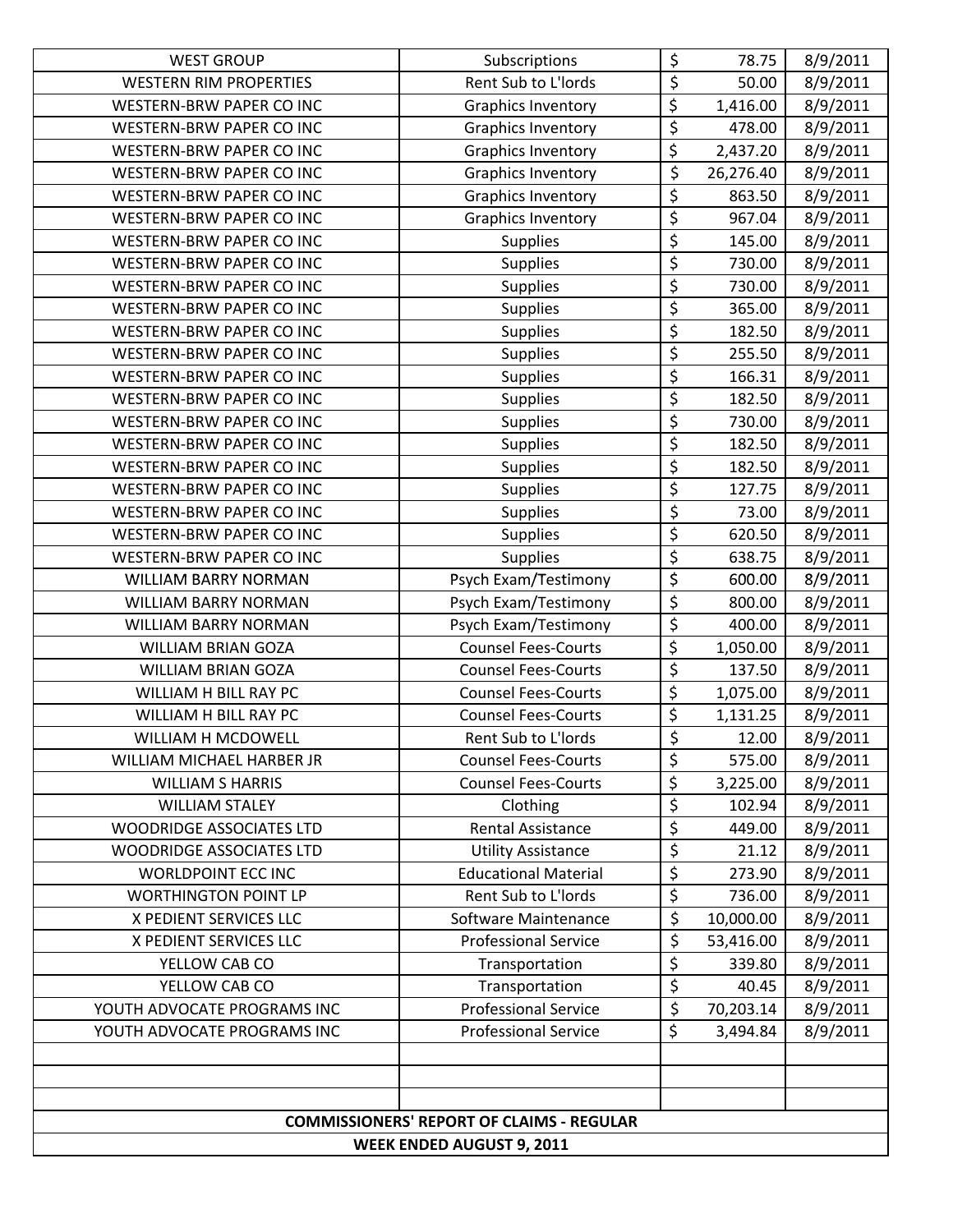| | | | |
|---|---|---|---|
| WEST GROUP | Subscriptions | $ 78.75 | 8/9/2011 |
| WESTERN RIM PROPERTIES | Rent Sub to L'lords | $ 50.00 | 8/9/2011 |
| WESTERN-BRW PAPER CO INC | Graphics Inventory | $ 1,416.00 | 8/9/2011 |
| WESTERN-BRW PAPER CO INC | Graphics Inventory | $ 478.00 | 8/9/2011 |
| WESTERN-BRW PAPER CO INC | Graphics Inventory | $ 2,437.20 | 8/9/2011 |
| WESTERN-BRW PAPER CO INC | Graphics Inventory | $ 26,276.40 | 8/9/2011 |
| WESTERN-BRW PAPER CO INC | Graphics Inventory | $ 863.50 | 8/9/2011 |
| WESTERN-BRW PAPER CO INC | Graphics Inventory | $ 967.04 | 8/9/2011 |
| WESTERN-BRW PAPER CO INC | Supplies | $ 145.00 | 8/9/2011 |
| WESTERN-BRW PAPER CO INC | Supplies | $ 730.00 | 8/9/2011 |
| WESTERN-BRW PAPER CO INC | Supplies | $ 730.00 | 8/9/2011 |
| WESTERN-BRW PAPER CO INC | Supplies | $ 365.00 | 8/9/2011 |
| WESTERN-BRW PAPER CO INC | Supplies | $ 182.50 | 8/9/2011 |
| WESTERN-BRW PAPER CO INC | Supplies | $ 255.50 | 8/9/2011 |
| WESTERN-BRW PAPER CO INC | Supplies | $ 166.31 | 8/9/2011 |
| WESTERN-BRW PAPER CO INC | Supplies | $ 182.50 | 8/9/2011 |
| WESTERN-BRW PAPER CO INC | Supplies | $ 730.00 | 8/9/2011 |
| WESTERN-BRW PAPER CO INC | Supplies | $ 182.50 | 8/9/2011 |
| WESTERN-BRW PAPER CO INC | Supplies | $ 182.50 | 8/9/2011 |
| WESTERN-BRW PAPER CO INC | Supplies | $ 127.75 | 8/9/2011 |
| WESTERN-BRW PAPER CO INC | Supplies | $ 73.00 | 8/9/2011 |
| WESTERN-BRW PAPER CO INC | Supplies | $ 620.50 | 8/9/2011 |
| WESTERN-BRW PAPER CO INC | Supplies | $ 638.75 | 8/9/2011 |
| WILLIAM BARRY NORMAN | Psych Exam/Testimony | $ 600.00 | 8/9/2011 |
| WILLIAM BARRY NORMAN | Psych Exam/Testimony | $ 800.00 | 8/9/2011 |
| WILLIAM BARRY NORMAN | Psych Exam/Testimony | $ 400.00 | 8/9/2011 |
| WILLIAM BRIAN GOZA | Counsel Fees-Courts | $ 1,050.00 | 8/9/2011 |
| WILLIAM BRIAN GOZA | Counsel Fees-Courts | $ 137.50 | 8/9/2011 |
| WILLIAM H BILL RAY PC | Counsel Fees-Courts | $ 1,075.00 | 8/9/2011 |
| WILLIAM H BILL RAY PC | Counsel Fees-Courts | $ 1,131.25 | 8/9/2011 |
| WILLIAM H MCDOWELL | Rent Sub to L'lords | $ 12.00 | 8/9/2011 |
| WILLIAM MICHAEL HARBER JR | Counsel Fees-Courts | $ 575.00 | 8/9/2011 |
| WILLIAM S HARRIS | Counsel Fees-Courts | $ 3,225.00 | 8/9/2011 |
| WILLIAM STALEY | Clothing | $ 102.94 | 8/9/2011 |
| WOODRIDGE ASSOCIATES LTD | Rental Assistance | $ 449.00 | 8/9/2011 |
| WOODRIDGE ASSOCIATES LTD | Utility Assistance | $ 21.12 | 8/9/2011 |
| WORLDPOINT ECC INC | Educational Material | $ 273.90 | 8/9/2011 |
| WORTHINGTON POINT LP | Rent Sub to L'lords | $ 736.00 | 8/9/2011 |
| X PEDIENT SERVICES LLC | Software Maintenance | $ 10,000.00 | 8/9/2011 |
| X PEDIENT SERVICES LLC | Professional Service | $ 53,416.00 | 8/9/2011 |
| YELLOW CAB CO | Transportation | $ 339.80 | 8/9/2011 |
| YELLOW CAB CO | Transportation | $ 40.45 | 8/9/2011 |
| YOUTH ADVOCATE PROGRAMS INC | Professional Service | $ 70,203.14 | 8/9/2011 |
| YOUTH ADVOCATE PROGRAMS INC | Professional Service | $ 3,494.84 | 8/9/2011 |
| | | | |
| | | | |
| | | | |

**COMMISSIONERS' REPORT OF CLAIMS - REGULAR**

**WEEK ENDED AUGUST 9, 2011**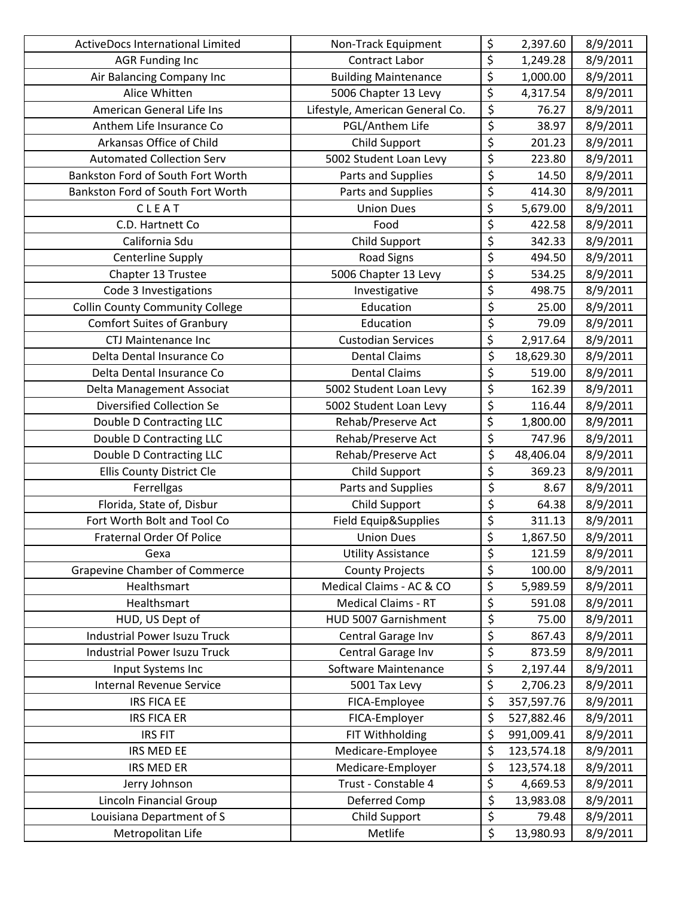| | | | | |
|---|---|---|---|---|
| ActiveDocs International Limited | Non-Track Equipment | $ | 2,397.60 | 8/9/2011 |
| AGR Funding Inc | Contract Labor | $ | 1,249.28 | 8/9/2011 |
| Air Balancing Company Inc | Building Maintenance | $ | 1,000.00 | 8/9/2011 |
| Alice Whitten | 5006 Chapter 13 Levy | $ | 4,317.54 | 8/9/2011 |
| American General Life Ins | Lifestyle, American General Co. | $ | 76.27 | 8/9/2011 |
| Anthem Life Insurance Co | PGL/Anthem Life | $ | 38.97 | 8/9/2011 |
| Arkansas Office of Child | Child Support | $ | 201.23 | 8/9/2011 |
| Automated Collection Serv | 5002 Student Loan Levy | $ | 223.80 | 8/9/2011 |
| Bankston Ford of South Fort Worth | Parts and Supplies | $ | 14.50 | 8/9/2011 |
| Bankston Ford of South Fort Worth | Parts and Supplies | $ | 414.30 | 8/9/2011 |
| C L E A T | Union Dues | $ | 5,679.00 | 8/9/2011 |
| C.D. Hartnett Co | Food | $ | 422.58 | 8/9/2011 |
| California Sdu | Child Support | $ | 342.33 | 8/9/2011 |
| Centerline Supply | Road Signs | $ | 494.50 | 8/9/2011 |
| Chapter 13 Trustee | 5006 Chapter 13 Levy | $ | 534.25 | 8/9/2011 |
| Code 3 Investigations | Investigative | $ | 498.75 | 8/9/2011 |
| Collin County Community College | Education | $ | 25.00 | 8/9/2011 |
| Comfort Suites of Granbury | Education | $ | 79.09 | 8/9/2011 |
| CTJ Maintenance Inc | Custodian Services | $ | 2,917.64 | 8/9/2011 |
| Delta Dental Insurance Co | Dental Claims | $ | 18,629.30 | 8/9/2011 |
| Delta Dental Insurance Co | Dental Claims | $ | 519.00 | 8/9/2011 |
| Delta Management Associat | 5002 Student Loan Levy | $ | 162.39 | 8/9/2011 |
| Diversified Collection Se | 5002 Student Loan Levy | $ | 116.44 | 8/9/2011 |
| Double D Contracting LLC | Rehab/Preserve Act | $ | 1,800.00 | 8/9/2011 |
| Double D Contracting LLC | Rehab/Preserve Act | $ | 747.96 | 8/9/2011 |
| Double D Contracting LLC | Rehab/Preserve Act | $ | 48,406.04 | 8/9/2011 |
| Ellis County District Cle | Child Support | $ | 369.23 | 8/9/2011 |
| Ferrellgas | Parts and Supplies | $ | 8.67 | 8/9/2011 |
| Florida, State of, Disbur | Child Support | $ | 64.38 | 8/9/2011 |
| Fort Worth Bolt and Tool Co | Field Equip&Supplies | $ | 311.13 | 8/9/2011 |
| Fraternal Order Of Police | Union Dues | $ | 1,867.50 | 8/9/2011 |
| Gexa | Utility Assistance | $ | 121.59 | 8/9/2011 |
| Grapevine Chamber of Commerce | County Projects | $ | 100.00 | 8/9/2011 |
| Healthsmart | Medical Claims - AC & CO | $ | 5,989.59 | 8/9/2011 |
| Healthsmart | Medical Claims - RT | $ | 591.08 | 8/9/2011 |
| HUD, US Dept of | HUD 5007 Garnishment | $ | 75.00 | 8/9/2011 |
| Industrial Power Isuzu Truck | Central Garage Inv | $ | 867.43 | 8/9/2011 |
| Industrial Power Isuzu Truck | Central Garage Inv | $ | 873.59 | 8/9/2011 |
| Input Systems Inc | Software Maintenance | $ | 2,197.44 | 8/9/2011 |
| Internal Revenue Service | 5001 Tax Levy | $ | 2,706.23 | 8/9/2011 |
| IRS FICA EE | FICA-Employee | $ | 357,597.76 | 8/9/2011 |
| IRS FICA ER | FICA-Employer | $ | 527,882.46 | 8/9/2011 |
| IRS FIT | FIT Withholding | $ | 991,009.41 | 8/9/2011 |
| IRS MED EE | Medicare-Employee | $ | 123,574.18 | 8/9/2011 |
| IRS MED ER | Medicare-Employer | $ | 123,574.18 | 8/9/2011 |
| Jerry Johnson | Trust - Constable 4 | $ | 4,669.53 | 8/9/2011 |
| Lincoln Financial Group | Deferred Comp | $ | 13,983.08 | 8/9/2011 |
| Louisiana Department of S | Child Support | $ | 79.48 | 8/9/2011 |
| Metropolitan Life | Metlife | $ | 13,980.93 | 8/9/2011 |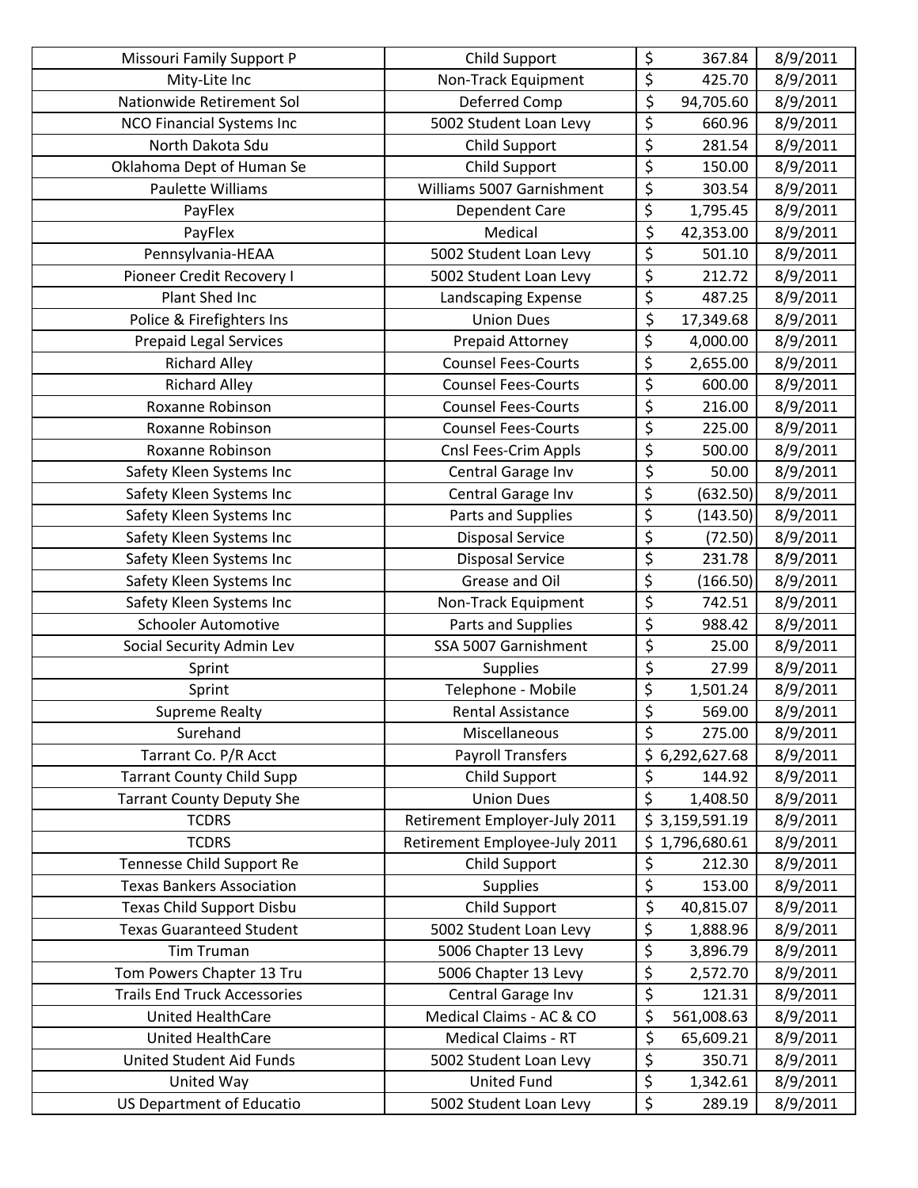| Missouri Family Support P | Child Support | $ 367.84 | 8/9/2011 |
|---|---|---|---|
| Mity-Lite Inc | Non-Track Equipment | $ 425.70 | 8/9/2011 |
| Nationwide Retirement Sol | Deferred Comp | $ 94,705.60 | 8/9/2011 |
| NCO Financial Systems Inc | 5002 Student Loan Levy | $ 660.96 | 8/9/2011 |
| North Dakota Sdu | Child Support | $ 281.54 | 8/9/2011 |
| Oklahoma Dept of Human Se | Child Support | $ 150.00 | 8/9/2011 |
| Paulette Williams | Williams 5007 Garnishment | $ 303.54 | 8/9/2011 |
| PayFlex | Dependent Care | $ 1,795.45 | 8/9/2011 |
| PayFlex | Medical | $ 42,353.00 | 8/9/2011 |
| Pennsylvania-HEAA | 5002 Student Loan Levy | $ 501.10 | 8/9/2011 |
| Pioneer Credit Recovery I | 5002 Student Loan Levy | $ 212.72 | 8/9/2011 |
| Plant Shed Inc | Landscaping Expense | $ 487.25 | 8/9/2011 |
| Police & Firefighters Ins | Union Dues | $ 17,349.68 | 8/9/2011 |
| Prepaid Legal Services | Prepaid Attorney | $ 4,000.00 | 8/9/2011 |
| Richard Alley | Counsel Fees-Courts | $ 2,655.00 | 8/9/2011 |
| Richard Alley | Counsel Fees-Courts | $ 600.00 | 8/9/2011 |
| Roxanne Robinson | Counsel Fees-Courts | $ 216.00 | 8/9/2011 |
| Roxanne Robinson | Counsel Fees-Courts | $ 225.00 | 8/9/2011 |
| Roxanne Robinson | Cnsl Fees-Crim Appls | $ 500.00 | 8/9/2011 |
| Safety Kleen Systems Inc | Central Garage Inv | $ 50.00 | 8/9/2011 |
| Safety Kleen Systems Inc | Central Garage Inv | $ (632.50) | 8/9/2011 |
| Safety Kleen Systems Inc | Parts and Supplies | $ (143.50) | 8/9/2011 |
| Safety Kleen Systems Inc | Disposal Service | $ (72.50) | 8/9/2011 |
| Safety Kleen Systems Inc | Disposal Service | $ 231.78 | 8/9/2011 |
| Safety Kleen Systems Inc | Grease and Oil | $ (166.50) | 8/9/2011 |
| Safety Kleen Systems Inc | Non-Track Equipment | $ 742.51 | 8/9/2011 |
| Schooler Automotive | Parts and Supplies | $ 988.42 | 8/9/2011 |
| Social Security Admin Lev | SSA 5007 Garnishment | $ 25.00 | 8/9/2011 |
| Sprint | Supplies | $ 27.99 | 8/9/2011 |
| Sprint | Telephone - Mobile | $ 1,501.24 | 8/9/2011 |
| Supreme Realty | Rental Assistance | $ 569.00 | 8/9/2011 |
| Surehand | Miscellaneous | $ 275.00 | 8/9/2011 |
| Tarrant Co. P/R Acct | Payroll Transfers | $ 6,292,627.68 | 8/9/2011 |
| Tarrant County Child Supp | Child Support | $ 144.92 | 8/9/2011 |
| Tarrant County Deputy She | Union Dues | $ 1,408.50 | 8/9/2011 |
| TCDRS | Retirement Employer-July 2011 | $ 3,159,591.19 | 8/9/2011 |
| TCDRS | Retirement Employee-July 2011 | $ 1,796,680.61 | 8/9/2011 |
| Tennesse Child Support Re | Child Support | $ 212.30 | 8/9/2011 |
| Texas Bankers Association | Supplies | $ 153.00 | 8/9/2011 |
| Texas Child Support Disbu | Child Support | $ 40,815.07 | 8/9/2011 |
| Texas Guaranteed Student | 5002 Student Loan Levy | $ 1,888.96 | 8/9/2011 |
| Tim Truman | 5006 Chapter 13 Levy | $ 3,896.79 | 8/9/2011 |
| Tom Powers Chapter 13 Tru | 5006 Chapter 13 Levy | $ 2,572.70 | 8/9/2011 |
| Trails End Truck Accessories | Central Garage Inv | $ 121.31 | 8/9/2011 |
| United HealthCare | Medical Claims - AC & CO | $ 561,008.63 | 8/9/2011 |
| United HealthCare | Medical Claims - RT | $ 65,609.21 | 8/9/2011 |
| United Student Aid Funds | 5002 Student Loan Levy | $ 350.71 | 8/9/2011 |
| United Way | United Fund | $ 1,342.61 | 8/9/2011 |
| US Department of Educatio | 5002 Student Loan Levy | $ 289.19 | 8/9/2011 |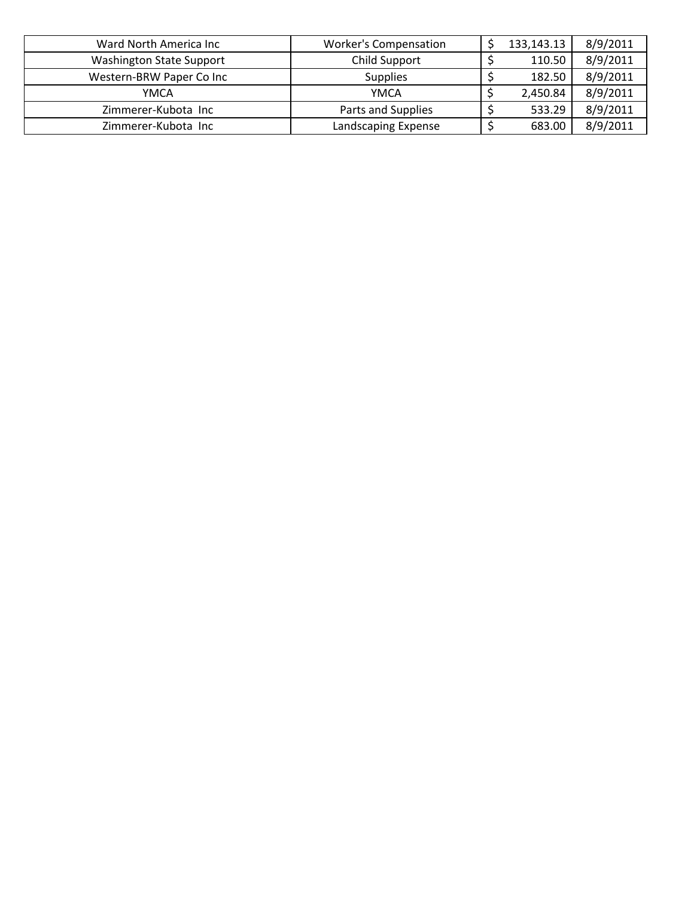| | | | |
|---|---|---|---|
| Ward North America Inc | Worker's Compensation | $ 133,143.13 | 8/9/2011 |
| Washington State Support | Child Support | $ 110.50 | 8/9/2011 |
| Western-BRW Paper Co Inc | Supplies | $ 182.50 | 8/9/2011 |
| YMCA | YMCA | $ 2,450.84 | 8/9/2011 |
| Zimmerer-Kubota Inc | Parts and Supplies | $ 533.29 | 8/9/2011 |
| Zimmerer-Kubota Inc | Landscaping Expense | $ 683.00 | 8/9/2011 |